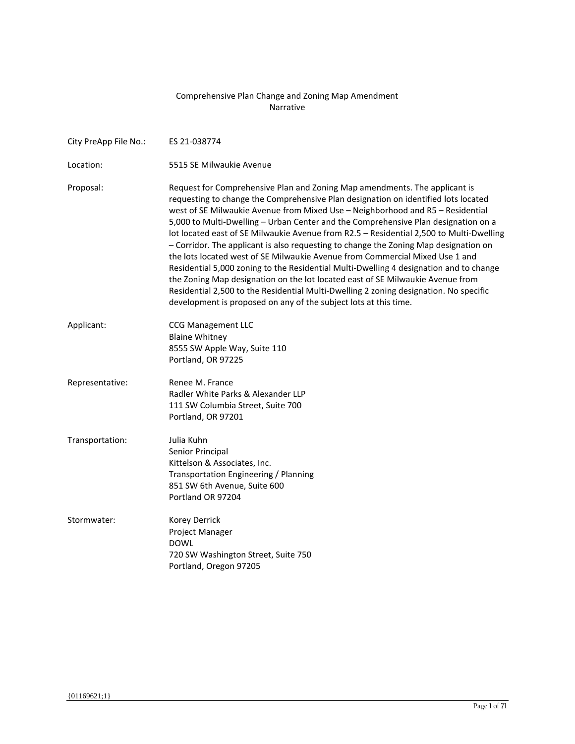# Comprehensive Plan Change and Zoning Map Amendment Narrative

| | |
|---|---|
| City PreApp File No.: | ES 21-038774 |
| Location: | 5515 SE Milwaukie Avenue |
| Proposal: | Request for Comprehensive Plan and Zoning Map amendments. The applicant is requesting to change the Comprehensive Plan designation on identified lots located west of SE Milwaukie Avenue from Mixed Use – Neighborhood and R5 – Residential 5,000 to Multi-Dwelling – Urban Center and the Comprehensive Plan designation on a lot located east of SE Milwaukie Avenue from R2.5 – Residential 2,500 to Multi-Dwelling – Corridor. The applicant is also requesting to change the Zoning Map designation on the lots located west of SE Milwaukie Avenue from Commercial Mixed Use 1 and Residential 5,000 zoning to the Residential Multi-Dwelling 4 designation and to change the Zoning Map designation on the lot located east of SE Milwaukie Avenue from Residential 2,500 to the Residential Multi-Dwelling 2 zoning designation. No specific development is proposed on any of the subject lots at this time. |
| Applicant: | CCG Management LLC<br>Blaine Whitney<br>8555 SW Apple Way, Suite 110<br>Portland, OR 97225 |
| Representative: | Renee M. France<br>Radler White Parks & Alexander LLP<br>111 SW Columbia Street, Suite 700<br>Portland, OR 97201 |
| Transportation: | Julia Kuhn<br>Senior Principal<br>Kittelson & Associates, Inc.<br>Transportation Engineering / Planning<br>851 SW 6th Avenue, Suite 600<br>Portland OR 97204 |
| Stormwater: | Korey Derrick<br>Project Manager<br>DOWL<br>720 SW Washington Street, Suite 750<br>Portland, Oregon 97205 |

{01169621;1}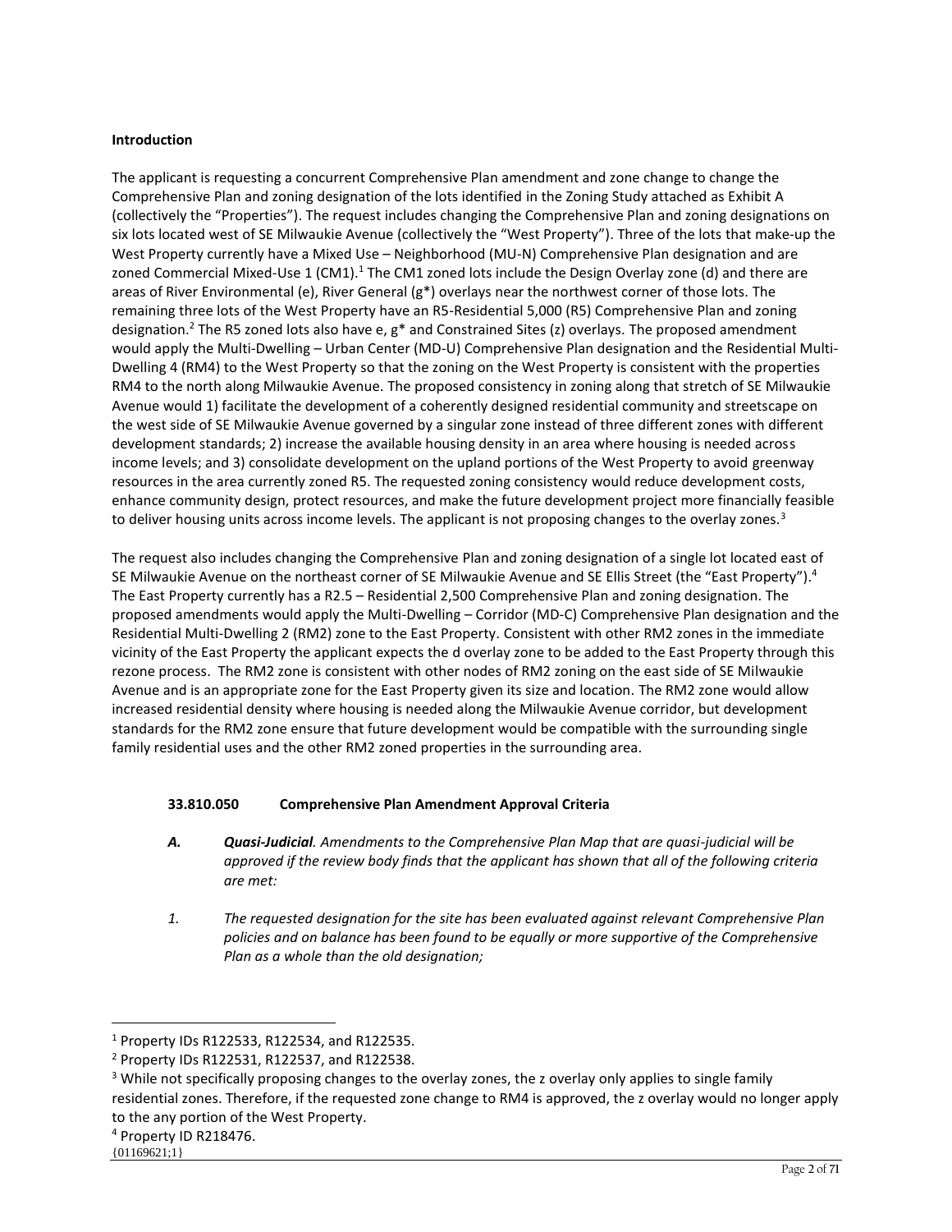**Introduction**

The applicant is requesting a concurrent Comprehensive Plan amendment and zone change to change the Comprehensive Plan and zoning designation of the lots identified in the Zoning Study attached as Exhibit A (collectively the "Properties"). The request includes changing the Comprehensive Plan and zoning designations on six lots located west of SE Milwaukie Avenue (collectively the "West Property"). Three of the lots that make-up the West Property currently have a Mixed Use – Neighborhood (MU-N) Comprehensive Plan designation and are zoned Commercial Mixed-Use 1 (CM1).[1] The CM1 zoned lots include the Design Overlay zone (d) and there are areas of River Environmental (e), River General (g*) overlays near the northwest corner of those lots. The remaining three lots of the West Property have an R5-Residential 5,000 (R5) Comprehensive Plan and zoning designation.[2] The R5 zoned lots also have e, g* and Constrained Sites (z) overlays. The proposed amendment would apply the Multi-Dwelling – Urban Center (MD-U) Comprehensive Plan designation and the Residential Multi-Dwelling 4 (RM4) to the West Property so that the zoning on the West Property is consistent with the properties RM4 to the north along Milwaukie Avenue. The proposed consistency in zoning along that stretch of SE Milwaukie Avenue would 1) facilitate the development of a coherently designed residential community and streetscape on the west side of SE Milwaukie Avenue governed by a singular zone instead of three different zones with different development standards; 2) increase the available housing density in an area where housing is needed across income levels; and 3) consolidate development on the upland portions of the West Property to avoid greenway resources in the area currently zoned R5. The requested zoning consistency would reduce development costs, enhance community design, protect resources, and make the future development project more financially feasible to deliver housing units across income levels. The applicant is not proposing changes to the overlay zones.[3]

The request also includes changing the Comprehensive Plan and zoning designation of a single lot located east of SE Milwaukie Avenue on the northeast corner of SE Milwaukie Avenue and SE Ellis Street (the "East Property").[4] The East Property currently has a R2.5 – Residential 2,500 Comprehensive Plan and zoning designation. The proposed amendments would apply the Multi-Dwelling – Corridor (MD-C) Comprehensive Plan designation and the Residential Multi-Dwelling 2 (RM2) zone to the East Property. Consistent with other RM2 zones in the immediate vicinity of the East Property the applicant expects the d overlay zone to be added to the East Property through this rezone process. The RM2 zone is consistent with other nodes of RM2 zoning on the east side of SE Milwaukie Avenue and is an appropriate zone for the East Property given its size and location. The RM2 zone would allow increased residential density where housing is needed along the Milwaukie Avenue corridor, but development standards for the RM2 zone ensure that future development would be compatible with the surrounding single family residential uses and the other RM2 zoned properties in the surrounding area.

**33.810.050 Comprehensive Plan Amendment Approval Criteria**

***A.*** ***Quasi-Judicial****. Amendments to the Comprehensive Plan Map that are quasi-judicial will be approved if the review body finds that the applicant has shown that all of the following criteria are met:*

*1. The requested designation for the site has been evaluated against relevant Comprehensive Plan policies and on balance has been found to be equally or more supportive of the Comprehensive Plan as a whole than the old designation;*

---

[1] Property IDs R122533, R122534, and R122535.

[2] Property IDs R122531, R122537, and R122538.

[3] While not specifically proposing changes to the overlay zones, the z overlay only applies to single family residential zones. Therefore, if the requested zone change to RM4 is approved, the z overlay would no longer apply to the any portion of the West Property.

[4] Property ID R218476.

{01169621;1}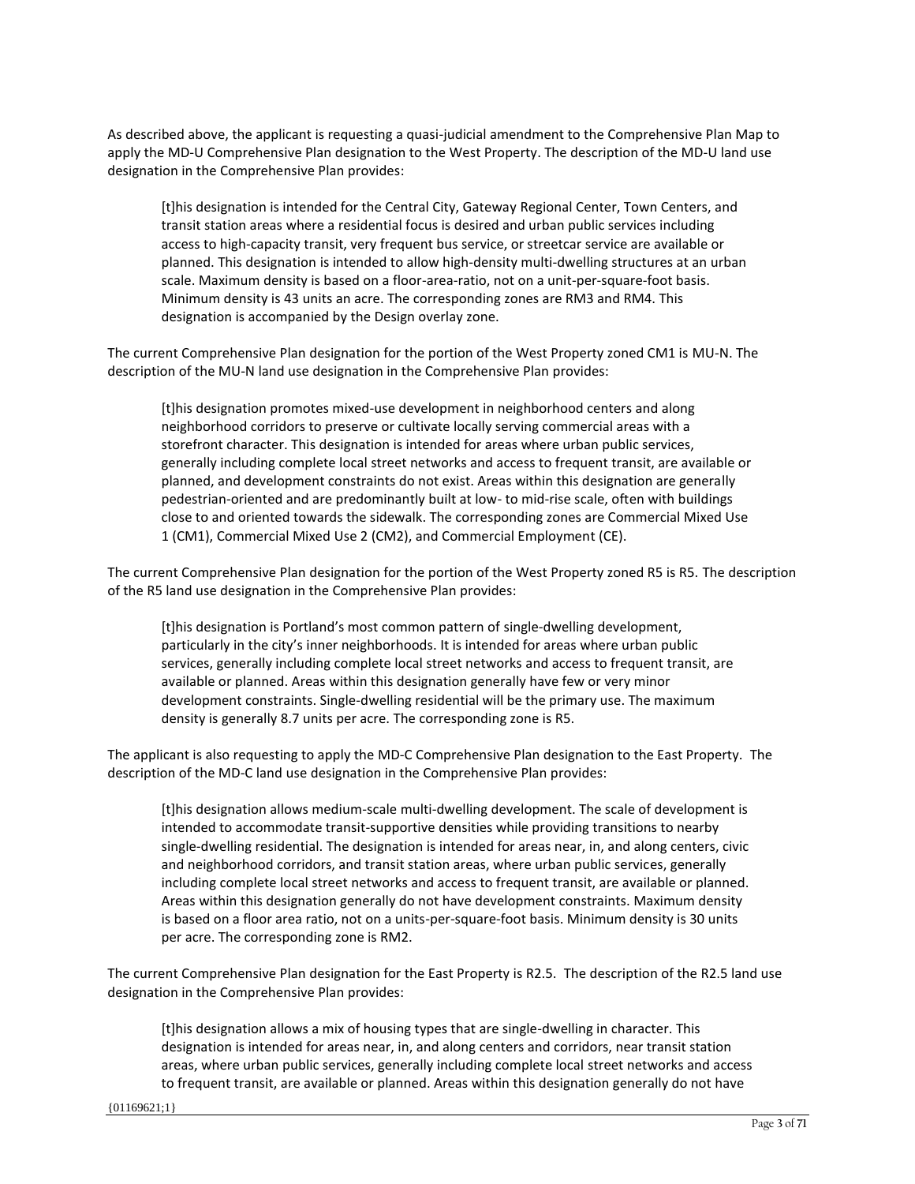As described above, the applicant is requesting a quasi-judicial amendment to the Comprehensive Plan Map to apply the MD-U Comprehensive Plan designation to the West Property. The description of the MD-U land use designation in the Comprehensive Plan provides:

> [t]his designation is intended for the Central City, Gateway Regional Center, Town Centers, and transit station areas where a residential focus is desired and urban public services including access to high-capacity transit, very frequent bus service, or streetcar service are available or planned. This designation is intended to allow high-density multi-dwelling structures at an urban scale. Maximum density is based on a floor-area-ratio, not on a unit-per-square-foot basis. Minimum density is 43 units an acre. The corresponding zones are RM3 and RM4. This designation is accompanied by the Design overlay zone.

The current Comprehensive Plan designation for the portion of the West Property zoned CM1 is MU-N. The description of the MU-N land use designation in the Comprehensive Plan provides:

> [t]his designation promotes mixed-use development in neighborhood centers and along neighborhood corridors to preserve or cultivate locally serving commercial areas with a storefront character. This designation is intended for areas where urban public services, generally including complete local street networks and access to frequent transit, are available or planned, and development constraints do not exist. Areas within this designation are generally pedestrian-oriented and are predominantly built at low- to mid-rise scale, often with buildings close to and oriented towards the sidewalk. The corresponding zones are Commercial Mixed Use 1 (CM1), Commercial Mixed Use 2 (CM2), and Commercial Employment (CE).

The current Comprehensive Plan designation for the portion of the West Property zoned R5 is R5. The description of the R5 land use designation in the Comprehensive Plan provides:

> [t]his designation is Portland's most common pattern of single-dwelling development, particularly in the city's inner neighborhoods. It is intended for areas where urban public services, generally including complete local street networks and access to frequent transit, are available or planned. Areas within this designation generally have few or very minor development constraints. Single-dwelling residential will be the primary use. The maximum density is generally 8.7 units per acre. The corresponding zone is R5.

The applicant is also requesting to apply the MD-C Comprehensive Plan designation to the East Property. The description of the MD-C land use designation in the Comprehensive Plan provides:

> [t]his designation allows medium-scale multi-dwelling development. The scale of development is intended to accommodate transit-supportive densities while providing transitions to nearby single-dwelling residential. The designation is intended for areas near, in, and along centers, civic and neighborhood corridors, and transit station areas, where urban public services, generally including complete local street networks and access to frequent transit, are available or planned. Areas within this designation generally do not have development constraints. Maximum density is based on a floor area ratio, not on a units-per-square-foot basis. Minimum density is 30 units per acre. The corresponding zone is RM2.

The current Comprehensive Plan designation for the East Property is R2.5. The description of the R2.5 land use designation in the Comprehensive Plan provides:

> [t]his designation allows a mix of housing types that are single-dwelling in character. This designation is intended for areas near, in, and along centers and corridors, near transit station areas, where urban public services, generally including complete local street networks and access to frequent transit, are available or planned. Areas within this designation generally do not have

{01169621;1}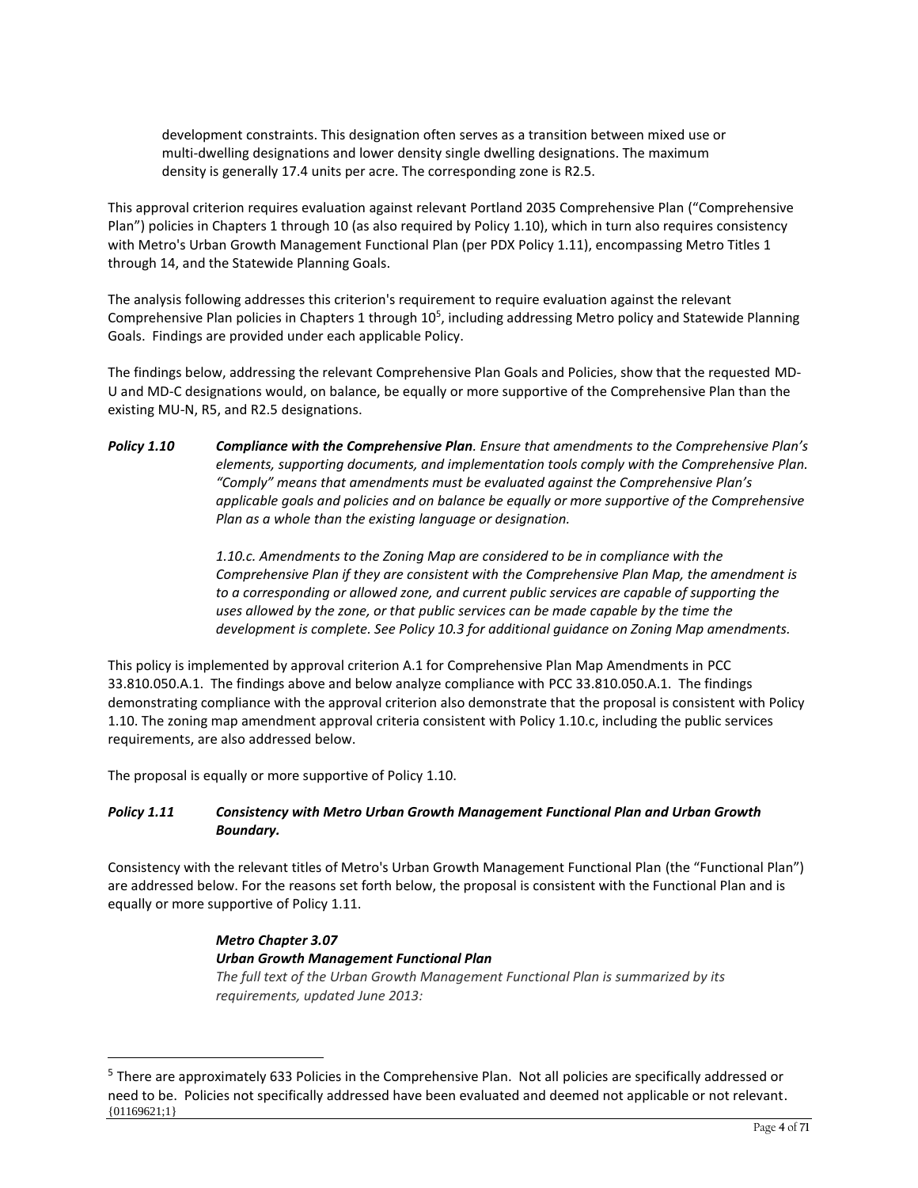development constraints. This designation often serves as a transition between mixed use or multi-dwelling designations and lower density single dwelling designations. The maximum density is generally 17.4 units per acre. The corresponding zone is R2.5.

This approval criterion requires evaluation against relevant Portland 2035 Comprehensive Plan ("Comprehensive Plan") policies in Chapters 1 through 10 (as also required by Policy 1.10), which in turn also requires consistency with Metro's Urban Growth Management Functional Plan (per PDX Policy 1.11), encompassing Metro Titles 1 through 14, and the Statewide Planning Goals.

The analysis following addresses this criterion's requirement to require evaluation against the relevant Comprehensive Plan policies in Chapters 1 through 10[5], including addressing Metro policy and Statewide Planning Goals. Findings are provided under each applicable Policy.

The findings below, addressing the relevant Comprehensive Plan Goals and Policies, show that the requested MD-U and MD-C designations would, on balance, be equally or more supportive of the Comprehensive Plan than the existing MU-N, R5, and R2.5 designations.

***Policy 1.10*** ***Compliance with the Comprehensive Plan****. Ensure that amendments to the Comprehensive Plan's elements, supporting documents, and implementation tools comply with the Comprehensive Plan. "Comply" means that amendments must be evaluated against the Comprehensive Plan's applicable goals and policies and on balance be equally or more supportive of the Comprehensive Plan as a whole than the existing language or designation.*

*1.10.c. Amendments to the Zoning Map are considered to be in compliance with the Comprehensive Plan if they are consistent with the Comprehensive Plan Map, the amendment is to a corresponding or allowed zone, and current public services are capable of supporting the uses allowed by the zone, or that public services can be made capable by the time the development is complete. See Policy 10.3 for additional guidance on Zoning Map amendments.*

This policy is implemented by approval criterion A.1 for Comprehensive Plan Map Amendments in PCC 33.810.050.A.1. The findings above and below analyze compliance with PCC 33.810.050.A.1. The findings demonstrating compliance with the approval criterion also demonstrate that the proposal is consistent with Policy 1.10. The zoning map amendment approval criteria consistent with Policy 1.10.c, including the public services requirements, are also addressed below.

The proposal is equally or more supportive of Policy 1.10.

***Policy 1.11*** ***Consistency with Metro Urban Growth Management Functional Plan and Urban Growth Boundary.***

Consistency with the relevant titles of Metro's Urban Growth Management Functional Plan (the "Functional Plan") are addressed below. For the reasons set forth below, the proposal is consistent with the Functional Plan and is equally or more supportive of Policy 1.11.

***Metro Chapter 3.07***
***Urban Growth Management Functional Plan***
*The full text of the Urban Growth Management Functional Plan is summarized by its requirements, updated June 2013:*

[5] There are approximately 633 Policies in the Comprehensive Plan. Not all policies are specifically addressed or need to be. Policies not specifically addressed have been evaluated and deemed not applicable or not relevant.

{01169621;1}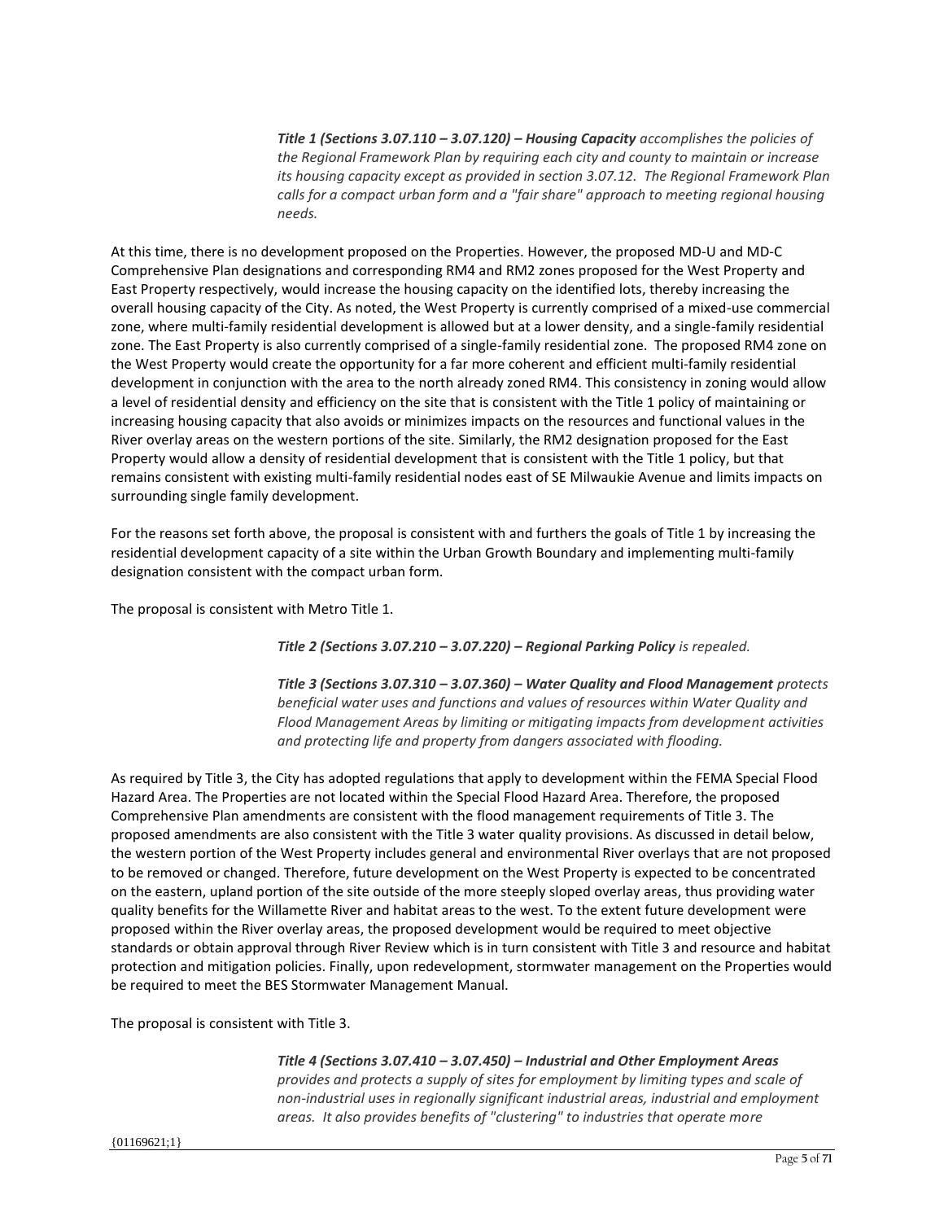***Title 1 (Sections 3.07.110 – 3.07.120) – Housing Capacity** accomplishes the policies of the Regional Framework Plan by requiring each city and county to maintain or increase its housing capacity except as provided in section 3.07.12. The Regional Framework Plan calls for a compact urban form and a "fair share" approach to meeting regional housing needs.*

At this time, there is no development proposed on the Properties. However, the proposed MD-U and MD-C Comprehensive Plan designations and corresponding RM4 and RM2 zones proposed for the West Property and East Property respectively, would increase the housing capacity on the identified lots, thereby increasing the overall housing capacity of the City. As noted, the West Property is currently comprised of a mixed-use commercial zone, where multi-family residential development is allowed but at a lower density, and a single-family residential zone. The East Property is also currently comprised of a single-family residential zone. The proposed RM4 zone on the West Property would create the opportunity for a far more coherent and efficient multi-family residential development in conjunction with the area to the north already zoned RM4. This consistency in zoning would allow a level of residential density and efficiency on the site that is consistent with the Title 1 policy of maintaining or increasing housing capacity that also avoids or minimizes impacts on the resources and functional values in the River overlay areas on the western portions of the site. Similarly, the RM2 designation proposed for the East Property would allow a density of residential development that is consistent with the Title 1 policy, but that remains consistent with existing multi-family residential nodes east of SE Milwaukie Avenue and limits impacts on surrounding single family development.

For the reasons set forth above, the proposal is consistent with and furthers the goals of Title 1 by increasing the residential development capacity of a site within the Urban Growth Boundary and implementing multi-family designation consistent with the compact urban form.

The proposal is consistent with Metro Title 1.

***Title 2 (Sections 3.07.210 – 3.07.220) – Regional Parking Policy** is repealed.*

***Title 3 (Sections 3.07.310 – 3.07.360) – Water Quality and Flood Management** protects beneficial water uses and functions and values of resources within Water Quality and Flood Management Areas by limiting or mitigating impacts from development activities and protecting life and property from dangers associated with flooding.*

As required by Title 3, the City has adopted regulations that apply to development within the FEMA Special Flood Hazard Area. The Properties are not located within the Special Flood Hazard Area. Therefore, the proposed Comprehensive Plan amendments are consistent with the flood management requirements of Title 3. The proposed amendments are also consistent with the Title 3 water quality provisions. As discussed in detail below, the western portion of the West Property includes general and environmental River overlays that are not proposed to be removed or changed. Therefore, future development on the West Property is expected to be concentrated on the eastern, upland portion of the site outside of the more steeply sloped overlay areas, thus providing water quality benefits for the Willamette River and habitat areas to the west. To the extent future development were proposed within the River overlay areas, the proposed development would be required to meet objective standards or obtain approval through River Review which is in turn consistent with Title 3 and resource and habitat protection and mitigation policies. Finally, upon redevelopment, stormwater management on the Properties would be required to meet the BES Stormwater Management Manual.

The proposal is consistent with Title 3.

***Title 4 (Sections 3.07.410 – 3.07.450) – Industrial and Other Employment Areas** provides and protects a supply of sites for employment by limiting types and scale of non-industrial uses in regionally significant industrial areas, industrial and employment areas. It also provides benefits of "clustering" to industries that operate more*

{01169621;1}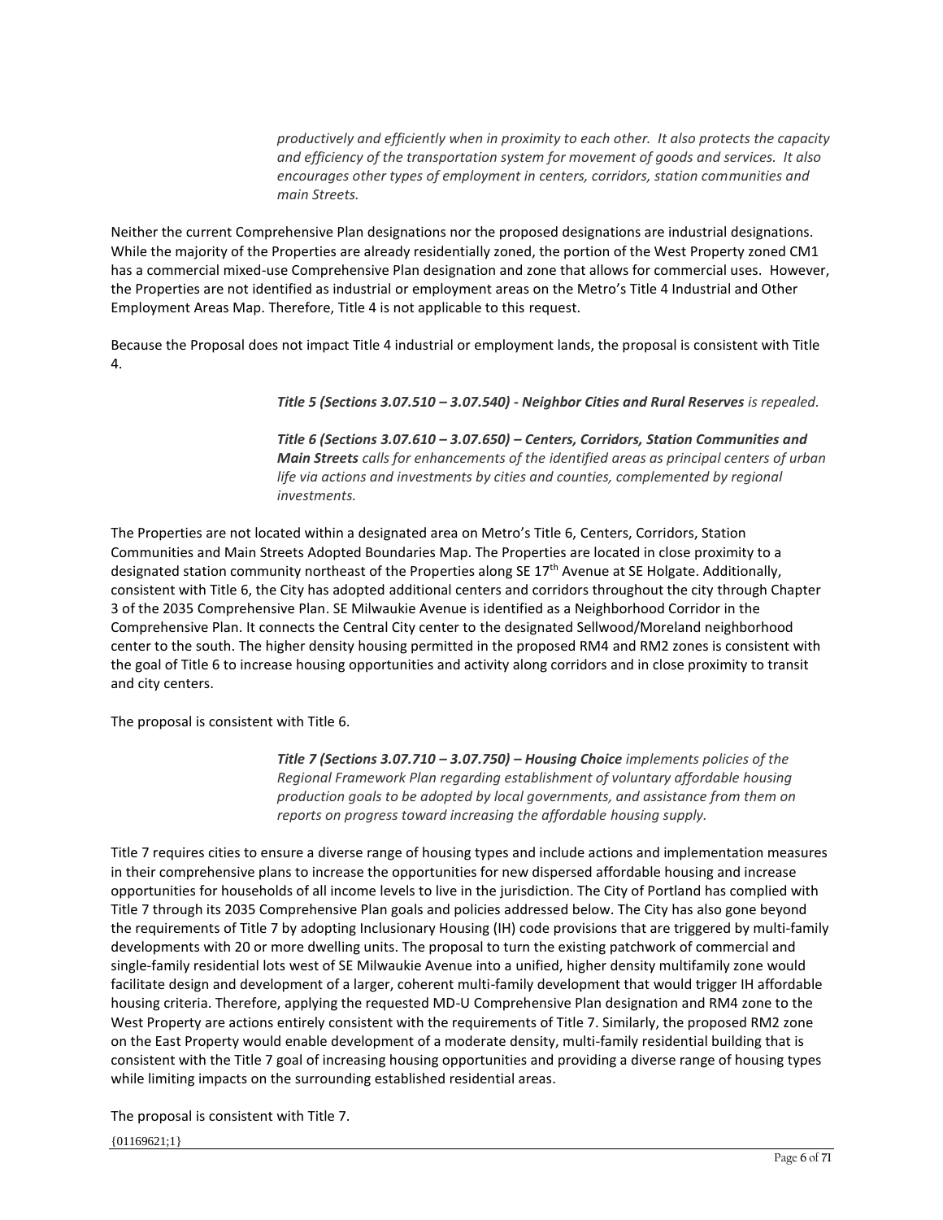*productively and efficiently when in proximity to each other. It also protects the capacity and efficiency of the transportation system for movement of goods and services. It also encourages other types of employment in centers, corridors, station communities and main Streets.*

Neither the current Comprehensive Plan designations nor the proposed designations are industrial designations. While the majority of the Properties are already residentially zoned, the portion of the West Property zoned CM1 has a commercial mixed-use Comprehensive Plan designation and zone that allows for commercial uses. However, the Properties are not identified as industrial or employment areas on the Metro's Title 4 Industrial and Other Employment Areas Map. Therefore, Title 4 is not applicable to this request.

Because the Proposal does not impact Title 4 industrial or employment lands, the proposal is consistent with Title 4.

***Title 5 (Sections 3.07.510 – 3.07.540) - Neighbor Cities and Rural Reserves** is repealed.*

***Title 6 (Sections 3.07.610 – 3.07.650) – Centers, Corridors, Station Communities and Main Streets** calls for enhancements of the identified areas as principal centers of urban life via actions and investments by cities and counties, complemented by regional investments.*

The Properties are not located within a designated area on Metro's Title 6, Centers, Corridors, Station Communities and Main Streets Adopted Boundaries Map. The Properties are located in close proximity to a designated station community northeast of the Properties along SE 17th Avenue at SE Holgate. Additionally, consistent with Title 6, the City has adopted additional centers and corridors throughout the city through Chapter 3 of the 2035 Comprehensive Plan. SE Milwaukie Avenue is identified as a Neighborhood Corridor in the Comprehensive Plan. It connects the Central City center to the designated Sellwood/Moreland neighborhood center to the south. The higher density housing permitted in the proposed RM4 and RM2 zones is consistent with the goal of Title 6 to increase housing opportunities and activity along corridors and in close proximity to transit and city centers.

The proposal is consistent with Title 6.

***Title 7 (Sections 3.07.710 – 3.07.750) – Housing Choice** implements policies of the Regional Framework Plan regarding establishment of voluntary affordable housing production goals to be adopted by local governments, and assistance from them on reports on progress toward increasing the affordable housing supply.*

Title 7 requires cities to ensure a diverse range of housing types and include actions and implementation measures in their comprehensive plans to increase the opportunities for new dispersed affordable housing and increase opportunities for households of all income levels to live in the jurisdiction. The City of Portland has complied with Title 7 through its 2035 Comprehensive Plan goals and policies addressed below. The City has also gone beyond the requirements of Title 7 by adopting Inclusionary Housing (IH) code provisions that are triggered by multi-family developments with 20 or more dwelling units. The proposal to turn the existing patchwork of commercial and single-family residential lots west of SE Milwaukie Avenue into a unified, higher density multifamily zone would facilitate design and development of a larger, coherent multi-family development that would trigger IH affordable housing criteria. Therefore, applying the requested MD-U Comprehensive Plan designation and RM4 zone to the West Property are actions entirely consistent with the requirements of Title 7. Similarly, the proposed RM2 zone on the East Property would enable development of a moderate density, multi-family residential building that is consistent with the Title 7 goal of increasing housing opportunities and providing a diverse range of housing types while limiting impacts on the surrounding established residential areas.

The proposal is consistent with Title 7.

{01169621;1}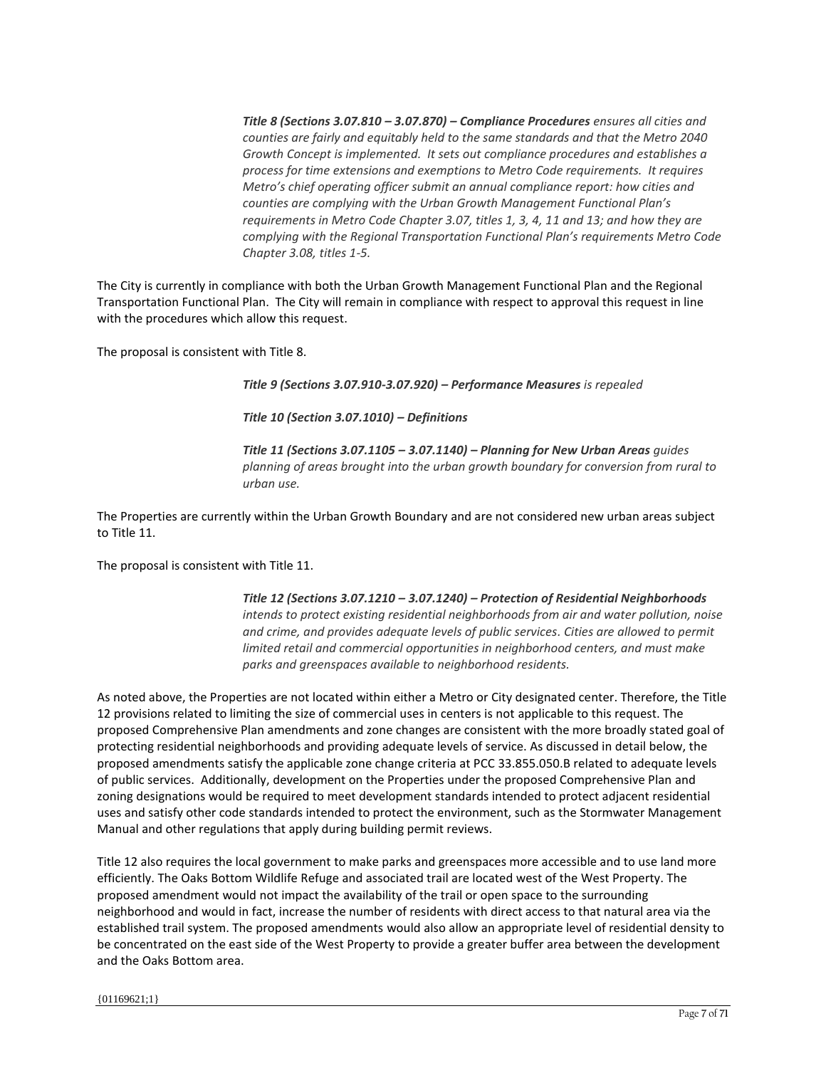***Title 8 (Sections 3.07.810 – 3.07.870) – Compliance Procedures*** *ensures all cities and counties are fairly and equitably held to the same standards and that the Metro 2040 Growth Concept is implemented. It sets out compliance procedures and establishes a process for time extensions and exemptions to Metro Code requirements. It requires Metro's chief operating officer submit an annual compliance report: how cities and counties are complying with the Urban Growth Management Functional Plan's requirements in Metro Code Chapter 3.07, titles 1, 3, 4, 11 and 13; and how they are complying with the Regional Transportation Functional Plan's requirements Metro Code Chapter 3.08, titles 1-5.*

The City is currently in compliance with both the Urban Growth Management Functional Plan and the Regional Transportation Functional Plan. The City will remain in compliance with respect to approval this request in line with the procedures which allow this request.

The proposal is consistent with Title 8.

***Title 9 (Sections 3.07.910-3.07.920) – Performance Measures*** *is repealed*

***Title 10 (Section 3.07.1010) – Definitions***

***Title 11 (Sections 3.07.1105 – 3.07.1140) – Planning for New Urban Areas*** *guides planning of areas brought into the urban growth boundary for conversion from rural to urban use.*

The Properties are currently within the Urban Growth Boundary and are not considered new urban areas subject to Title 11.

The proposal is consistent with Title 11.

***Title 12 (Sections 3.07.1210 – 3.07.1240) – Protection of Residential Neighborhoods*** *intends to protect existing residential neighborhoods from air and water pollution, noise and crime, and provides adequate levels of public services. Cities are allowed to permit limited retail and commercial opportunities in neighborhood centers, and must make parks and greenspaces available to neighborhood residents.*

As noted above, the Properties are not located within either a Metro or City designated center. Therefore, the Title 12 provisions related to limiting the size of commercial uses in centers is not applicable to this request. The proposed Comprehensive Plan amendments and zone changes are consistent with the more broadly stated goal of protecting residential neighborhoods and providing adequate levels of service. As discussed in detail below, the proposed amendments satisfy the applicable zone change criteria at PCC 33.855.050.B related to adequate levels of public services. Additionally, development on the Properties under the proposed Comprehensive Plan and zoning designations would be required to meet development standards intended to protect adjacent residential uses and satisfy other code standards intended to protect the environment, such as the Stormwater Management Manual and other regulations that apply during building permit reviews.

Title 12 also requires the local government to make parks and greenspaces more accessible and to use land more efficiently. The Oaks Bottom Wildlife Refuge and associated trail are located west of the West Property. The proposed amendment would not impact the availability of the trail or open space to the surrounding neighborhood and would in fact, increase the number of residents with direct access to that natural area via the established trail system. The proposed amendments would also allow an appropriate level of residential density to be concentrated on the east side of the West Property to provide a greater buffer area between the development and the Oaks Bottom area.

{01169621;1}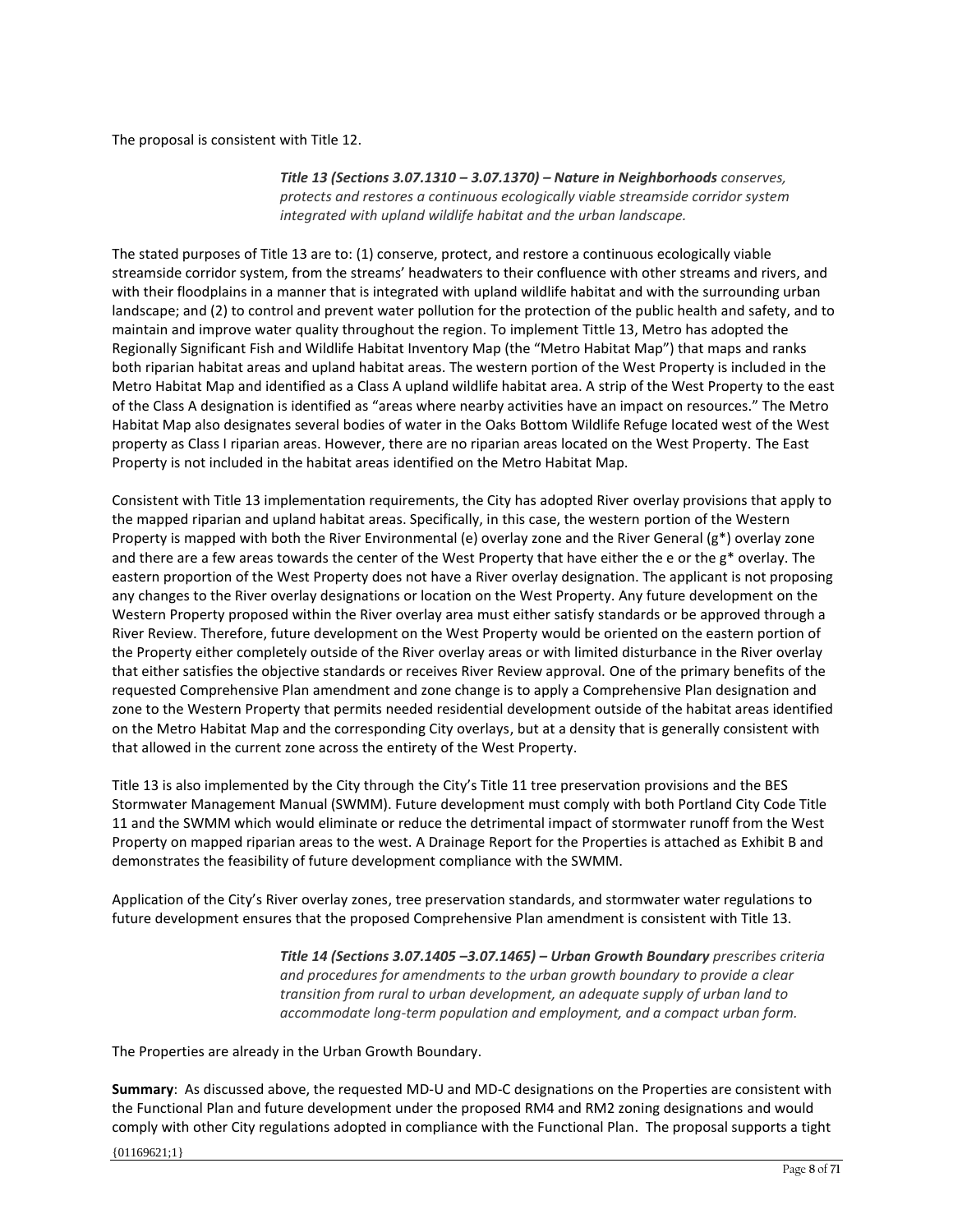The proposal is consistent with Title 12.

> ***Title 13 (Sections 3.07.1310 – 3.07.1370) – Nature in Neighborhoods*** *conserves, protects and restores a continuous ecologically viable streamside corridor system integrated with upland wildlife habitat and the urban landscape.*

The stated purposes of Title 13 are to: (1) conserve, protect, and restore a continuous ecologically viable streamside corridor system, from the streams' headwaters to their confluence with other streams and rivers, and with their floodplains in a manner that is integrated with upland wildlife habitat and with the surrounding urban landscape; and (2) to control and prevent water pollution for the protection of the public health and safety, and to maintain and improve water quality throughout the region. To implement Tittle 13, Metro has adopted the Regionally Significant Fish and Wildlife Habitat Inventory Map (the "Metro Habitat Map") that maps and ranks both riparian habitat areas and upland habitat areas. The western portion of the West Property is included in the Metro Habitat Map and identified as a Class A upland wildlife habitat area. A strip of the West Property to the east of the Class A designation is identified as "areas where nearby activities have an impact on resources." The Metro Habitat Map also designates several bodies of water in the Oaks Bottom Wildlife Refuge located west of the West property as Class I riparian areas. However, there are no riparian areas located on the West Property. The East Property is not included in the habitat areas identified on the Metro Habitat Map.

Consistent with Title 13 implementation requirements, the City has adopted River overlay provisions that apply to the mapped riparian and upland habitat areas. Specifically, in this case, the western portion of the Western Property is mapped with both the River Environmental (e) overlay zone and the River General (g*) overlay zone and there are a few areas towards the center of the West Property that have either the e or the g* overlay. The eastern proportion of the West Property does not have a River overlay designation. The applicant is not proposing any changes to the River overlay designations or location on the West Property. Any future development on the Western Property proposed within the River overlay area must either satisfy standards or be approved through a River Review. Therefore, future development on the West Property would be oriented on the eastern portion of the Property either completely outside of the River overlay areas or with limited disturbance in the River overlay that either satisfies the objective standards or receives River Review approval. One of the primary benefits of the requested Comprehensive Plan amendment and zone change is to apply a Comprehensive Plan designation and zone to the Western Property that permits needed residential development outside of the habitat areas identified on the Metro Habitat Map and the corresponding City overlays, but at a density that is generally consistent with that allowed in the current zone across the entirety of the West Property.

Title 13 is also implemented by the City through the City's Title 11 tree preservation provisions and the BES Stormwater Management Manual (SWMM). Future development must comply with both Portland City Code Title 11 and the SWMM which would eliminate or reduce the detrimental impact of stormwater runoff from the West Property on mapped riparian areas to the west. A Drainage Report for the Properties is attached as Exhibit B and demonstrates the feasibility of future development compliance with the SWMM.

Application of the City's River overlay zones, tree preservation standards, and stormwater water regulations to future development ensures that the proposed Comprehensive Plan amendment is consistent with Title 13.

> ***Title 14 (Sections 3.07.1405 –3.07.1465) – Urban Growth Boundary*** *prescribes criteria and procedures for amendments to the urban growth boundary to provide a clear transition from rural to urban development, an adequate supply of urban land to accommodate long-term population and employment, and a compact urban form.*

The Properties are already in the Urban Growth Boundary.

**Summary**: As discussed above, the requested MD-U and MD-C designations on the Properties are consistent with the Functional Plan and future development under the proposed RM4 and RM2 zoning designations and would comply with other City regulations adopted in compliance with the Functional Plan. The proposal supports a tight

{01169621;1}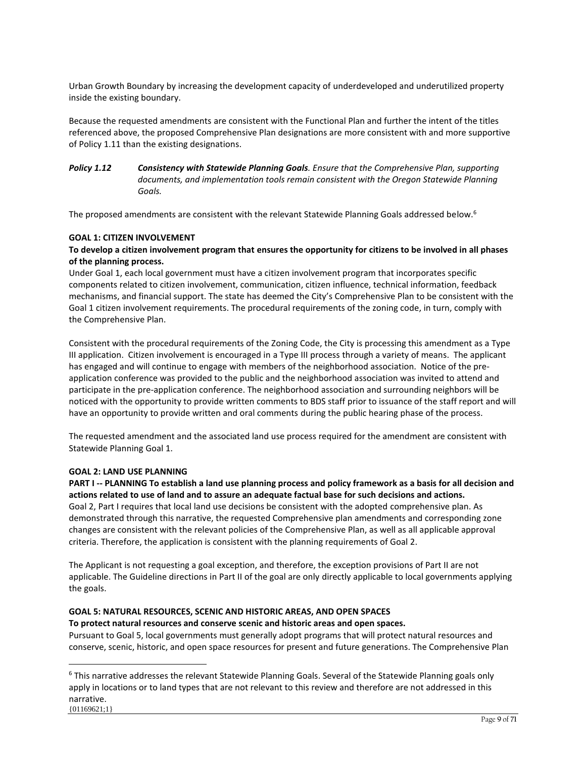Urban Growth Boundary by increasing the development capacity of underdeveloped and underutilized property inside the existing boundary.

Because the requested amendments are consistent with the Functional Plan and further the intent of the titles referenced above, the proposed Comprehensive Plan designations are more consistent with and more supportive of Policy 1.11 than the existing designations.

***Policy 1.12*** ***Consistency with Statewide Planning Goals****. Ensure that the Comprehensive Plan, supporting documents, and implementation tools remain consistent with the Oregon Statewide Planning Goals.*

The proposed amendments are consistent with the relevant Statewide Planning Goals addressed below.[6]

**GOAL 1: CITIZEN INVOLVEMENT**

**To develop a citizen involvement program that ensures the opportunity for citizens to be involved in all phases of the planning process.**

Under Goal 1, each local government must have a citizen involvement program that incorporates specific components related to citizen involvement, communication, citizen influence, technical information, feedback mechanisms, and financial support. The state has deemed the City's Comprehensive Plan to be consistent with the Goal 1 citizen involvement requirements. The procedural requirements of the zoning code, in turn, comply with the Comprehensive Plan.

Consistent with the procedural requirements of the Zoning Code, the City is processing this amendment as a Type III application. Citizen involvement is encouraged in a Type III process through a variety of means. The applicant has engaged and will continue to engage with members of the neighborhood association. Notice of the pre-application conference was provided to the public and the neighborhood association was invited to attend and participate in the pre-application conference. The neighborhood association and surrounding neighbors will be noticed with the opportunity to provide written comments to BDS staff prior to issuance of the staff report and will have an opportunity to provide written and oral comments during the public hearing phase of the process.

The requested amendment and the associated land use process required for the amendment are consistent with Statewide Planning Goal 1.

**GOAL 2: LAND USE PLANNING**

**PART I -- PLANNING To establish a land use planning process and policy framework as a basis for all decision and actions related to use of land and to assure an adequate factual base for such decisions and actions.**

Goal 2, Part I requires that local land use decisions be consistent with the adopted comprehensive plan. As demonstrated through this narrative, the requested Comprehensive plan amendments and corresponding zone changes are consistent with the relevant policies of the Comprehensive Plan, as well as all applicable approval criteria. Therefore, the application is consistent with the planning requirements of Goal 2.

The Applicant is not requesting a goal exception, and therefore, the exception provisions of Part II are not applicable. The Guideline directions in Part II of the goal are only directly applicable to local governments applying the goals.

**GOAL 5: NATURAL RESOURCES, SCENIC AND HISTORIC AREAS, AND OPEN SPACES**

**To protect natural resources and conserve scenic and historic areas and open spaces.**

Pursuant to Goal 5, local governments must generally adopt programs that will protect natural resources and conserve, scenic, historic, and open space resources for present and future generations. The Comprehensive Plan

[6] This narrative addresses the relevant Statewide Planning Goals. Several of the Statewide Planning goals only apply in locations or to land types that are not relevant to this review and therefore are not addressed in this narrative.

{01169621;1}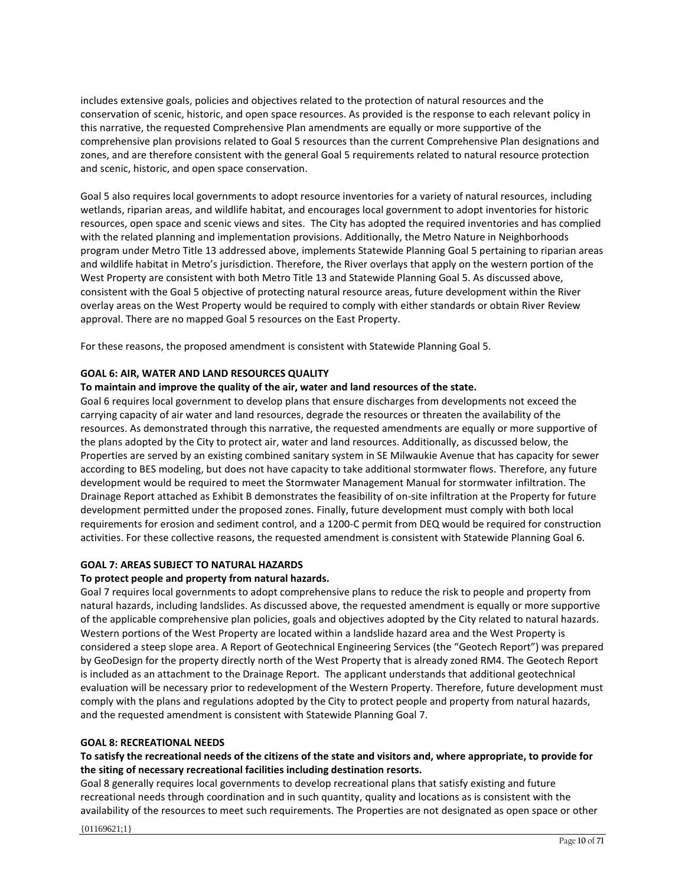includes extensive goals, policies and objectives related to the protection of natural resources and the conservation of scenic, historic, and open space resources. As provided is the response to each relevant policy in this narrative, the requested Comprehensive Plan amendments are equally or more supportive of the comprehensive plan provisions related to Goal 5 resources than the current Comprehensive Plan designations and zones, and are therefore consistent with the general Goal 5 requirements related to natural resource protection and scenic, historic, and open space conservation.

Goal 5 also requires local governments to adopt resource inventories for a variety of natural resources, including wetlands, riparian areas, and wildlife habitat, and encourages local government to adopt inventories for historic resources, open space and scenic views and sites. The City has adopted the required inventories and has complied with the related planning and implementation provisions. Additionally, the Metro Nature in Neighborhoods program under Metro Title 13 addressed above, implements Statewide Planning Goal 5 pertaining to riparian areas and wildlife habitat in Metro's jurisdiction. Therefore, the River overlays that apply on the western portion of the West Property are consistent with both Metro Title 13 and Statewide Planning Goal 5. As discussed above, consistent with the Goal 5 objective of protecting natural resource areas, future development within the River overlay areas on the West Property would be required to comply with either standards or obtain River Review approval. There are no mapped Goal 5 resources on the East Property.

For these reasons, the proposed amendment is consistent with Statewide Planning Goal 5.

**GOAL 6: AIR, WATER AND LAND RESOURCES QUALITY**

**To maintain and improve the quality of the air, water and land resources of the state.**

Goal 6 requires local government to develop plans that ensure discharges from developments not exceed the carrying capacity of air water and land resources, degrade the resources or threaten the availability of the resources. As demonstrated through this narrative, the requested amendments are equally or more supportive of the plans adopted by the City to protect air, water and land resources. Additionally, as discussed below, the Properties are served by an existing combined sanitary system in SE Milwaukie Avenue that has capacity for sewer according to BES modeling, but does not have capacity to take additional stormwater flows. Therefore, any future development would be required to meet the Stormwater Management Manual for stormwater infiltration. The Drainage Report attached as Exhibit B demonstrates the feasibility of on-site infiltration at the Property for future development permitted under the proposed zones. Finally, future development must comply with both local requirements for erosion and sediment control, and a 1200-C permit from DEQ would be required for construction activities. For these collective reasons, the requested amendment is consistent with Statewide Planning Goal 6.

**GOAL 7: AREAS SUBJECT TO NATURAL HAZARDS**

**To protect people and property from natural hazards.**

Goal 7 requires local governments to adopt comprehensive plans to reduce the risk to people and property from natural hazards, including landslides. As discussed above, the requested amendment is equally or more supportive of the applicable comprehensive plan policies, goals and objectives adopted by the City related to natural hazards. Western portions of the West Property are located within a landslide hazard area and the West Property is considered a steep slope area. A Report of Geotechnical Engineering Services (the "Geotech Report") was prepared by GeoDesign for the property directly north of the West Property that is already zoned RM4. The Geotech Report is included as an attachment to the Drainage Report. The applicant understands that additional geotechnical evaluation will be necessary prior to redevelopment of the Western Property. Therefore, future development must comply with the plans and regulations adopted by the City to protect people and property from natural hazards, and the requested amendment is consistent with Statewide Planning Goal 7.

**GOAL 8: RECREATIONAL NEEDS**

**To satisfy the recreational needs of the citizens of the state and visitors and, where appropriate, to provide for the siting of necessary recreational facilities including destination resorts.**

Goal 8 generally requires local governments to develop recreational plans that satisfy existing and future recreational needs through coordination and in such quantity, quality and locations as is consistent with the availability of the resources to meet such requirements. The Properties are not designated as open space or other

{01169621;1}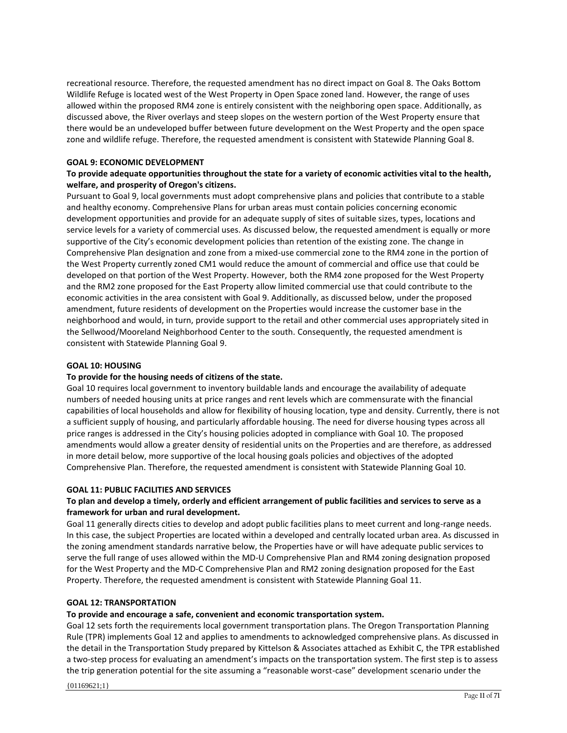recreational resource. Therefore, the requested amendment has no direct impact on Goal 8. The Oaks Bottom Wildlife Refuge is located west of the West Property in Open Space zoned land. However, the range of uses allowed within the proposed RM4 zone is entirely consistent with the neighboring open space. Additionally, as discussed above, the River overlays and steep slopes on the western portion of the West Property ensure that there would be an undeveloped buffer between future development on the West Property and the open space zone and wildlife refuge. Therefore, the requested amendment is consistent with Statewide Planning Goal 8.

**GOAL 9: ECONOMIC DEVELOPMENT**

**To provide adequate opportunities throughout the state for a variety of economic activities vital to the health, welfare, and prosperity of Oregon's citizens.**

Pursuant to Goal 9, local governments must adopt comprehensive plans and policies that contribute to a stable and healthy economy. Comprehensive Plans for urban areas must contain policies concerning economic development opportunities and provide for an adequate supply of sites of suitable sizes, types, locations and service levels for a variety of commercial uses. As discussed below, the requested amendment is equally or more supportive of the City's economic development policies than retention of the existing zone. The change in Comprehensive Plan designation and zone from a mixed-use commercial zone to the RM4 zone in the portion of the West Property currently zoned CM1 would reduce the amount of commercial and office use that could be developed on that portion of the West Property. However, both the RM4 zone proposed for the West Property and the RM2 zone proposed for the East Property allow limited commercial use that could contribute to the economic activities in the area consistent with Goal 9. Additionally, as discussed below, under the proposed amendment, future residents of development on the Properties would increase the customer base in the neighborhood and would, in turn, provide support to the retail and other commercial uses appropriately sited in the Sellwood/Mooreland Neighborhood Center to the south. Consequently, the requested amendment is consistent with Statewide Planning Goal 9.

**GOAL 10: HOUSING**

**To provide for the housing needs of citizens of the state.**

Goal 10 requires local government to inventory buildable lands and encourage the availability of adequate numbers of needed housing units at price ranges and rent levels which are commensurate with the financial capabilities of local households and allow for flexibility of housing location, type and density. Currently, there is not a sufficient supply of housing, and particularly affordable housing. The need for diverse housing types across all price ranges is addressed in the City's housing policies adopted in compliance with Goal 10. The proposed amendments would allow a greater density of residential units on the Properties and are therefore, as addressed in more detail below, more supportive of the local housing goals policies and objectives of the adopted Comprehensive Plan. Therefore, the requested amendment is consistent with Statewide Planning Goal 10.

**GOAL 11: PUBLIC FACILITIES AND SERVICES**

**To plan and develop a timely, orderly and efficient arrangement of public facilities and services to serve as a framework for urban and rural development.**

Goal 11 generally directs cities to develop and adopt public facilities plans to meet current and long-range needs. In this case, the subject Properties are located within a developed and centrally located urban area. As discussed in the zoning amendment standards narrative below, the Properties have or will have adequate public services to serve the full range of uses allowed within the MD-U Comprehensive Plan and RM4 zoning designation proposed for the West Property and the MD-C Comprehensive Plan and RM2 zoning designation proposed for the East Property. Therefore, the requested amendment is consistent with Statewide Planning Goal 11.

**GOAL 12: TRANSPORTATION**

**To provide and encourage a safe, convenient and economic transportation system.**

Goal 12 sets forth the requirements local government transportation plans. The Oregon Transportation Planning Rule (TPR) implements Goal 12 and applies to amendments to acknowledged comprehensive plans. As discussed in the detail in the Transportation Study prepared by Kittelson & Associates attached as Exhibit C, the TPR established a two-step process for evaluating an amendment's impacts on the transportation system. The first step is to assess the trip generation potential for the site assuming a "reasonable worst-case" development scenario under the

{01169621;1}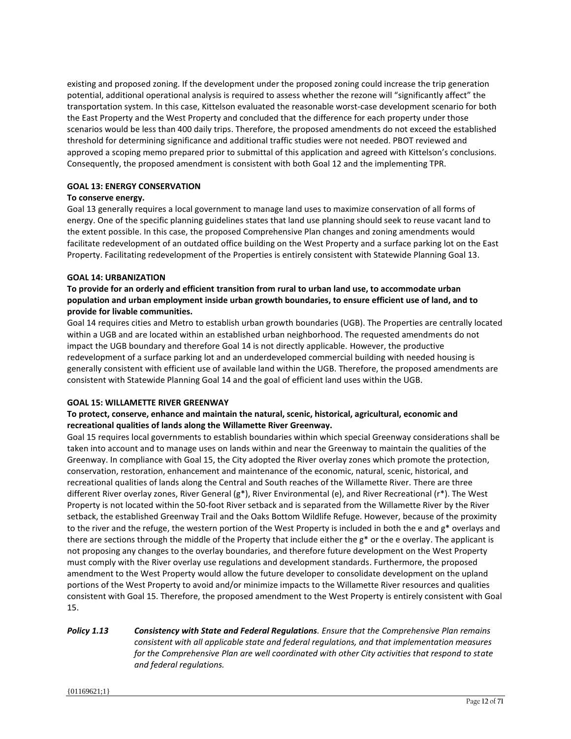existing and proposed zoning. If the development under the proposed zoning could increase the trip generation potential, additional operational analysis is required to assess whether the rezone will "significantly affect" the transportation system. In this case, Kittelson evaluated the reasonable worst-case development scenario for both the East Property and the West Property and concluded that the difference for each property under those scenarios would be less than 400 daily trips. Therefore, the proposed amendments do not exceed the established threshold for determining significance and additional traffic studies were not needed. PBOT reviewed and approved a scoping memo prepared prior to submittal of this application and agreed with Kittelson's conclusions. Consequently, the proposed amendment is consistent with both Goal 12 and the implementing TPR.

**GOAL 13: ENERGY CONSERVATION**

**To conserve energy.**

Goal 13 generally requires a local government to manage land uses to maximize conservation of all forms of energy. One of the specific planning guidelines states that land use planning should seek to reuse vacant land to the extent possible. In this case, the proposed Comprehensive Plan changes and zoning amendments would facilitate redevelopment of an outdated office building on the West Property and a surface parking lot on the East Property. Facilitating redevelopment of the Properties is entirely consistent with Statewide Planning Goal 13.

**GOAL 14: URBANIZATION**

**To provide for an orderly and efficient transition from rural to urban land use, to accommodate urban population and urban employment inside urban growth boundaries, to ensure efficient use of land, and to provide for livable communities.**

Goal 14 requires cities and Metro to establish urban growth boundaries (UGB). The Properties are centrally located within a UGB and are located within an established urban neighborhood. The requested amendments do not impact the UGB boundary and therefore Goal 14 is not directly applicable. However, the productive redevelopment of a surface parking lot and an underdeveloped commercial building with needed housing is generally consistent with efficient use of available land within the UGB. Therefore, the proposed amendments are consistent with Statewide Planning Goal 14 and the goal of efficient land uses within the UGB.

**GOAL 15: WILLAMETTE RIVER GREENWAY**

**To protect, conserve, enhance and maintain the natural, scenic, historical, agricultural, economic and recreational qualities of lands along the Willamette River Greenway.**

Goal 15 requires local governments to establish boundaries within which special Greenway considerations shall be taken into account and to manage uses on lands within and near the Greenway to maintain the qualities of the Greenway. In compliance with Goal 15, the City adopted the River overlay zones which promote the protection, conservation, restoration, enhancement and maintenance of the economic, natural, scenic, historical, and recreational qualities of lands along the Central and South reaches of the Willamette River. There are three different River overlay zones, River General (g*), River Environmental (e), and River Recreational (r*). The West Property is not located within the 50-foot River setback and is separated from the Willamette River by the River setback, the established Greenway Trail and the Oaks Bottom Wildlife Refuge. However, because of the proximity to the river and the refuge, the western portion of the West Property is included in both the e and g* overlays and there are sections through the middle of the Property that include either the g* or the e overlay. The applicant is not proposing any changes to the overlay boundaries, and therefore future development on the West Property must comply with the River overlay use regulations and development standards. Furthermore, the proposed amendment to the West Property would allow the future developer to consolidate development on the upland portions of the West Property to avoid and/or minimize impacts to the Willamette River resources and qualities consistent with Goal 15. Therefore, the proposed amendment to the West Property is entirely consistent with Goal 15.

***Policy 1.13*** ***Consistency with State and Federal Regulations**. Ensure that the Comprehensive Plan remains consistent with all applicable state and federal regulations, and that implementation measures for the Comprehensive Plan are well coordinated with other City activities that respond to state and federal regulations.*

{01169621;1}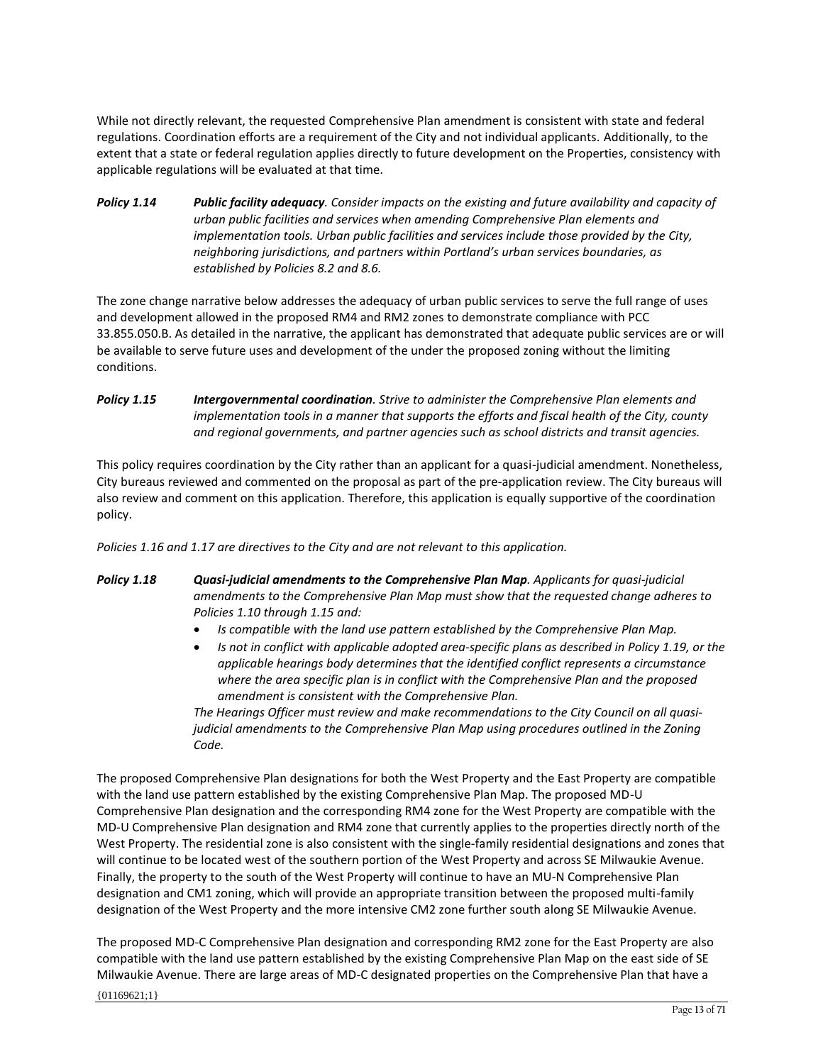While not directly relevant, the requested Comprehensive Plan amendment is consistent with state and federal regulations. Coordination efforts are a requirement of the City and not individual applicants. Additionally, to the extent that a state or federal regulation applies directly to future development on the Properties, consistency with applicable regulations will be evaluated at that time.

***Policy 1.14*** ***Public facility adequacy****. Consider impacts on the existing and future availability and capacity of urban public facilities and services when amending Comprehensive Plan elements and implementation tools. Urban public facilities and services include those provided by the City, neighboring jurisdictions, and partners within Portland's urban services boundaries, as established by Policies 8.2 and 8.6.*

The zone change narrative below addresses the adequacy of urban public services to serve the full range of uses and development allowed in the proposed RM4 and RM2 zones to demonstrate compliance with PCC 33.855.050.B. As detailed in the narrative, the applicant has demonstrated that adequate public services are or will be available to serve future uses and development of the under the proposed zoning without the limiting conditions.

***Policy 1.15*** ***Intergovernmental coordination****. Strive to administer the Comprehensive Plan elements and implementation tools in a manner that supports the efforts and fiscal health of the City, county and regional governments, and partner agencies such as school districts and transit agencies.*

This policy requires coordination by the City rather than an applicant for a quasi-judicial amendment. Nonetheless, City bureaus reviewed and commented on the proposal as part of the pre-application review. The City bureaus will also review and comment on this application. Therefore, this application is equally supportive of the coordination policy.

*Policies 1.16 and 1.17 are directives to the City and are not relevant to this application.*

***Policy 1.18*** ***Quasi-judicial amendments to the Comprehensive Plan Map****. Applicants for quasi-judicial amendments to the Comprehensive Plan Map must show that the requested change adheres to Policies 1.10 through 1.15 and:*

- *Is compatible with the land use pattern established by the Comprehensive Plan Map.*
- *Is not in conflict with applicable adopted area-specific plans as described in Policy 1.19, or the applicable hearings body determines that the identified conflict represents a circumstance where the area specific plan is in conflict with the Comprehensive Plan and the proposed amendment is consistent with the Comprehensive Plan.*

*The Hearings Officer must review and make recommendations to the City Council on all quasi-judicial amendments to the Comprehensive Plan Map using procedures outlined in the Zoning Code.*

The proposed Comprehensive Plan designations for both the West Property and the East Property are compatible with the land use pattern established by the existing Comprehensive Plan Map. The proposed MD-U Comprehensive Plan designation and the corresponding RM4 zone for the West Property are compatible with the MD-U Comprehensive Plan designation and RM4 zone that currently applies to the properties directly north of the West Property. The residential zone is also consistent with the single-family residential designations and zones that will continue to be located west of the southern portion of the West Property and across SE Milwaukie Avenue. Finally, the property to the south of the West Property will continue to have an MU-N Comprehensive Plan designation and CM1 zoning, which will provide an appropriate transition between the proposed multi-family designation of the West Property and the more intensive CM2 zone further south along SE Milwaukie Avenue.

The proposed MD-C Comprehensive Plan designation and corresponding RM2 zone for the East Property are also compatible with the land use pattern established by the existing Comprehensive Plan Map on the east side of SE Milwaukie Avenue. There are large areas of MD-C designated properties on the Comprehensive Plan that have a

{01169621;1}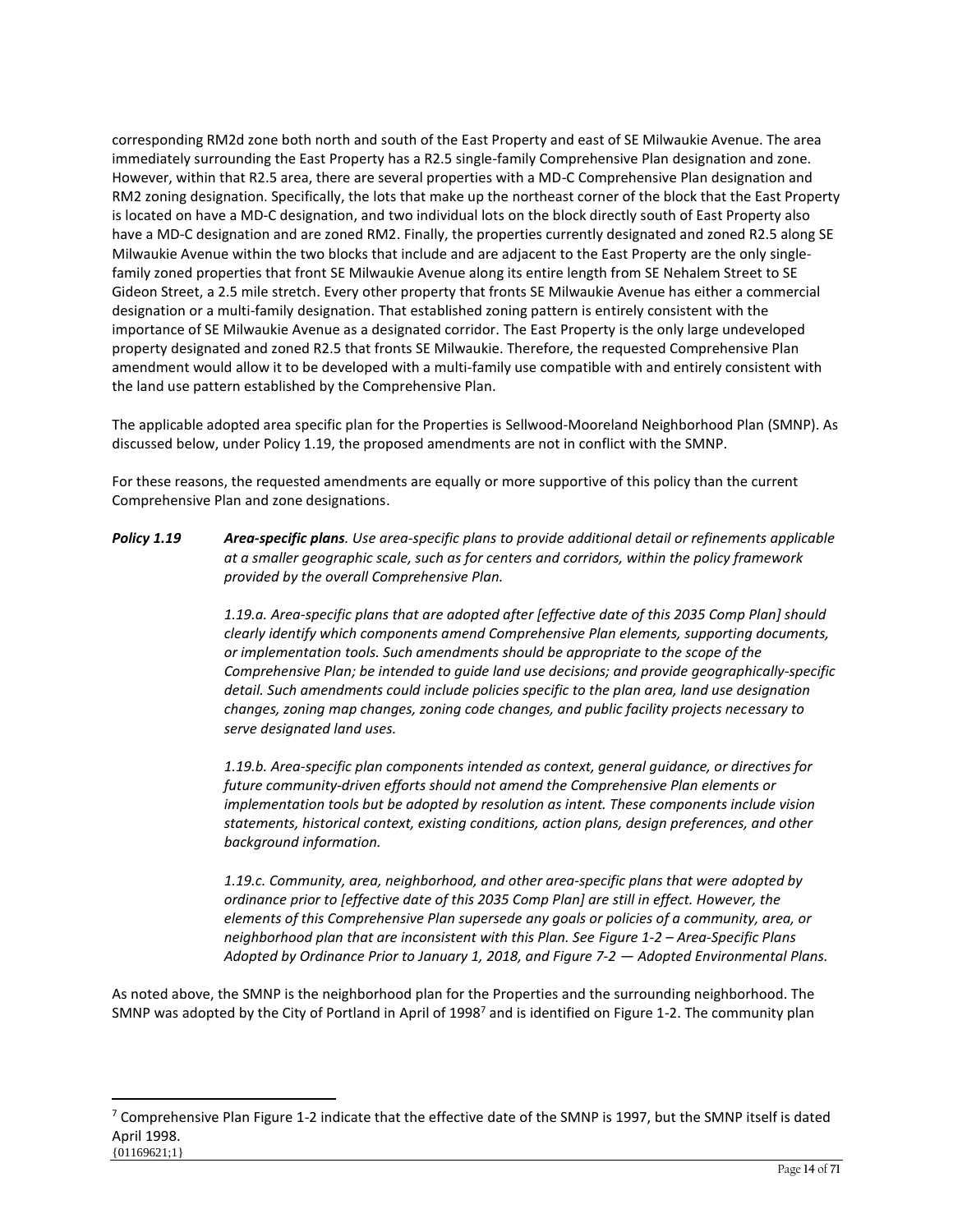corresponding RM2d zone both north and south of the East Property and east of SE Milwaukie Avenue. The area immediately surrounding the East Property has a R2.5 single-family Comprehensive Plan designation and zone. However, within that R2.5 area, there are several properties with a MD-C Comprehensive Plan designation and RM2 zoning designation. Specifically, the lots that make up the northeast corner of the block that the East Property is located on have a MD-C designation, and two individual lots on the block directly south of East Property also have a MD-C designation and are zoned RM2. Finally, the properties currently designated and zoned R2.5 along SE Milwaukie Avenue within the two blocks that include and are adjacent to the East Property are the only single-family zoned properties that front SE Milwaukie Avenue along its entire length from SE Nehalem Street to SE Gideon Street, a 2.5 mile stretch. Every other property that fronts SE Milwaukie Avenue has either a commercial designation or a multi-family designation. That established zoning pattern is entirely consistent with the importance of SE Milwaukie Avenue as a designated corridor. The East Property is the only large undeveloped property designated and zoned R2.5 that fronts SE Milwaukie. Therefore, the requested Comprehensive Plan amendment would allow it to be developed with a multi-family use compatible with and entirely consistent with the land use pattern established by the Comprehensive Plan.

The applicable adopted area specific plan for the Properties is Sellwood-Mooreland Neighborhood Plan (SMNP). As discussed below, under Policy 1.19, the proposed amendments are not in conflict with the SMNP.

For these reasons, the requested amendments are equally or more supportive of this policy than the current Comprehensive Plan and zone designations.

***Policy 1.19*** ***Area-specific plans****. Use area-specific plans to provide additional detail or refinements applicable at a smaller geographic scale, such as for centers and corridors, within the policy framework provided by the overall Comprehensive Plan.*

*1.19.a. Area-specific plans that are adopted after [effective date of this 2035 Comp Plan] should clearly identify which components amend Comprehensive Plan elements, supporting documents, or implementation tools. Such amendments should be appropriate to the scope of the Comprehensive Plan; be intended to guide land use decisions; and provide geographically-specific detail. Such amendments could include policies specific to the plan area, land use designation changes, zoning map changes, zoning code changes, and public facility projects necessary to serve designated land uses.*

*1.19.b. Area-specific plan components intended as context, general guidance, or directives for future community-driven efforts should not amend the Comprehensive Plan elements or implementation tools but be adopted by resolution as intent. These components include vision statements, historical context, existing conditions, action plans, design preferences, and other background information.*

*1.19.c. Community, area, neighborhood, and other area-specific plans that were adopted by ordinance prior to [effective date of this 2035 Comp Plan] are still in effect. However, the elements of this Comprehensive Plan supersede any goals or policies of a community, area, or neighborhood plan that are inconsistent with this Plan. See Figure 1-2 – Area-Specific Plans Adopted by Ordinance Prior to January 1, 2018, and Figure 7-2 — Adopted Environmental Plans.*

As noted above, the SMNP is the neighborhood plan for the Properties and the surrounding neighborhood. The SMNP was adopted by the City of Portland in April of 1998[7] and is identified on Figure 1-2. The community plan

---

[7] Comprehensive Plan Figure 1-2 indicate that the effective date of the SMNP is 1997, but the SMNP itself is dated April 1998.

{01169621;1}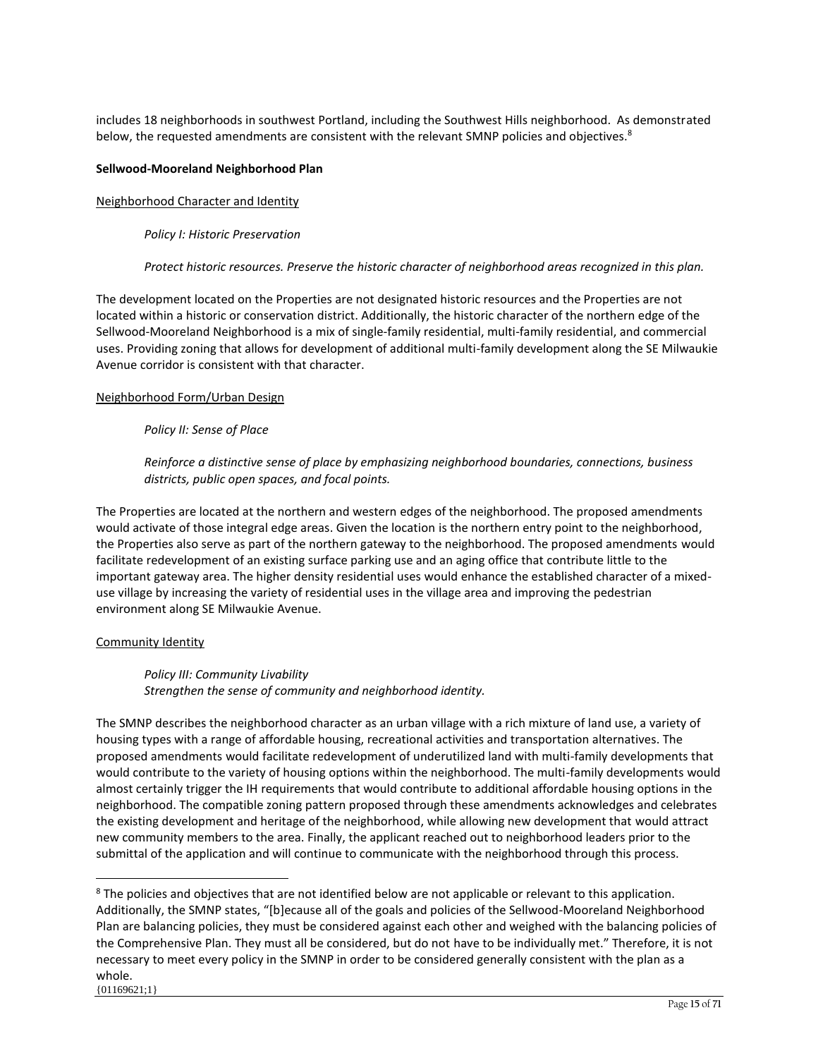includes 18 neighborhoods in southwest Portland, including the Southwest Hills neighborhood. As demonstrated below, the requested amendments are consistent with the relevant SMNP policies and objectives.[8]

**Sellwood-Mooreland Neighborhood Plan**

Neighborhood Character and Identity

*Policy I: Historic Preservation*

*Protect historic resources. Preserve the historic character of neighborhood areas recognized in this plan.*

The development located on the Properties are not designated historic resources and the Properties are not located within a historic or conservation district. Additionally, the historic character of the northern edge of the Sellwood-Mooreland Neighborhood is a mix of single-family residential, multi-family residential, and commercial uses. Providing zoning that allows for development of additional multi-family development along the SE Milwaukie Avenue corridor is consistent with that character.

Neighborhood Form/Urban Design

*Policy II: Sense of Place*

*Reinforce a distinctive sense of place by emphasizing neighborhood boundaries, connections, business districts, public open spaces, and focal points.*

The Properties are located at the northern and western edges of the neighborhood. The proposed amendments would activate of those integral edge areas. Given the location is the northern entry point to the neighborhood, the Properties also serve as part of the northern gateway to the neighborhood. The proposed amendments would facilitate redevelopment of an existing surface parking use and an aging office that contribute little to the important gateway area. The higher density residential uses would enhance the established character of a mixed-use village by increasing the variety of residential uses in the village area and improving the pedestrian environment along SE Milwaukie Avenue.

Community Identity

*Policy III: Community Livability*
*Strengthen the sense of community and neighborhood identity.*

The SMNP describes the neighborhood character as an urban village with a rich mixture of land use, a variety of housing types with a range of affordable housing, recreational activities and transportation alternatives. The proposed amendments would facilitate redevelopment of underutilized land with multi-family developments that would contribute to the variety of housing options within the neighborhood. The multi-family developments would almost certainly trigger the IH requirements that would contribute to additional affordable housing options in the neighborhood. The compatible zoning pattern proposed through these amendments acknowledges and celebrates the existing development and heritage of the neighborhood, while allowing new development that would attract new community members to the area. Finally, the applicant reached out to neighborhood leaders prior to the submittal of the application and will continue to communicate with the neighborhood through this process.

---

[8] The policies and objectives that are not identified below are not applicable or relevant to this application. Additionally, the SMNP states, "[b]ecause all of the goals and policies of the Sellwood-Mooreland Neighborhood Plan are balancing policies, they must be considered against each other and weighed with the balancing policies of the Comprehensive Plan. They must all be considered, but do not have to be individually met." Therefore, it is not necessary to meet every policy in the SMNP in order to be considered generally consistent with the plan as a whole.

{01169621;1}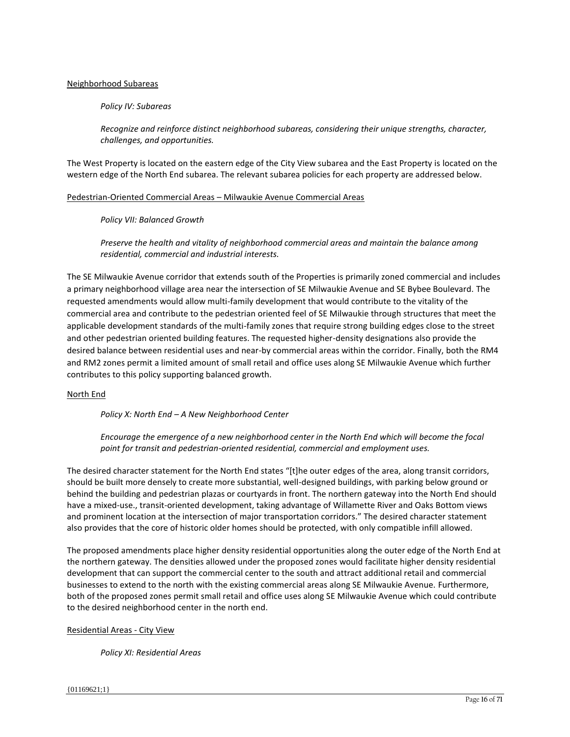<u>Neighborhood Subareas</u>

*Policy IV: Subareas*

*Recognize and reinforce distinct neighborhood subareas, considering their unique strengths, character, challenges, and opportunities.*

The West Property is located on the eastern edge of the City View subarea and the East Property is located on the western edge of the North End subarea. The relevant subarea policies for each property are addressed below.

<u>Pedestrian-Oriented Commercial Areas – Milwaukie Avenue Commercial Areas</u>

*Policy VII: Balanced Growth*

*Preserve the health and vitality of neighborhood commercial areas and maintain the balance among residential, commercial and industrial interests.*

The SE Milwaukie Avenue corridor that extends south of the Properties is primarily zoned commercial and includes a primary neighborhood village area near the intersection of SE Milwaukie Avenue and SE Bybee Boulevard. The requested amendments would allow multi-family development that would contribute to the vitality of the commercial area and contribute to the pedestrian oriented feel of SE Milwaukie through structures that meet the applicable development standards of the multi-family zones that require strong building edges close to the street and other pedestrian oriented building features. The requested higher-density designations also provide the desired balance between residential uses and near-by commercial areas within the corridor. Finally, both the RM4 and RM2 zones permit a limited amount of small retail and office uses along SE Milwaukie Avenue which further contributes to this policy supporting balanced growth.

<u>North End</u>

*Policy X: North End – A New Neighborhood Center*

*Encourage the emergence of a new neighborhood center in the North End which will become the focal point for transit and pedestrian-oriented residential, commercial and employment uses.*

The desired character statement for the North End states "[t]he outer edges of the area, along transit corridors, should be built more densely to create more substantial, well-designed buildings, with parking below ground or behind the building and pedestrian plazas or courtyards in front. The northern gateway into the North End should have a mixed-use., transit-oriented development, taking advantage of Willamette River and Oaks Bottom views and prominent location at the intersection of major transportation corridors." The desired character statement also provides that the core of historic older homes should be protected, with only compatible infill allowed.

The proposed amendments place higher density residential opportunities along the outer edge of the North End at the northern gateway. The densities allowed under the proposed zones would facilitate higher density residential development that can support the commercial center to the south and attract additional retail and commercial businesses to extend to the north with the existing commercial areas along SE Milwaukie Avenue. Furthermore, both of the proposed zones permit small retail and office uses along SE Milwaukie Avenue which could contribute to the desired neighborhood center in the north end.

<u>Residential Areas - City View</u>

*Policy XI: Residential Areas*

{01169621;1}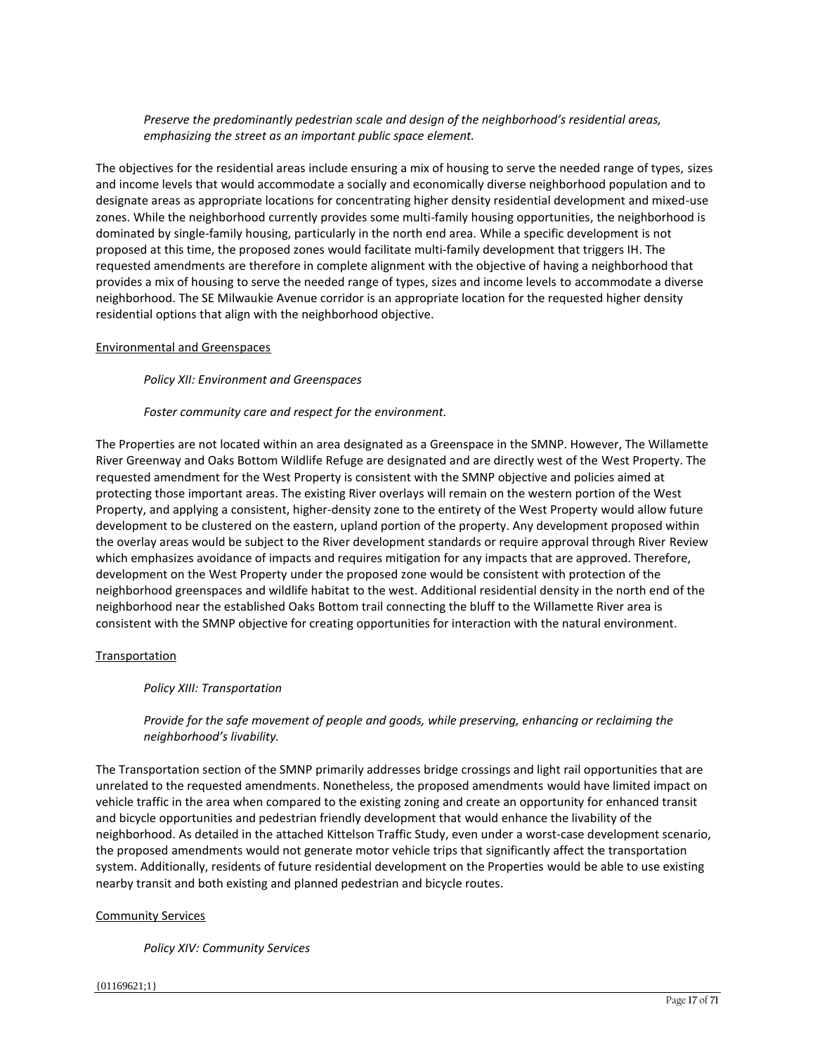*Preserve the predominantly pedestrian scale and design of the neighborhood's residential areas, emphasizing the street as an important public space element.*

The objectives for the residential areas include ensuring a mix of housing to serve the needed range of types, sizes and income levels that would accommodate a socially and economically diverse neighborhood population and to designate areas as appropriate locations for concentrating higher density residential development and mixed-use zones. While the neighborhood currently provides some multi-family housing opportunities, the neighborhood is dominated by single-family housing, particularly in the north end area. While a specific development is not proposed at this time, the proposed zones would facilitate multi-family development that triggers IH. The requested amendments are therefore in complete alignment with the objective of having a neighborhood that provides a mix of housing to serve the needed range of types, sizes and income levels to accommodate a diverse neighborhood. The SE Milwaukie Avenue corridor is an appropriate location for the requested higher density residential options that align with the neighborhood objective.

Environmental and Greenspaces

*Policy XII: Environment and Greenspaces*

*Foster community care and respect for the environment.*

The Properties are not located within an area designated as a Greenspace in the SMNP. However, The Willamette River Greenway and Oaks Bottom Wildlife Refuge are designated and are directly west of the West Property. The requested amendment for the West Property is consistent with the SMNP objective and policies aimed at protecting those important areas. The existing River overlays will remain on the western portion of the West Property, and applying a consistent, higher-density zone to the entirety of the West Property would allow future development to be clustered on the eastern, upland portion of the property. Any development proposed within the overlay areas would be subject to the River development standards or require approval through River Review which emphasizes avoidance of impacts and requires mitigation for any impacts that are approved. Therefore, development on the West Property under the proposed zone would be consistent with protection of the neighborhood greenspaces and wildlife habitat to the west. Additional residential density in the north end of the neighborhood near the established Oaks Bottom trail connecting the bluff to the Willamette River area is consistent with the SMNP objective for creating opportunities for interaction with the natural environment.

Transportation

*Policy XIII: Transportation*

*Provide for the safe movement of people and goods, while preserving, enhancing or reclaiming the neighborhood's livability.*

The Transportation section of the SMNP primarily addresses bridge crossings and light rail opportunities that are unrelated to the requested amendments. Nonetheless, the proposed amendments would have limited impact on vehicle traffic in the area when compared to the existing zoning and create an opportunity for enhanced transit and bicycle opportunities and pedestrian friendly development that would enhance the livability of the neighborhood. As detailed in the attached Kittelson Traffic Study, even under a worst-case development scenario, the proposed amendments would not generate motor vehicle trips that significantly affect the transportation system. Additionally, residents of future residential development on the Properties would be able to use existing nearby transit and both existing and planned pedestrian and bicycle routes.

Community Services

*Policy XIV: Community Services*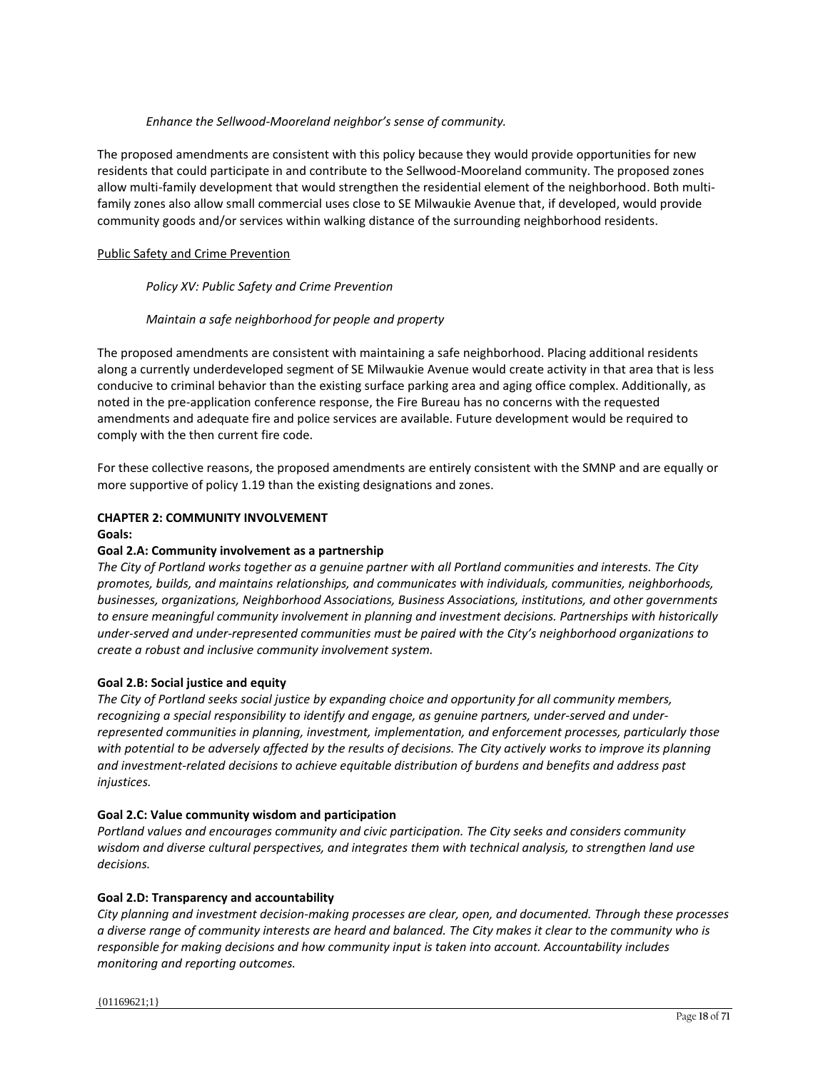*Enhance the Sellwood-Mooreland neighbor's sense of community.*

The proposed amendments are consistent with this policy because they would provide opportunities for new residents that could participate in and contribute to the Sellwood-Mooreland community. The proposed zones allow multi-family development that would strengthen the residential element of the neighborhood. Both multi-family zones also allow small commercial uses close to SE Milwaukie Avenue that, if developed, would provide community goods and/or services within walking distance of the surrounding neighborhood residents.

Public Safety and Crime Prevention

*Policy XV: Public Safety and Crime Prevention*

*Maintain a safe neighborhood for people and property*

The proposed amendments are consistent with maintaining a safe neighborhood. Placing additional residents along a currently underdeveloped segment of SE Milwaukie Avenue would create activity in that area that is less conducive to criminal behavior than the existing surface parking area and aging office complex. Additionally, as noted in the pre-application conference response, the Fire Bureau has no concerns with the requested amendments and adequate fire and police services are available. Future development would be required to comply with the then current fire code.

For these collective reasons, the proposed amendments are entirely consistent with the SMNP and are equally or more supportive of policy 1.19 than the existing designations and zones.

**CHAPTER 2: COMMUNITY INVOLVEMENT**

**Goals:**

**Goal 2.A: Community involvement as a partnership**

*The City of Portland works together as a genuine partner with all Portland communities and interests. The City promotes, builds, and maintains relationships, and communicates with individuals, communities, neighborhoods, businesses, organizations, Neighborhood Associations, Business Associations, institutions, and other governments to ensure meaningful community involvement in planning and investment decisions. Partnerships with historically under-served and under-represented communities must be paired with the City's neighborhood organizations to create a robust and inclusive community involvement system.*

**Goal 2.B: Social justice and equity**

*The City of Portland seeks social justice by expanding choice and opportunity for all community members, recognizing a special responsibility to identify and engage, as genuine partners, under-served and under-represented communities in planning, investment, implementation, and enforcement processes, particularly those with potential to be adversely affected by the results of decisions. The City actively works to improve its planning and investment-related decisions to achieve equitable distribution of burdens and benefits and address past injustices.*

**Goal 2.C: Value community wisdom and participation**

*Portland values and encourages community and civic participation. The City seeks and considers community wisdom and diverse cultural perspectives, and integrates them with technical analysis, to strengthen land use decisions.*

**Goal 2.D: Transparency and accountability**

*City planning and investment decision-making processes are clear, open, and documented. Through these processes a diverse range of community interests are heard and balanced. The City makes it clear to the community who is responsible for making decisions and how community input is taken into account. Accountability includes monitoring and reporting outcomes.*

{01169621;1}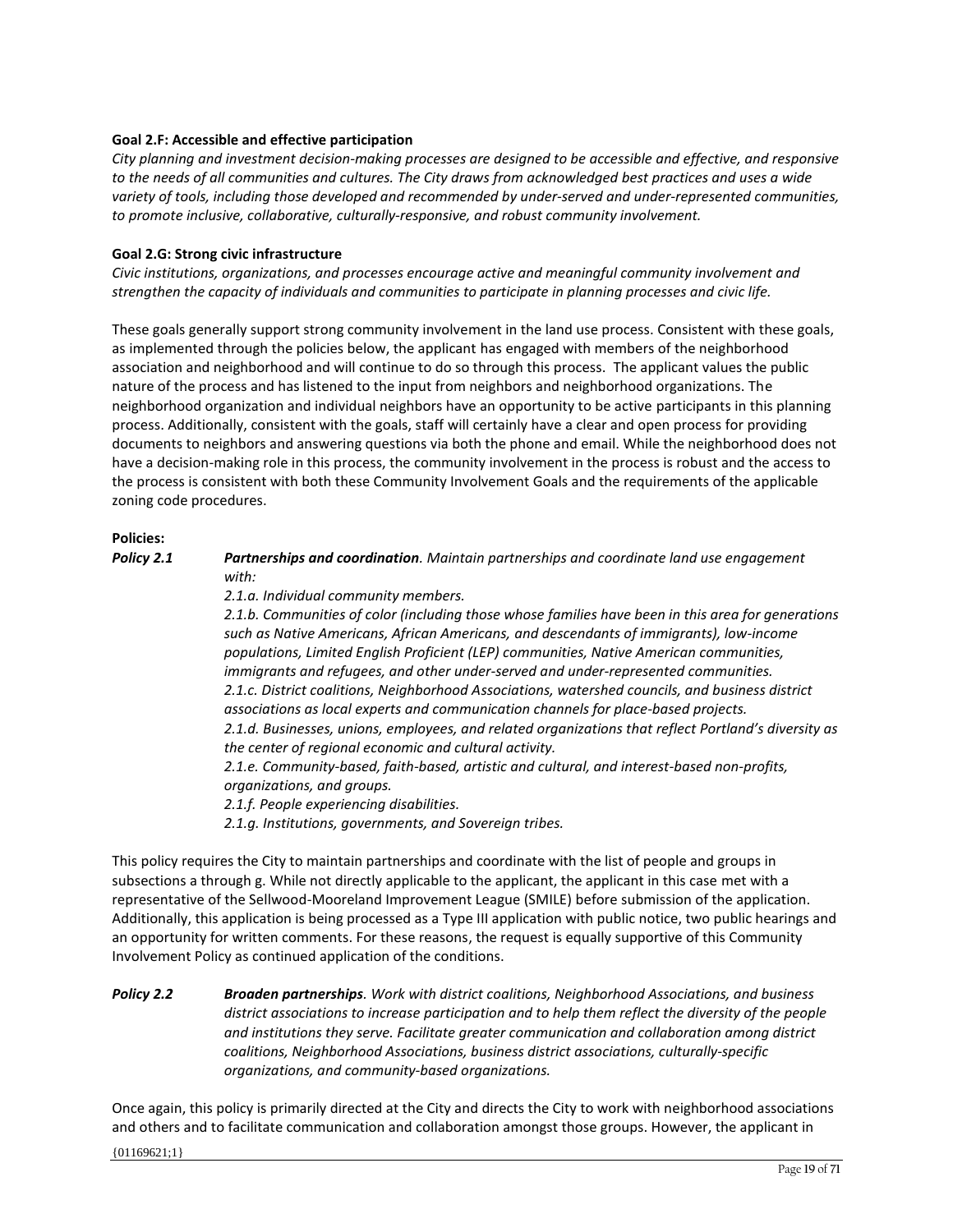**Goal 2.F: Accessible and effective participation**

*City planning and investment decision-making processes are designed to be accessible and effective, and responsive to the needs of all communities and cultures. The City draws from acknowledged best practices and uses a wide variety of tools, including those developed and recommended by under-served and under-represented communities, to promote inclusive, collaborative, culturally-responsive, and robust community involvement.*

**Goal 2.G: Strong civic infrastructure**

*Civic institutions, organizations, and processes encourage active and meaningful community involvement and strengthen the capacity of individuals and communities to participate in planning processes and civic life.*

These goals generally support strong community involvement in the land use process. Consistent with these goals, as implemented through the policies below, the applicant has engaged with members of the neighborhood association and neighborhood and will continue to do so through this process. The applicant values the public nature of the process and has listened to the input from neighbors and neighborhood organizations. The neighborhood organization and individual neighbors have an opportunity to be active participants in this planning process. Additionally, consistent with the goals, staff will certainly have a clear and open process for providing documents to neighbors and answering questions via both the phone and email. While the neighborhood does not have a decision-making role in this process, the community involvement in the process is robust and the access to the process is consistent with both these Community Involvement Goals and the requirements of the applicable zoning code procedures.

**Policies:**

***Policy 2.1*** ***Partnerships and coordination****. Maintain partnerships and coordinate land use engagement with:*

*2.1.a. Individual community members.*

*2.1.b. Communities of color (including those whose families have been in this area for generations such as Native Americans, African Americans, and descendants of immigrants), low-income populations, Limited English Proficient (LEP) communities, Native American communities, immigrants and refugees, and other under-served and under-represented communities.*

*2.1.c. District coalitions, Neighborhood Associations, watershed councils, and business district associations as local experts and communication channels for place-based projects.*

*2.1.d. Businesses, unions, employees, and related organizations that reflect Portland's diversity as the center of regional economic and cultural activity.*

*2.1.e. Community-based, faith-based, artistic and cultural, and interest-based non-profits, organizations, and groups.*

*2.1.f. People experiencing disabilities.*

*2.1.g. Institutions, governments, and Sovereign tribes.*

This policy requires the City to maintain partnerships and coordinate with the list of people and groups in subsections a through g. While not directly applicable to the applicant, the applicant in this case met with a representative of the Sellwood-Mooreland Improvement League (SMILE) before submission of the application. Additionally, this application is being processed as a Type III application with public notice, two public hearings and an opportunity for written comments. For these reasons, the request is equally supportive of this Community Involvement Policy as continued application of the conditions.

***Policy 2.2*** ***Broaden partnerships****. Work with district coalitions, Neighborhood Associations, and business district associations to increase participation and to help them reflect the diversity of the people and institutions they serve. Facilitate greater communication and collaboration among district coalitions, Neighborhood Associations, business district associations, culturally-specific organizations, and community-based organizations.*

Once again, this policy is primarily directed at the City and directs the City to work with neighborhood associations and others and to facilitate communication and collaboration amongst those groups. However, the applicant in

{01169621;1}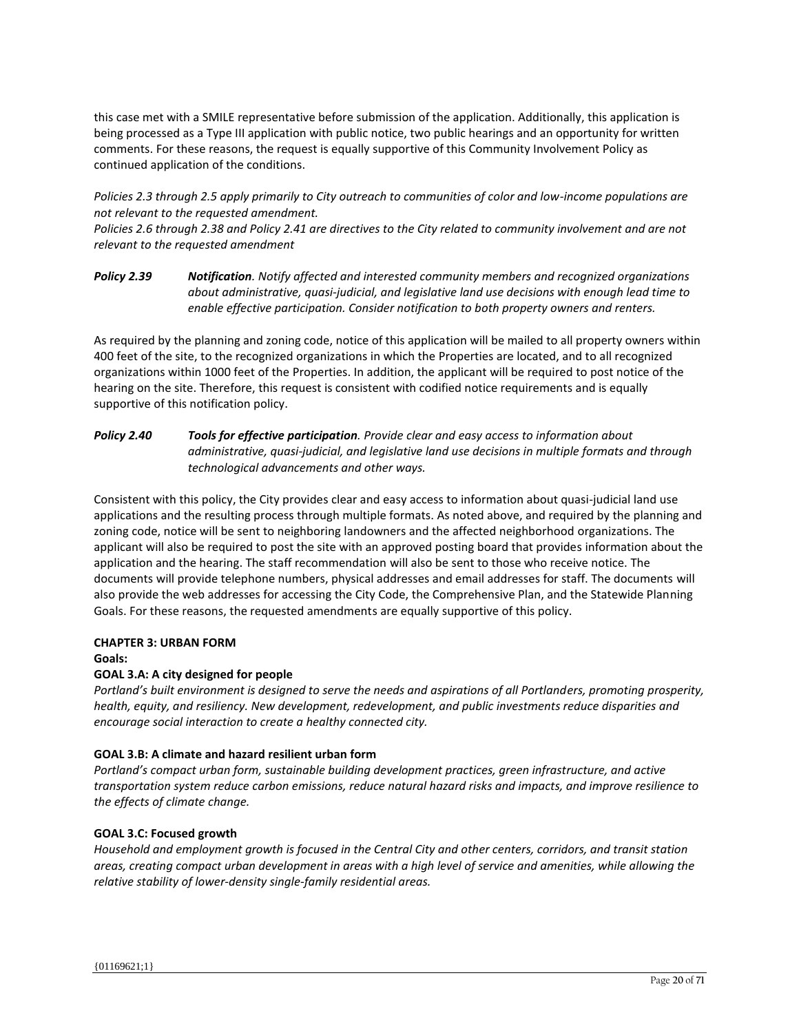this case met with a SMILE representative before submission of the application. Additionally, this application is being processed as a Type III application with public notice, two public hearings and an opportunity for written comments. For these reasons, the request is equally supportive of this Community Involvement Policy as continued application of the conditions.

*Policies 2.3 through 2.5 apply primarily to City outreach to communities of color and low-income populations are not relevant to the requested amendment.*
*Policies 2.6 through 2.38 and Policy 2.41 are directives to the City related to community involvement and are not relevant to the requested amendment*

***Policy 2.39*** ***Notification****. Notify affected and interested community members and recognized organizations about administrative, quasi-judicial, and legislative land use decisions with enough lead time to enable effective participation. Consider notification to both property owners and renters.*

As required by the planning and zoning code, notice of this application will be mailed to all property owners within 400 feet of the site, to the recognized organizations in which the Properties are located, and to all recognized organizations within 1000 feet of the Properties. In addition, the applicant will be required to post notice of the hearing on the site. Therefore, this request is consistent with codified notice requirements and is equally supportive of this notification policy.

***Policy 2.40*** ***Tools for effective participation****. Provide clear and easy access to information about administrative, quasi-judicial, and legislative land use decisions in multiple formats and through technological advancements and other ways.*

Consistent with this policy, the City provides clear and easy access to information about quasi-judicial land use applications and the resulting process through multiple formats. As noted above, and required by the planning and zoning code, notice will be sent to neighboring landowners and the affected neighborhood organizations. The applicant will also be required to post the site with an approved posting board that provides information about the application and the hearing. The staff recommendation will also be sent to those who receive notice. The documents will provide telephone numbers, physical addresses and email addresses for staff. The documents will also provide the web addresses for accessing the City Code, the Comprehensive Plan, and the Statewide Planning Goals. For these reasons, the requested amendments are equally supportive of this policy.

**CHAPTER 3: URBAN FORM**

**Goals:**

**GOAL 3.A: A city designed for people**

*Portland's built environment is designed to serve the needs and aspirations of all Portlanders, promoting prosperity, health, equity, and resiliency. New development, redevelopment, and public investments reduce disparities and encourage social interaction to create a healthy connected city.*

**GOAL 3.B: A climate and hazard resilient urban form**

*Portland's compact urban form, sustainable building development practices, green infrastructure, and active transportation system reduce carbon emissions, reduce natural hazard risks and impacts, and improve resilience to the effects of climate change.*

**GOAL 3.C: Focused growth**

*Household and employment growth is focused in the Central City and other centers, corridors, and transit station areas, creating compact urban development in areas with a high level of service and amenities, while allowing the relative stability of lower-density single-family residential areas.*

{01169621;1}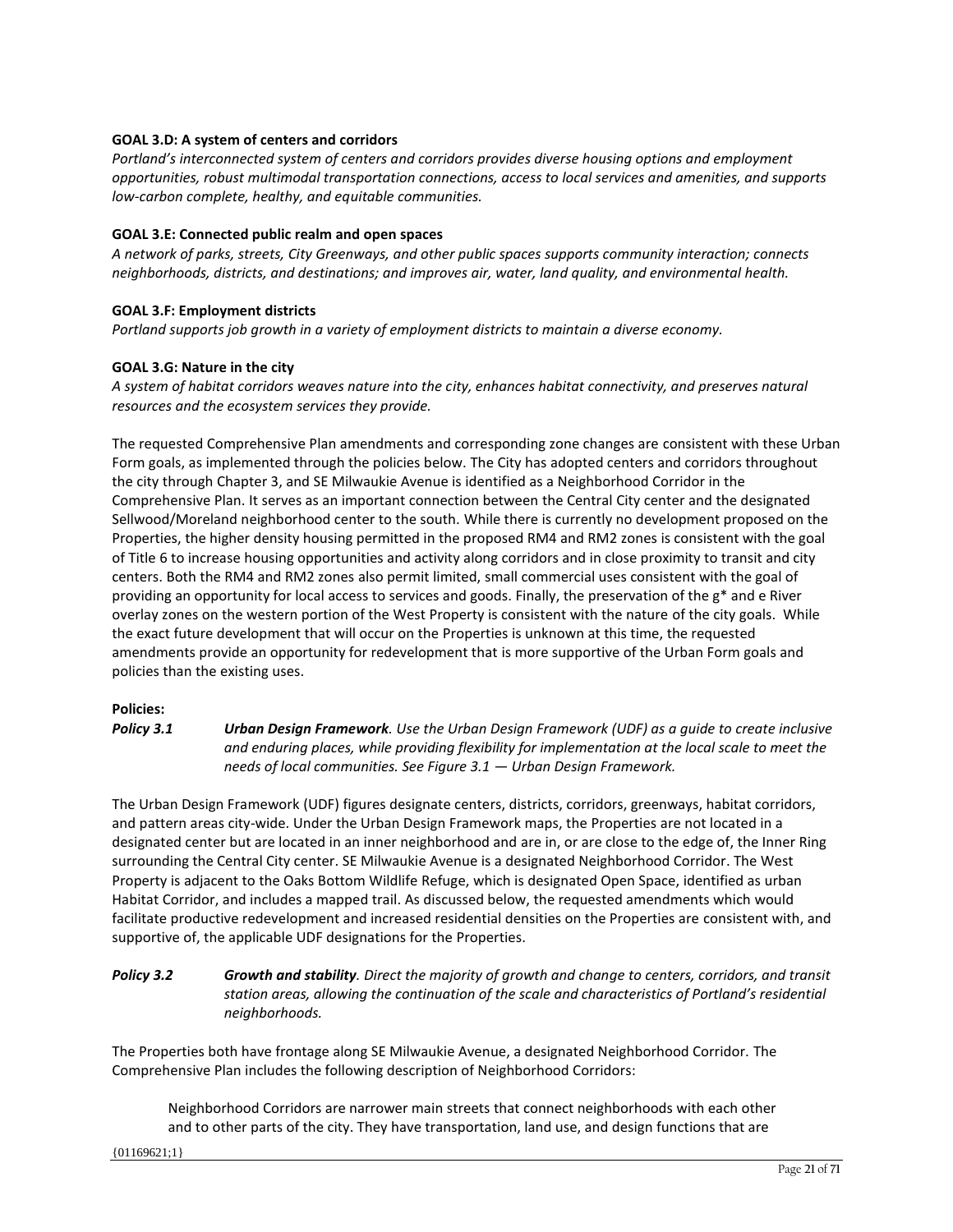**GOAL 3.D: A system of centers and corridors**
*Portland's interconnected system of centers and corridors provides diverse housing options and employment opportunities, robust multimodal transportation connections, access to local services and amenities, and supports low-carbon complete, healthy, and equitable communities.*

**GOAL 3.E: Connected public realm and open spaces**
*A network of parks, streets, City Greenways, and other public spaces supports community interaction; connects neighborhoods, districts, and destinations; and improves air, water, land quality, and environmental health.*

**GOAL 3.F: Employment districts**
*Portland supports job growth in a variety of employment districts to maintain a diverse economy.*

**GOAL 3.G: Nature in the city**
*A system of habitat corridors weaves nature into the city, enhances habitat connectivity, and preserves natural resources and the ecosystem services they provide.*

The requested Comprehensive Plan amendments and corresponding zone changes are consistent with these Urban Form goals, as implemented through the policies below. The City has adopted centers and corridors throughout the city through Chapter 3, and SE Milwaukie Avenue is identified as a Neighborhood Corridor in the Comprehensive Plan. It serves as an important connection between the Central City center and the designated Sellwood/Moreland neighborhood center to the south. While there is currently no development proposed on the Properties, the higher density housing permitted in the proposed RM4 and RM2 zones is consistent with the goal of Title 6 to increase housing opportunities and activity along corridors and in close proximity to transit and city centers. Both the RM4 and RM2 zones also permit limited, small commercial uses consistent with the goal of providing an opportunity for local access to services and goods. Finally, the preservation of the g* and e River overlay zones on the western portion of the West Property is consistent with the nature of the city goals. While the exact future development that will occur on the Properties is unknown at this time, the requested amendments provide an opportunity for redevelopment that is more supportive of the Urban Form goals and policies than the existing uses.

**Policies:**

***Policy 3.1*** ***Urban Design Framework****. Use the Urban Design Framework (UDF) as a guide to create inclusive and enduring places, while providing flexibility for implementation at the local scale to meet the needs of local communities. See Figure 3.1 — Urban Design Framework.*

The Urban Design Framework (UDF) figures designate centers, districts, corridors, greenways, habitat corridors, and pattern areas city-wide. Under the Urban Design Framework maps, the Properties are not located in a designated center but are located in an inner neighborhood and are in, or are close to the edge of, the Inner Ring surrounding the Central City center. SE Milwaukie Avenue is a designated Neighborhood Corridor. The West Property is adjacent to the Oaks Bottom Wildlife Refuge, which is designated Open Space, identified as urban Habitat Corridor, and includes a mapped trail. As discussed below, the requested amendments which would facilitate productive redevelopment and increased residential densities on the Properties are consistent with, and supportive of, the applicable UDF designations for the Properties.

***Policy 3.2*** ***Growth and stability****. Direct the majority of growth and change to centers, corridors, and transit station areas, allowing the continuation of the scale and characteristics of Portland's residential neighborhoods.*

The Properties both have frontage along SE Milwaukie Avenue, a designated Neighborhood Corridor. The Comprehensive Plan includes the following description of Neighborhood Corridors:

> Neighborhood Corridors are narrower main streets that connect neighborhoods with each other and to other parts of the city. They have transportation, land use, and design functions that are

{01169621;1}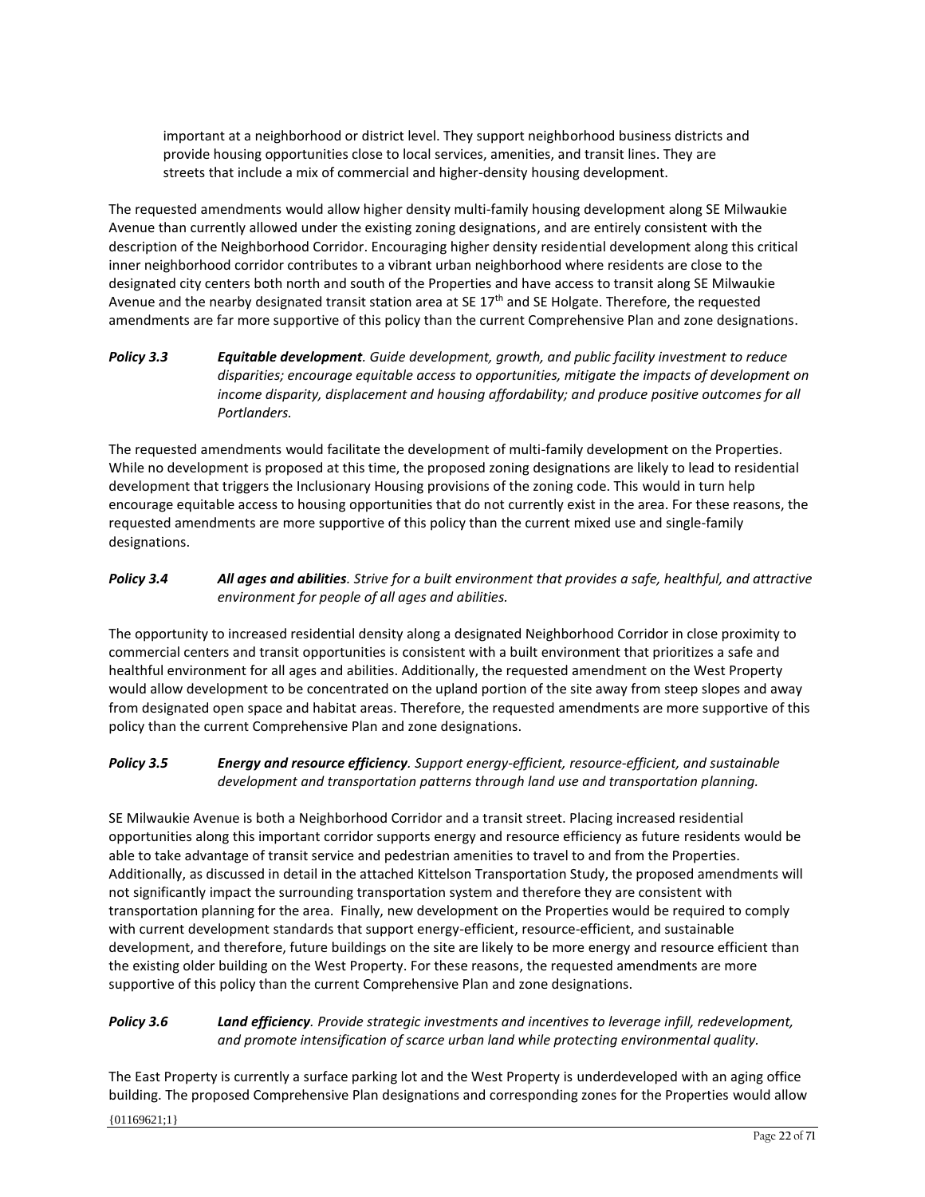important at a neighborhood or district level. They support neighborhood business districts and provide housing opportunities close to local services, amenities, and transit lines. They are streets that include a mix of commercial and higher-density housing development.

The requested amendments would allow higher density multi-family housing development along SE Milwaukie Avenue than currently allowed under the existing zoning designations, and are entirely consistent with the description of the Neighborhood Corridor. Encouraging higher density residential development along this critical inner neighborhood corridor contributes to a vibrant urban neighborhood where residents are close to the designated city centers both north and south of the Properties and have access to transit along SE Milwaukie Avenue and the nearby designated transit station area at SE 17th and SE Holgate. Therefore, the requested amendments are far more supportive of this policy than the current Comprehensive Plan and zone designations.

***Policy 3.3*** ***Equitable development****. Guide development, growth, and public facility investment to reduce disparities; encourage equitable access to opportunities, mitigate the impacts of development on income disparity, displacement and housing affordability; and produce positive outcomes for all Portlanders.*

The requested amendments would facilitate the development of multi-family development on the Properties. While no development is proposed at this time, the proposed zoning designations are likely to lead to residential development that triggers the Inclusionary Housing provisions of the zoning code. This would in turn help encourage equitable access to housing opportunities that do not currently exist in the area. For these reasons, the requested amendments are more supportive of this policy than the current mixed use and single-family designations.

***Policy 3.4*** ***All ages and abilities****. Strive for a built environment that provides a safe, healthful, and attractive environment for people of all ages and abilities.*

The opportunity to increased residential density along a designated Neighborhood Corridor in close proximity to commercial centers and transit opportunities is consistent with a built environment that prioritizes a safe and healthful environment for all ages and abilities. Additionally, the requested amendment on the West Property would allow development to be concentrated on the upland portion of the site away from steep slopes and away from designated open space and habitat areas. Therefore, the requested amendments are more supportive of this policy than the current Comprehensive Plan and zone designations.

***Policy 3.5*** ***Energy and resource efficiency****. Support energy-efficient, resource-efficient, and sustainable development and transportation patterns through land use and transportation planning.*

SE Milwaukie Avenue is both a Neighborhood Corridor and a transit street. Placing increased residential opportunities along this important corridor supports energy and resource efficiency as future residents would be able to take advantage of transit service and pedestrian amenities to travel to and from the Properties. Additionally, as discussed in detail in the attached Kittelson Transportation Study, the proposed amendments will not significantly impact the surrounding transportation system and therefore they are consistent with transportation planning for the area. Finally, new development on the Properties would be required to comply with current development standards that support energy-efficient, resource-efficient, and sustainable development, and therefore, future buildings on the site are likely to be more energy and resource efficient than the existing older building on the West Property. For these reasons, the requested amendments are more supportive of this policy than the current Comprehensive Plan and zone designations.

***Policy 3.6*** ***Land efficiency****. Provide strategic investments and incentives to leverage infill, redevelopment, and promote intensification of scarce urban land while protecting environmental quality.*

The East Property is currently a surface parking lot and the West Property is underdeveloped with an aging office building. The proposed Comprehensive Plan designations and corresponding zones for the Properties would allow

{01169621;1}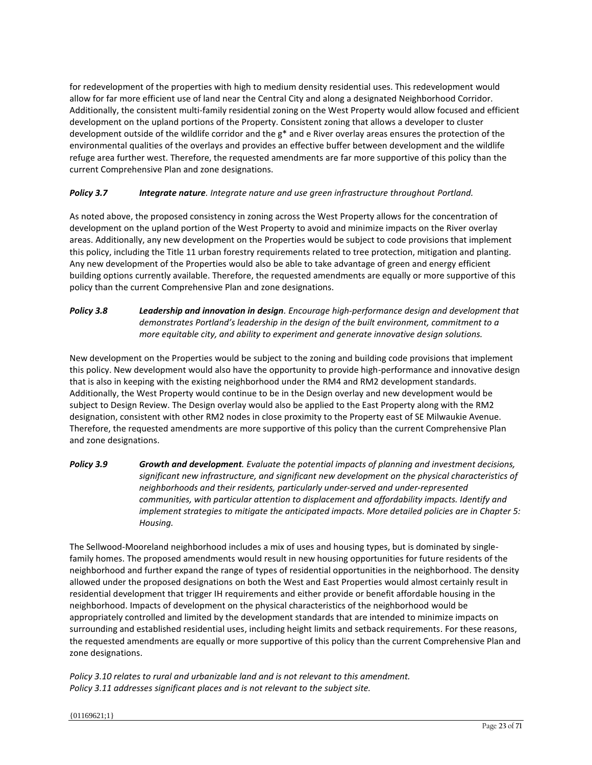for redevelopment of the properties with high to medium density residential uses. This redevelopment would allow for far more efficient use of land near the Central City and along a designated Neighborhood Corridor. Additionally, the consistent multi-family residential zoning on the West Property would allow focused and efficient development on the upland portions of the Property. Consistent zoning that allows a developer to cluster development outside of the wildlife corridor and the g* and e River overlay areas ensures the protection of the environmental qualities of the overlays and provides an effective buffer between development and the wildlife refuge area further west. Therefore, the requested amendments are far more supportive of this policy than the current Comprehensive Plan and zone designations.

***Policy 3.7*** ***Integrate nature****. Integrate nature and use green infrastructure throughout Portland.*

As noted above, the proposed consistency in zoning across the West Property allows for the concentration of development on the upland portion of the West Property to avoid and minimize impacts on the River overlay areas. Additionally, any new development on the Properties would be subject to code provisions that implement this policy, including the Title 11 urban forestry requirements related to tree protection, mitigation and planting. Any new development of the Properties would also be able to take advantage of green and energy efficient building options currently available. Therefore, the requested amendments are equally or more supportive of this policy than the current Comprehensive Plan and zone designations.

***Policy 3.8*** ***Leadership and innovation in design****. Encourage high-performance design and development that demonstrates Portland's leadership in the design of the built environment, commitment to a more equitable city, and ability to experiment and generate innovative design solutions.*

New development on the Properties would be subject to the zoning and building code provisions that implement this policy. New development would also have the opportunity to provide high-performance and innovative design that is also in keeping with the existing neighborhood under the RM4 and RM2 development standards. Additionally, the West Property would continue to be in the Design overlay and new development would be subject to Design Review. The Design overlay would also be applied to the East Property along with the RM2 designation, consistent with other RM2 nodes in close proximity to the Property east of SE Milwaukie Avenue. Therefore, the requested amendments are more supportive of this policy than the current Comprehensive Plan and zone designations.

***Policy 3.9*** ***Growth and development****. Evaluate the potential impacts of planning and investment decisions, significant new infrastructure, and significant new development on the physical characteristics of neighborhoods and their residents, particularly under-served and under-represented communities, with particular attention to displacement and affordability impacts. Identify and implement strategies to mitigate the anticipated impacts. More detailed policies are in Chapter 5: Housing.*

The Sellwood-Mooreland neighborhood includes a mix of uses and housing types, but is dominated by single-family homes. The proposed amendments would result in new housing opportunities for future residents of the neighborhood and further expand the range of types of residential opportunities in the neighborhood. The density allowed under the proposed designations on both the West and East Properties would almost certainly result in residential development that trigger IH requirements and either provide or benefit affordable housing in the neighborhood. Impacts of development on the physical characteristics of the neighborhood would be appropriately controlled and limited by the development standards that are intended to minimize impacts on surrounding and established residential uses, including height limits and setback requirements. For these reasons, the requested amendments are equally or more supportive of this policy than the current Comprehensive Plan and zone designations.

*Policy 3.10 relates to rural and urbanizable land and is not relevant to this amendment.*
*Policy 3.11 addresses significant places and is not relevant to the subject site.*

{01169621;1}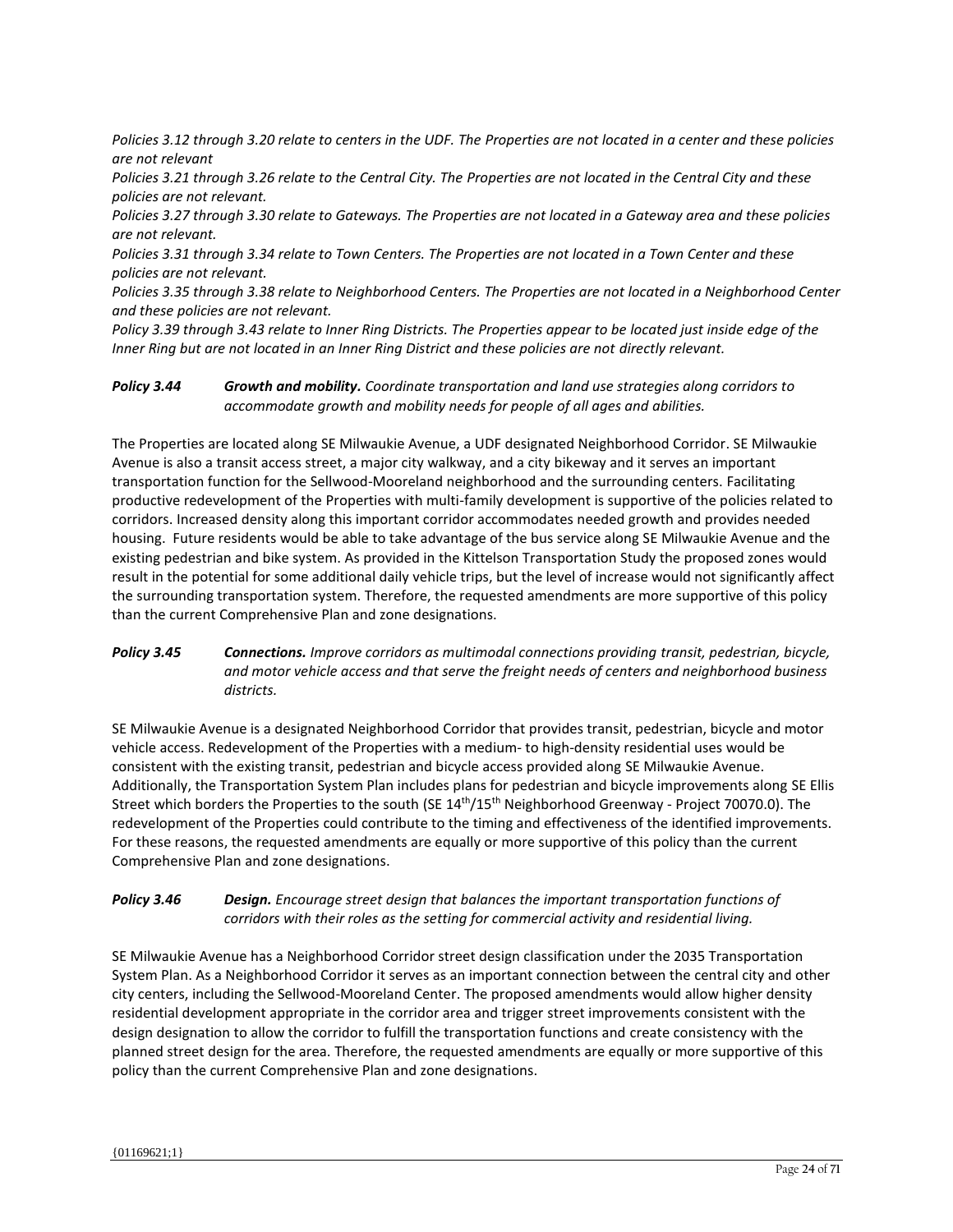*Policies 3.12 through 3.20 relate to centers in the UDF. The Properties are not located in a center and these policies are not relevant*

*Policies 3.21 through 3.26 relate to the Central City. The Properties are not located in the Central City and these policies are not relevant.*

*Policies 3.27 through 3.30 relate to Gateways. The Properties are not located in a Gateway area and these policies are not relevant.*

*Policies 3.31 through 3.34 relate to Town Centers. The Properties are not located in a Town Center and these policies are not relevant.*

*Policies 3.35 through 3.38 relate to Neighborhood Centers. The Properties are not located in a Neighborhood Center and these policies are not relevant.*

*Policy 3.39 through 3.43 relate to Inner Ring Districts. The Properties appear to be located just inside edge of the Inner Ring but are not located in an Inner Ring District and these policies are not directly relevant.*

***Policy 3.44*** ***Growth and mobility.*** *Coordinate transportation and land use strategies along corridors to accommodate growth and mobility needs for people of all ages and abilities.*

The Properties are located along SE Milwaukie Avenue, a UDF designated Neighborhood Corridor. SE Milwaukie Avenue is also a transit access street, a major city walkway, and a city bikeway and it serves an important transportation function for the Sellwood-Mooreland neighborhood and the surrounding centers. Facilitating productive redevelopment of the Properties with multi-family development is supportive of the policies related to corridors. Increased density along this important corridor accommodates needed growth and provides needed housing. Future residents would be able to take advantage of the bus service along SE Milwaukie Avenue and the existing pedestrian and bike system. As provided in the Kittelson Transportation Study the proposed zones would result in the potential for some additional daily vehicle trips, but the level of increase would not significantly affect the surrounding transportation system. Therefore, the requested amendments are more supportive of this policy than the current Comprehensive Plan and zone designations.

***Policy 3.45*** ***Connections.*** *Improve corridors as multimodal connections providing transit, pedestrian, bicycle, and motor vehicle access and that serve the freight needs of centers and neighborhood business districts.*

SE Milwaukie Avenue is a designated Neighborhood Corridor that provides transit, pedestrian, bicycle and motor vehicle access. Redevelopment of the Properties with a medium- to high-density residential uses would be consistent with the existing transit, pedestrian and bicycle access provided along SE Milwaukie Avenue. Additionally, the Transportation System Plan includes plans for pedestrian and bicycle improvements along SE Ellis Street which borders the Properties to the south (SE 14th/15th Neighborhood Greenway - Project 70070.0). The redevelopment of the Properties could contribute to the timing and effectiveness of the identified improvements. For these reasons, the requested amendments are equally or more supportive of this policy than the current Comprehensive Plan and zone designations.

***Policy 3.46*** ***Design.*** *Encourage street design that balances the important transportation functions of corridors with their roles as the setting for commercial activity and residential living.*

SE Milwaukie Avenue has a Neighborhood Corridor street design classification under the 2035 Transportation System Plan. As a Neighborhood Corridor it serves as an important connection between the central city and other city centers, including the Sellwood-Mooreland Center. The proposed amendments would allow higher density residential development appropriate in the corridor area and trigger street improvements consistent with the design designation to allow the corridor to fulfill the transportation functions and create consistency with the planned street design for the area. Therefore, the requested amendments are equally or more supportive of this policy than the current Comprehensive Plan and zone designations.

{01169621;1}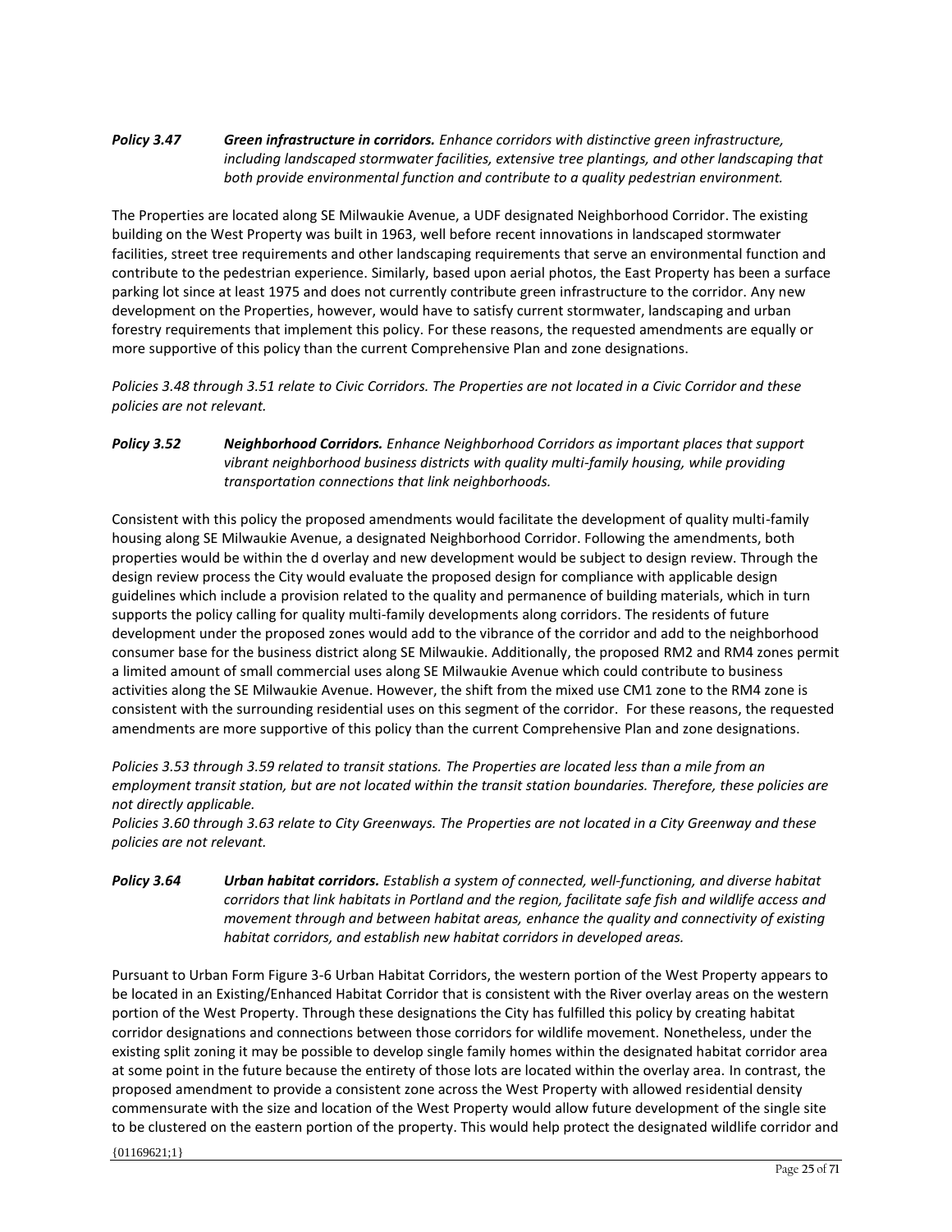***Policy 3.47*** ***Green infrastructure in corridors.*** *Enhance corridors with distinctive green infrastructure, including landscaped stormwater facilities, extensive tree plantings, and other landscaping that both provide environmental function and contribute to a quality pedestrian environment.*

The Properties are located along SE Milwaukie Avenue, a UDF designated Neighborhood Corridor. The existing building on the West Property was built in 1963, well before recent innovations in landscaped stormwater facilities, street tree requirements and other landscaping requirements that serve an environmental function and contribute to the pedestrian experience. Similarly, based upon aerial photos, the East Property has been a surface parking lot since at least 1975 and does not currently contribute green infrastructure to the corridor. Any new development on the Properties, however, would have to satisfy current stormwater, landscaping and urban forestry requirements that implement this policy. For these reasons, the requested amendments are equally or more supportive of this policy than the current Comprehensive Plan and zone designations.

*Policies 3.48 through 3.51 relate to Civic Corridors. The Properties are not located in a Civic Corridor and these policies are not relevant.*

***Policy 3.52*** ***Neighborhood Corridors.*** *Enhance Neighborhood Corridors as important places that support vibrant neighborhood business districts with quality multi-family housing, while providing transportation connections that link neighborhoods.*

Consistent with this policy the proposed amendments would facilitate the development of quality multi-family housing along SE Milwaukie Avenue, a designated Neighborhood Corridor. Following the amendments, both properties would be within the d overlay and new development would be subject to design review. Through the design review process the City would evaluate the proposed design for compliance with applicable design guidelines which include a provision related to the quality and permanence of building materials, which in turn supports the policy calling for quality multi-family developments along corridors. The residents of future development under the proposed zones would add to the vibrance of the corridor and add to the neighborhood consumer base for the business district along SE Milwaukie. Additionally, the proposed RM2 and RM4 zones permit a limited amount of small commercial uses along SE Milwaukie Avenue which could contribute to business activities along the SE Milwaukie Avenue. However, the shift from the mixed use CM1 zone to the RM4 zone is consistent with the surrounding residential uses on this segment of the corridor. For these reasons, the requested amendments are more supportive of this policy than the current Comprehensive Plan and zone designations.

*Policies 3.53 through 3.59 related to transit stations. The Properties are located less than a mile from an employment transit station, but are not located within the transit station boundaries. Therefore, these policies are not directly applicable.*

*Policies 3.60 through 3.63 relate to City Greenways. The Properties are not located in a City Greenway and these policies are not relevant.*

***Policy 3.64*** ***Urban habitat corridors.*** *Establish a system of connected, well-functioning, and diverse habitat corridors that link habitats in Portland and the region, facilitate safe fish and wildlife access and movement through and between habitat areas, enhance the quality and connectivity of existing habitat corridors, and establish new habitat corridors in developed areas.*

Pursuant to Urban Form Figure 3-6 Urban Habitat Corridors, the western portion of the West Property appears to be located in an Existing/Enhanced Habitat Corridor that is consistent with the River overlay areas on the western portion of the West Property. Through these designations the City has fulfilled this policy by creating habitat corridor designations and connections between those corridors for wildlife movement. Nonetheless, under the existing split zoning it may be possible to develop single family homes within the designated habitat corridor area at some point in the future because the entirety of those lots are located within the overlay area. In contrast, the proposed amendment to provide a consistent zone across the West Property with allowed residential density commensurate with the size and location of the West Property would allow future development of the single site to be clustered on the eastern portion of the property. This would help protect the designated wildlife corridor and

{01169621;1}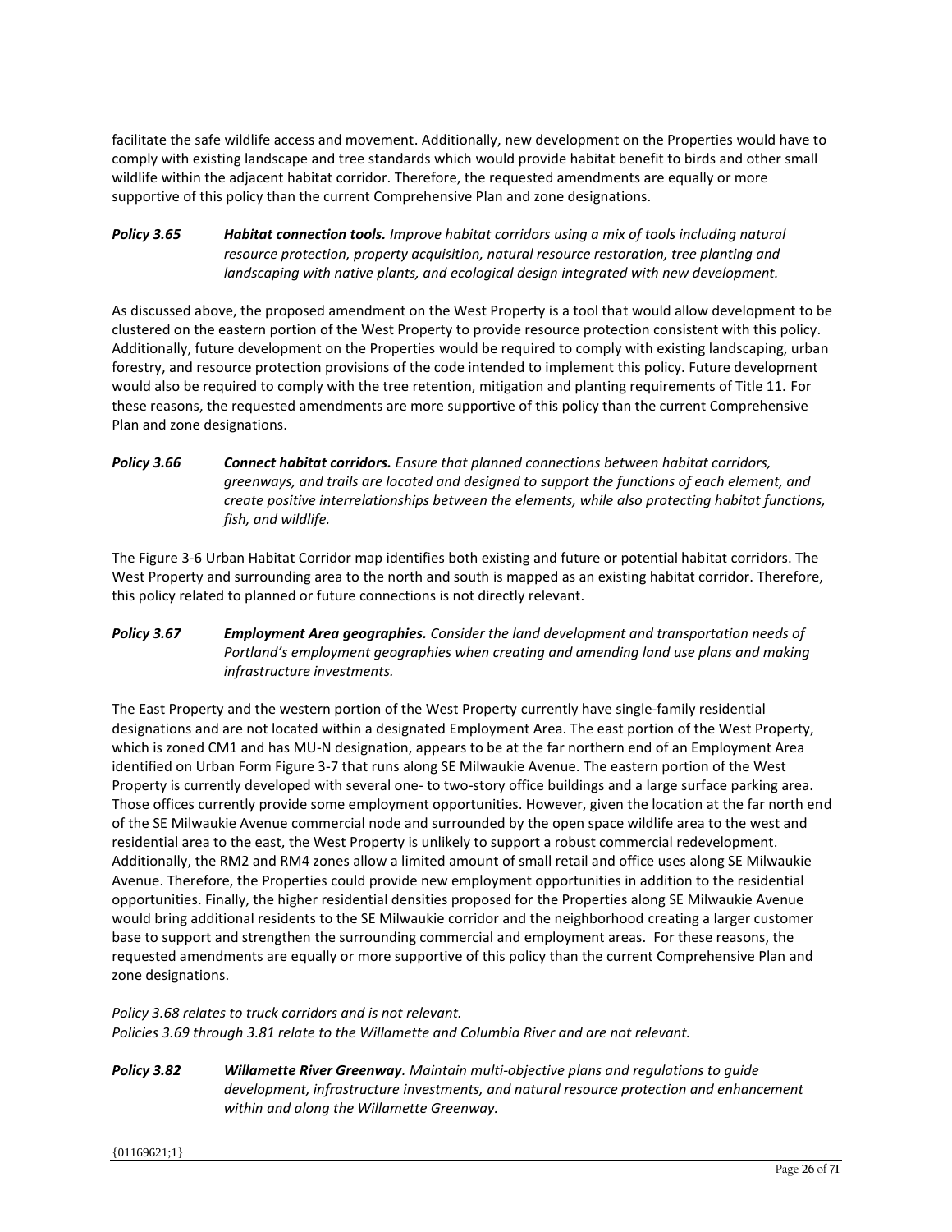facilitate the safe wildlife access and movement. Additionally, new development on the Properties would have to comply with existing landscape and tree standards which would provide habitat benefit to birds and other small wildlife within the adjacent habitat corridor. Therefore, the requested amendments are equally or more supportive of this policy than the current Comprehensive Plan and zone designations.

***Policy 3.65*** ***Habitat connection tools.*** *Improve habitat corridors using a mix of tools including natural resource protection, property acquisition, natural resource restoration, tree planting and landscaping with native plants, and ecological design integrated with new development.*

As discussed above, the proposed amendment on the West Property is a tool that would allow development to be clustered on the eastern portion of the West Property to provide resource protection consistent with this policy. Additionally, future development on the Properties would be required to comply with existing landscaping, urban forestry, and resource protection provisions of the code intended to implement this policy. Future development would also be required to comply with the tree retention, mitigation and planting requirements of Title 11. For these reasons, the requested amendments are more supportive of this policy than the current Comprehensive Plan and zone designations.

***Policy 3.66*** ***Connect habitat corridors.*** *Ensure that planned connections between habitat corridors, greenways, and trails are located and designed to support the functions of each element, and create positive interrelationships between the elements, while also protecting habitat functions, fish, and wildlife.*

The Figure 3-6 Urban Habitat Corridor map identifies both existing and future or potential habitat corridors. The West Property and surrounding area to the north and south is mapped as an existing habitat corridor. Therefore, this policy related to planned or future connections is not directly relevant.

***Policy 3.67*** ***Employment Area geographies.*** *Consider the land development and transportation needs of Portland's employment geographies when creating and amending land use plans and making infrastructure investments.*

The East Property and the western portion of the West Property currently have single-family residential designations and are not located within a designated Employment Area. The east portion of the West Property, which is zoned CM1 and has MU-N designation, appears to be at the far northern end of an Employment Area identified on Urban Form Figure 3-7 that runs along SE Milwaukie Avenue. The eastern portion of the West Property is currently developed with several one- to two-story office buildings and a large surface parking area. Those offices currently provide some employment opportunities. However, given the location at the far north end of the SE Milwaukie Avenue commercial node and surrounded by the open space wildlife area to the west and residential area to the east, the West Property is unlikely to support a robust commercial redevelopment. Additionally, the RM2 and RM4 zones allow a limited amount of small retail and office uses along SE Milwaukie Avenue. Therefore, the Properties could provide new employment opportunities in addition to the residential opportunities. Finally, the higher residential densities proposed for the Properties along SE Milwaukie Avenue would bring additional residents to the SE Milwaukie corridor and the neighborhood creating a larger customer base to support and strengthen the surrounding commercial and employment areas. For these reasons, the requested amendments are equally or more supportive of this policy than the current Comprehensive Plan and zone designations.

*Policy 3.68 relates to truck corridors and is not relevant.*
*Policies 3.69 through 3.81 relate to the Willamette and Columbia River and are not relevant.*

***Policy 3.82*** ***Willamette River Greenway****.* *Maintain multi-objective plans and regulations to guide development, infrastructure investments, and natural resource protection and enhancement within and along the Willamette Greenway.*

{01169621;1}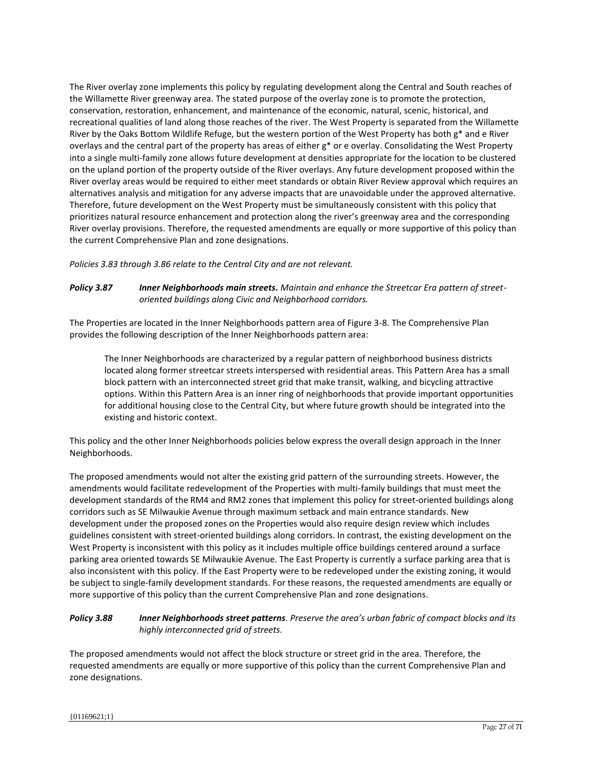The River overlay zone implements this policy by regulating development along the Central and South reaches of the Willamette River greenway area. The stated purpose of the overlay zone is to promote the protection, conservation, restoration, enhancement, and maintenance of the economic, natural, scenic, historical, and recreational qualities of land along those reaches of the river. The West Property is separated from the Willamette River by the Oaks Bottom Wildlife Refuge, but the western portion of the West Property has both g* and e River overlays and the central part of the property has areas of either g* or e overlay. Consolidating the West Property into a single multi-family zone allows future development at densities appropriate for the location to be clustered on the upland portion of the property outside of the River overlays. Any future development proposed within the River overlay areas would be required to either meet standards or obtain River Review approval which requires an alternatives analysis and mitigation for any adverse impacts that are unavoidable under the approved alternative. Therefore, future development on the West Property must be simultaneously consistent with this policy that prioritizes natural resource enhancement and protection along the river's greenway area and the corresponding River overlay provisions. Therefore, the requested amendments are equally or more supportive of this policy than the current Comprehensive Plan and zone designations.

*Policies 3.83 through 3.86 relate to the Central City and are not relevant.*

***Policy 3.87*** ***Inner Neighborhoods main streets.*** *Maintain and enhance the Streetcar Era pattern of street-oriented buildings along Civic and Neighborhood corridors.*

The Properties are located in the Inner Neighborhoods pattern area of Figure 3-8. The Comprehensive Plan provides the following description of the Inner Neighborhoods pattern area:

> The Inner Neighborhoods are characterized by a regular pattern of neighborhood business districts located along former streetcar streets interspersed with residential areas. This Pattern Area has a small block pattern with an interconnected street grid that make transit, walking, and bicycling attractive options. Within this Pattern Area is an inner ring of neighborhoods that provide important opportunities for additional housing close to the Central City, but where future growth should be integrated into the existing and historic context.

This policy and the other Inner Neighborhoods policies below express the overall design approach in the Inner Neighborhoods.

The proposed amendments would not alter the existing grid pattern of the surrounding streets. However, the amendments would facilitate redevelopment of the Properties with multi-family buildings that must meet the development standards of the RM4 and RM2 zones that implement this policy for street-oriented buildings along corridors such as SE Milwaukie Avenue through maximum setback and main entrance standards. New development under the proposed zones on the Properties would also require design review which includes guidelines consistent with street-oriented buildings along corridors. In contrast, the existing development on the West Property is inconsistent with this policy as it includes multiple office buildings centered around a surface parking area oriented towards SE Milwaukie Avenue. The East Property is currently a surface parking area that is also inconsistent with this policy. If the East Property were to be redeveloped under the existing zoning, it would be subject to single-family development standards. For these reasons, the requested amendments are equally or more supportive of this policy than the current Comprehensive Plan and zone designations.

***Policy 3.88*** ***Inner Neighborhoods street patterns****. Preserve the area's urban fabric of compact blocks and its highly interconnected grid of streets.*

The proposed amendments would not affect the block structure or street grid in the area. Therefore, the requested amendments are equally or more supportive of this policy than the current Comprehensive Plan and zone designations.

{01169621;1}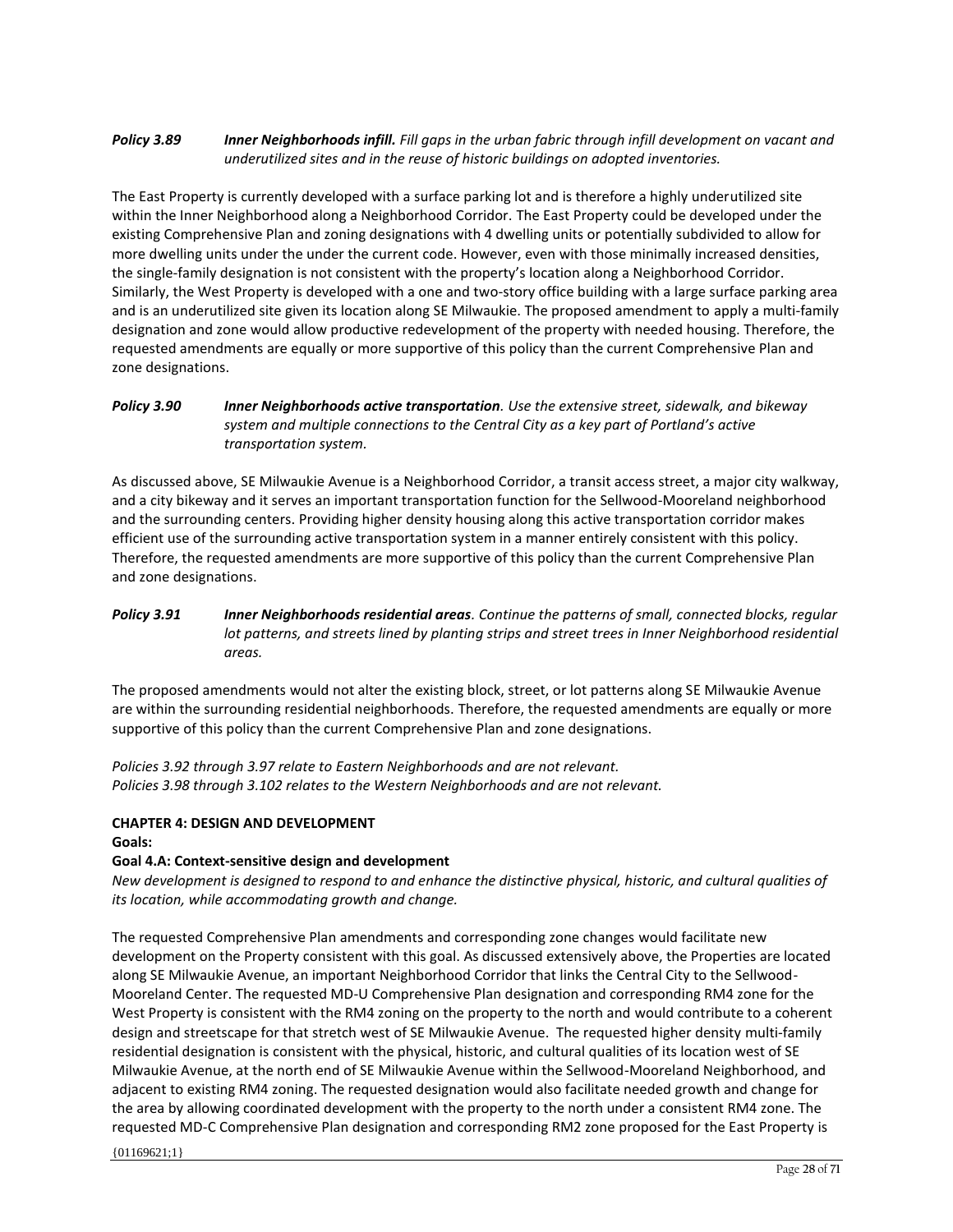***Policy 3.89*** ***Inner Neighborhoods infill.*** *Fill gaps in the urban fabric through infill development on vacant and underutilized sites and in the reuse of historic buildings on adopted inventories.*

The East Property is currently developed with a surface parking lot and is therefore a highly underutilized site within the Inner Neighborhood along a Neighborhood Corridor. The East Property could be developed under the existing Comprehensive Plan and zoning designations with 4 dwelling units or potentially subdivided to allow for more dwelling units under the under the current code. However, even with those minimally increased densities, the single-family designation is not consistent with the property's location along a Neighborhood Corridor. Similarly, the West Property is developed with a one and two-story office building with a large surface parking area and is an underutilized site given its location along SE Milwaukie. The proposed amendment to apply a multi-family designation and zone would allow productive redevelopment of the property with needed housing. Therefore, the requested amendments are equally or more supportive of this policy than the current Comprehensive Plan and zone designations.

***Policy 3.90*** ***Inner Neighborhoods active transportation****. Use the extensive street, sidewalk, and bikeway system and multiple connections to the Central City as a key part of Portland's active transportation system.*

As discussed above, SE Milwaukie Avenue is a Neighborhood Corridor, a transit access street, a major city walkway, and a city bikeway and it serves an important transportation function for the Sellwood-Mooreland neighborhood and the surrounding centers. Providing higher density housing along this active transportation corridor makes efficient use of the surrounding active transportation system in a manner entirely consistent with this policy. Therefore, the requested amendments are more supportive of this policy than the current Comprehensive Plan and zone designations.

***Policy 3.91*** ***Inner Neighborhoods residential areas****. Continue the patterns of small, connected blocks, regular lot patterns, and streets lined by planting strips and street trees in Inner Neighborhood residential areas.*

The proposed amendments would not alter the existing block, street, or lot patterns along SE Milwaukie Avenue are within the surrounding residential neighborhoods. Therefore, the requested amendments are equally or more supportive of this policy than the current Comprehensive Plan and zone designations.

*Policies 3.92 through 3.97 relate to Eastern Neighborhoods and are not relevant.*
*Policies 3.98 through 3.102 relates to the Western Neighborhoods and are not relevant.*

**CHAPTER 4: DESIGN AND DEVELOPMENT**

**Goals:**

**Goal 4.A: Context-sensitive design and development**

*New development is designed to respond to and enhance the distinctive physical, historic, and cultural qualities of its location, while accommodating growth and change.*

The requested Comprehensive Plan amendments and corresponding zone changes would facilitate new development on the Property consistent with this goal. As discussed extensively above, the Properties are located along SE Milwaukie Avenue, an important Neighborhood Corridor that links the Central City to the Sellwood-Mooreland Center. The requested MD-U Comprehensive Plan designation and corresponding RM4 zone for the West Property is consistent with the RM4 zoning on the property to the north and would contribute to a coherent design and streetscape for that stretch west of SE Milwaukie Avenue. The requested higher density multi-family residential designation is consistent with the physical, historic, and cultural qualities of its location west of SE Milwaukie Avenue, at the north end of SE Milwaukie Avenue within the Sellwood-Mooreland Neighborhood, and adjacent to existing RM4 zoning. The requested designation would also facilitate needed growth and change for the area by allowing coordinated development with the property to the north under a consistent RM4 zone. The requested MD-C Comprehensive Plan designation and corresponding RM2 zone proposed for the East Property is

{01169621;1}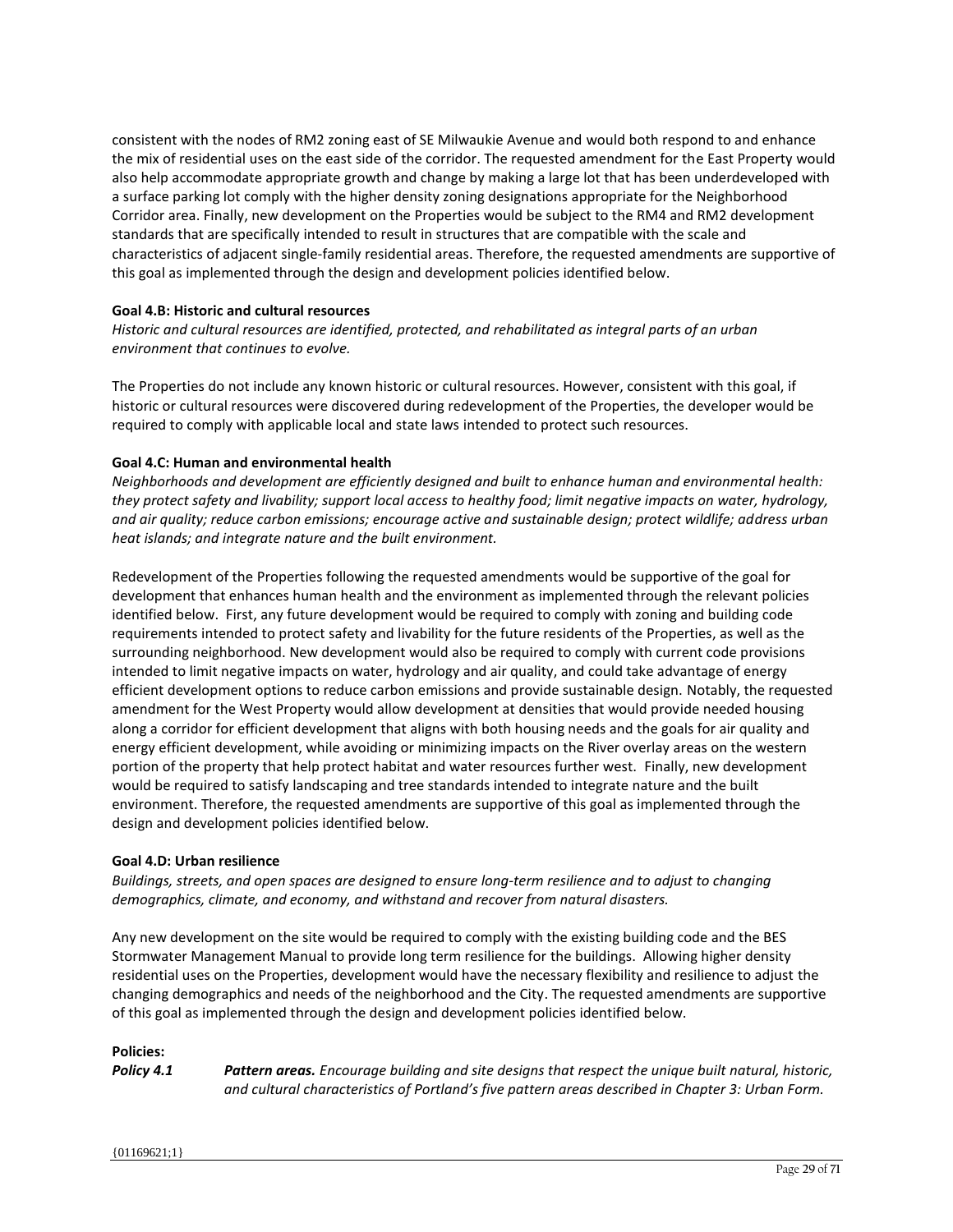consistent with the nodes of RM2 zoning east of SE Milwaukie Avenue and would both respond to and enhance the mix of residential uses on the east side of the corridor. The requested amendment for the East Property would also help accommodate appropriate growth and change by making a large lot that has been underdeveloped with a surface parking lot comply with the higher density zoning designations appropriate for the Neighborhood Corridor area. Finally, new development on the Properties would be subject to the RM4 and RM2 development standards that are specifically intended to result in structures that are compatible with the scale and characteristics of adjacent single-family residential areas. Therefore, the requested amendments are supportive of this goal as implemented through the design and development policies identified below.

**Goal 4.B: Historic and cultural resources**

*Historic and cultural resources are identified, protected, and rehabilitated as integral parts of an urban environment that continues to evolve.*

The Properties do not include any known historic or cultural resources. However, consistent with this goal, if historic or cultural resources were discovered during redevelopment of the Properties, the developer would be required to comply with applicable local and state laws intended to protect such resources.

**Goal 4.C: Human and environmental health**

*Neighborhoods and development are efficiently designed and built to enhance human and environmental health: they protect safety and livability; support local access to healthy food; limit negative impacts on water, hydrology, and air quality; reduce carbon emissions; encourage active and sustainable design; protect wildlife; address urban heat islands; and integrate nature and the built environment.*

Redevelopment of the Properties following the requested amendments would be supportive of the goal for development that enhances human health and the environment as implemented through the relevant policies identified below. First, any future development would be required to comply with zoning and building code requirements intended to protect safety and livability for the future residents of the Properties, as well as the surrounding neighborhood. New development would also be required to comply with current code provisions intended to limit negative impacts on water, hydrology and air quality, and could take advantage of energy efficient development options to reduce carbon emissions and provide sustainable design. Notably, the requested amendment for the West Property would allow development at densities that would provide needed housing along a corridor for efficient development that aligns with both housing needs and the goals for air quality and energy efficient development, while avoiding or minimizing impacts on the River overlay areas on the western portion of the property that help protect habitat and water resources further west. Finally, new development would be required to satisfy landscaping and tree standards intended to integrate nature and the built environment. Therefore, the requested amendments are supportive of this goal as implemented through the design and development policies identified below.

**Goal 4.D: Urban resilience**

*Buildings, streets, and open spaces are designed to ensure long-term resilience and to adjust to changing demographics, climate, and economy, and withstand and recover from natural disasters.*

Any new development on the site would be required to comply with the existing building code and the BES Stormwater Management Manual to provide long term resilience for the buildings. Allowing higher density residential uses on the Properties, development would have the necessary flexibility and resilience to adjust the changing demographics and needs of the neighborhood and the City. The requested amendments are supportive of this goal as implemented through the design and development policies identified below.

**Policies:**

***Policy 4.1*** ***Pattern areas.*** *Encourage building and site designs that respect the unique built natural, historic, and cultural characteristics of Portland's five pattern areas described in Chapter 3: Urban Form.*

{01169621;1}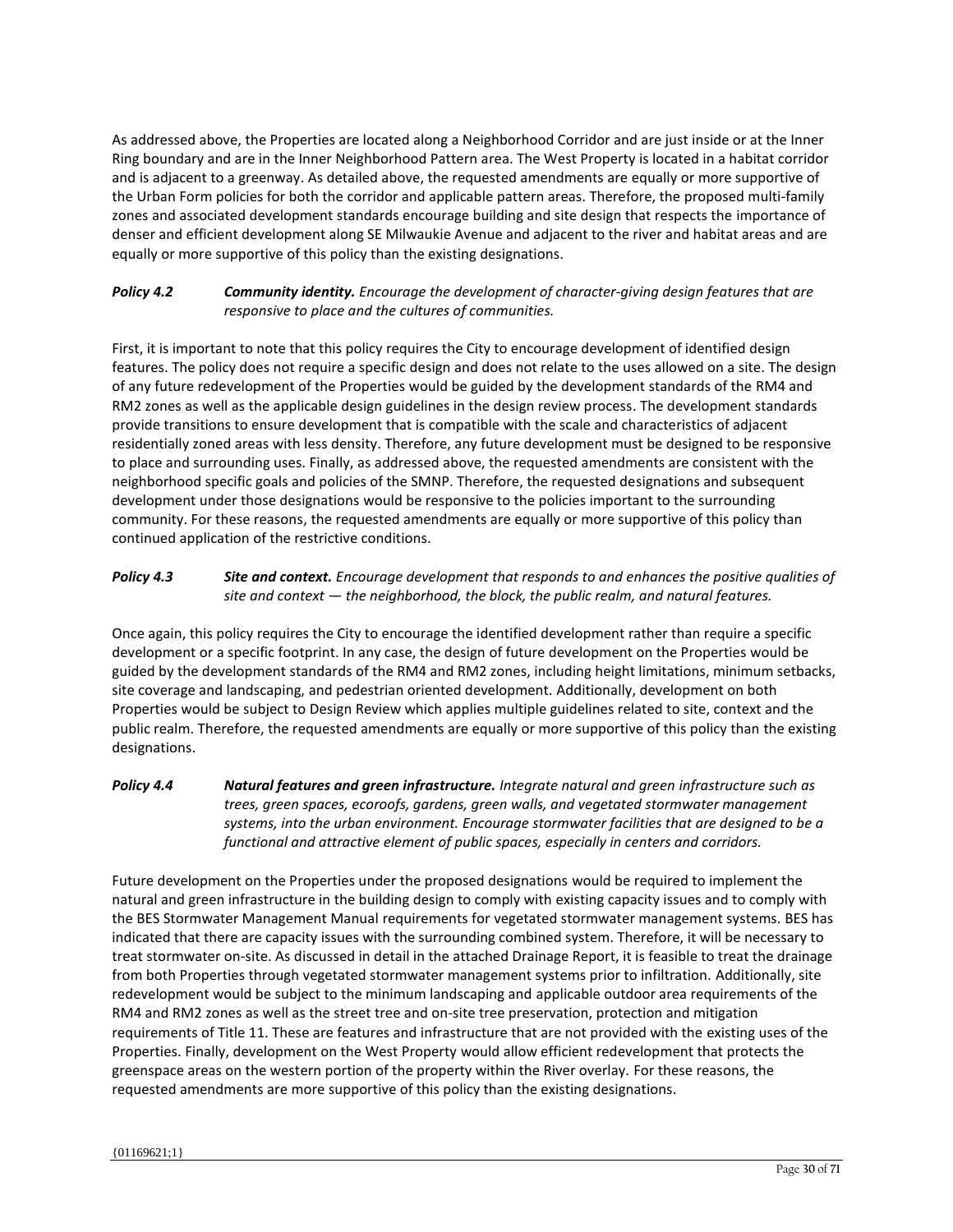As addressed above, the Properties are located along a Neighborhood Corridor and are just inside or at the Inner Ring boundary and are in the Inner Neighborhood Pattern area. The West Property is located in a habitat corridor and is adjacent to a greenway. As detailed above, the requested amendments are equally or more supportive of the Urban Form policies for both the corridor and applicable pattern areas. Therefore, the proposed multi-family zones and associated development standards encourage building and site design that respects the importance of denser and efficient development along SE Milwaukie Avenue and adjacent to the river and habitat areas and are equally or more supportive of this policy than the existing designations.

***Policy 4.2 Community identity.*** *Encourage the development of character-giving design features that are responsive to place and the cultures of communities.*

First, it is important to note that this policy requires the City to encourage development of identified design features. The policy does not require a specific design and does not relate to the uses allowed on a site. The design of any future redevelopment of the Properties would be guided by the development standards of the RM4 and RM2 zones as well as the applicable design guidelines in the design review process. The development standards provide transitions to ensure development that is compatible with the scale and characteristics of adjacent residentially zoned areas with less density. Therefore, any future development must be designed to be responsive to place and surrounding uses. Finally, as addressed above, the requested amendments are consistent with the neighborhood specific goals and policies of the SMNP. Therefore, the requested designations and subsequent development under those designations would be responsive to the policies important to the surrounding community. For these reasons, the requested amendments are equally or more supportive of this policy than continued application of the restrictive conditions.

***Policy 4.3 Site and context.*** *Encourage development that responds to and enhances the positive qualities of site and context — the neighborhood, the block, the public realm, and natural features.*

Once again, this policy requires the City to encourage the identified development rather than require a specific development or a specific footprint. In any case, the design of future development on the Properties would be guided by the development standards of the RM4 and RM2 zones, including height limitations, minimum setbacks, site coverage and landscaping, and pedestrian oriented development. Additionally, development on both Properties would be subject to Design Review which applies multiple guidelines related to site, context and the public realm. Therefore, the requested amendments are equally or more supportive of this policy than the existing designations.

***Policy 4.4 Natural features and green infrastructure.*** *Integrate natural and green infrastructure such as trees, green spaces, ecoroofs, gardens, green walls, and vegetated stormwater management systems, into the urban environment. Encourage stormwater facilities that are designed to be a functional and attractive element of public spaces, especially in centers and corridors.*

Future development on the Properties under the proposed designations would be required to implement the natural and green infrastructure in the building design to comply with existing capacity issues and to comply with the BES Stormwater Management Manual requirements for vegetated stormwater management systems. BES has indicated that there are capacity issues with the surrounding combined system. Therefore, it will be necessary to treat stormwater on-site. As discussed in detail in the attached Drainage Report, it is feasible to treat the drainage from both Properties through vegetated stormwater management systems prior to infiltration. Additionally, site redevelopment would be subject to the minimum landscaping and applicable outdoor area requirements of the RM4 and RM2 zones as well as the street tree and on-site tree preservation, protection and mitigation requirements of Title 11. These are features and infrastructure that are not provided with the existing uses of the Properties. Finally, development on the West Property would allow efficient redevelopment that protects the greenspace areas on the western portion of the property within the River overlay. For these reasons, the requested amendments are more supportive of this policy than the existing designations.

{01169621;1}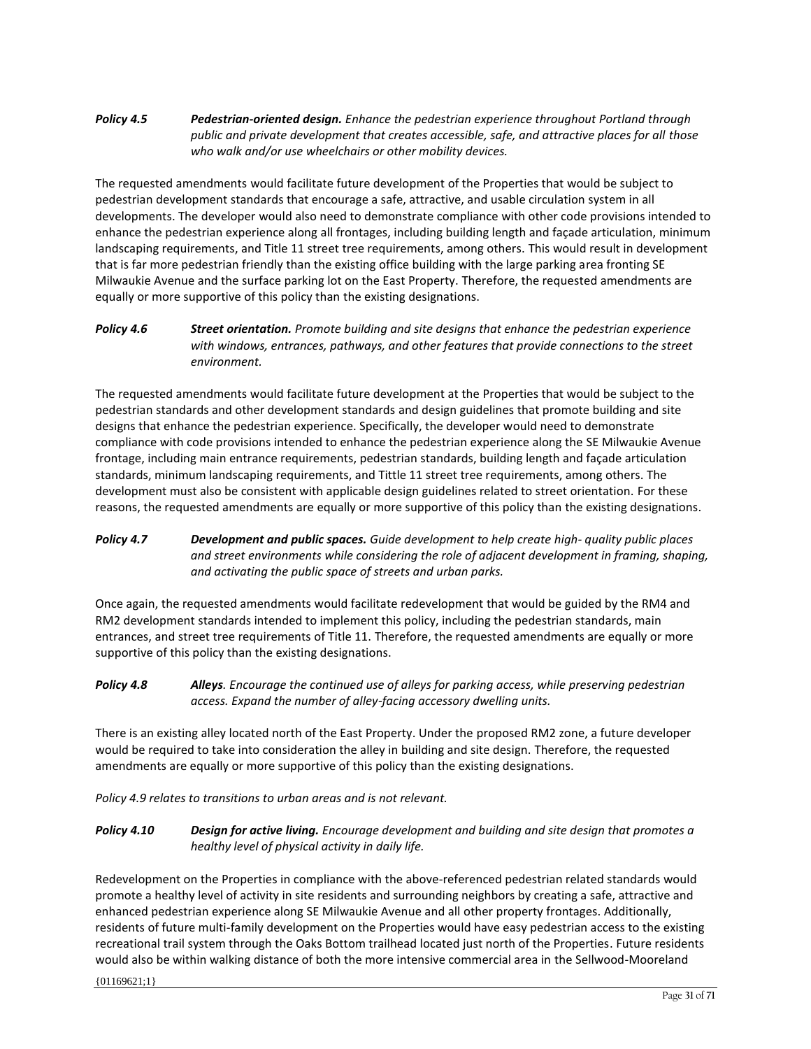***Policy 4.5*** ***Pedestrian-oriented design.*** *Enhance the pedestrian experience throughout Portland through public and private development that creates accessible, safe, and attractive places for all those who walk and/or use wheelchairs or other mobility devices.*

The requested amendments would facilitate future development of the Properties that would be subject to pedestrian development standards that encourage a safe, attractive, and usable circulation system in all developments. The developer would also need to demonstrate compliance with other code provisions intended to enhance the pedestrian experience along all frontages, including building length and façade articulation, minimum landscaping requirements, and Title 11 street tree requirements, among others. This would result in development that is far more pedestrian friendly than the existing office building with the large parking area fronting SE Milwaukie Avenue and the surface parking lot on the East Property. Therefore, the requested amendments are equally or more supportive of this policy than the existing designations.

***Policy 4.6*** ***Street orientation.*** *Promote building and site designs that enhance the pedestrian experience with windows, entrances, pathways, and other features that provide connections to the street environment.*

The requested amendments would facilitate future development at the Properties that would be subject to the pedestrian standards and other development standards and design guidelines that promote building and site designs that enhance the pedestrian experience. Specifically, the developer would need to demonstrate compliance with code provisions intended to enhance the pedestrian experience along the SE Milwaukie Avenue frontage, including main entrance requirements, pedestrian standards, building length and façade articulation standards, minimum landscaping requirements, and Tittle 11 street tree requirements, among others. The development must also be consistent with applicable design guidelines related to street orientation. For these reasons, the requested amendments are equally or more supportive of this policy than the existing designations.

***Policy 4.7*** ***Development and public spaces.*** *Guide development to help create high- quality public places and street environments while considering the role of adjacent development in framing, shaping, and activating the public space of streets and urban parks.*

Once again, the requested amendments would facilitate redevelopment that would be guided by the RM4 and RM2 development standards intended to implement this policy, including the pedestrian standards, main entrances, and street tree requirements of Title 11. Therefore, the requested amendments are equally or more supportive of this policy than the existing designations.

***Policy 4.8*** ***Alleys****. Encourage the continued use of alleys for parking access, while preserving pedestrian access. Expand the number of alley-facing accessory dwelling units.*

There is an existing alley located north of the East Property. Under the proposed RM2 zone, a future developer would be required to take into consideration the alley in building and site design. Therefore, the requested amendments are equally or more supportive of this policy than the existing designations.

*Policy 4.9 relates to transitions to urban areas and is not relevant.*

***Policy 4.10*** ***Design for active living.*** *Encourage development and building and site design that promotes a healthy level of physical activity in daily life.*

Redevelopment on the Properties in compliance with the above-referenced pedestrian related standards would promote a healthy level of activity in site residents and surrounding neighbors by creating a safe, attractive and enhanced pedestrian experience along SE Milwaukie Avenue and all other property frontages. Additionally, residents of future multi-family development on the Properties would have easy pedestrian access to the existing recreational trail system through the Oaks Bottom trailhead located just north of the Properties. Future residents would also be within walking distance of both the more intensive commercial area in the Sellwood-Mooreland

{01169621;1}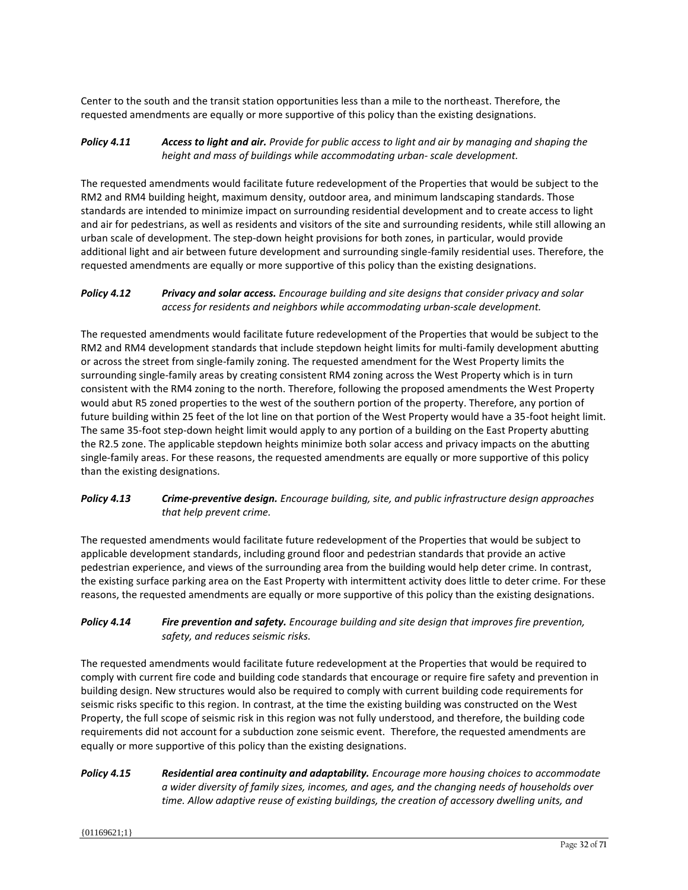Center to the south and the transit station opportunities less than a mile to the northeast. Therefore, the requested amendments are equally or more supportive of this policy than the existing designations.

***Policy 4.11*** ***Access to light and air.*** *Provide for public access to light and air by managing and shaping the height and mass of buildings while accommodating urban- scale development.*

The requested amendments would facilitate future redevelopment of the Properties that would be subject to the RM2 and RM4 building height, maximum density, outdoor area, and minimum landscaping standards. Those standards are intended to minimize impact on surrounding residential development and to create access to light and air for pedestrians, as well as residents and visitors of the site and surrounding residents, while still allowing an urban scale of development. The step-down height provisions for both zones, in particular, would provide additional light and air between future development and surrounding single-family residential uses. Therefore, the requested amendments are equally or more supportive of this policy than the existing designations.

***Policy 4.12*** ***Privacy and solar access.*** *Encourage building and site designs that consider privacy and solar access for residents and neighbors while accommodating urban-scale development.*

The requested amendments would facilitate future redevelopment of the Properties that would be subject to the RM2 and RM4 development standards that include stepdown height limits for multi-family development abutting or across the street from single-family zoning. The requested amendment for the West Property limits the surrounding single-family areas by creating consistent RM4 zoning across the West Property which is in turn consistent with the RM4 zoning to the north. Therefore, following the proposed amendments the West Property would abut R5 zoned properties to the west of the southern portion of the property. Therefore, any portion of future building within 25 feet of the lot line on that portion of the West Property would have a 35-foot height limit. The same 35-foot step-down height limit would apply to any portion of a building on the East Property abutting the R2.5 zone. The applicable stepdown heights minimize both solar access and privacy impacts on the abutting single-family areas. For these reasons, the requested amendments are equally or more supportive of this policy than the existing designations.

***Policy 4.13*** ***Crime-preventive design.*** *Encourage building, site, and public infrastructure design approaches that help prevent crime.*

The requested amendments would facilitate future redevelopment of the Properties that would be subject to applicable development standards, including ground floor and pedestrian standards that provide an active pedestrian experience, and views of the surrounding area from the building would help deter crime. In contrast, the existing surface parking area on the East Property with intermittent activity does little to deter crime. For these reasons, the requested amendments are equally or more supportive of this policy than the existing designations.

***Policy 4.14*** ***Fire prevention and safety.*** *Encourage building and site design that improves fire prevention, safety, and reduces seismic risks.*

The requested amendments would facilitate future redevelopment at the Properties that would be required to comply with current fire code and building code standards that encourage or require fire safety and prevention in building design. New structures would also be required to comply with current building code requirements for seismic risks specific to this region. In contrast, at the time the existing building was constructed on the West Property, the full scope of seismic risk in this region was not fully understood, and therefore, the building code requirements did not account for a subduction zone seismic event. Therefore, the requested amendments are equally or more supportive of this policy than the existing designations.

***Policy 4.15*** ***Residential area continuity and adaptability.*** *Encourage more housing choices to accommodate a wider diversity of family sizes, incomes, and ages, and the changing needs of households over time. Allow adaptive reuse of existing buildings, the creation of accessory dwelling units, and*

{01169621;1}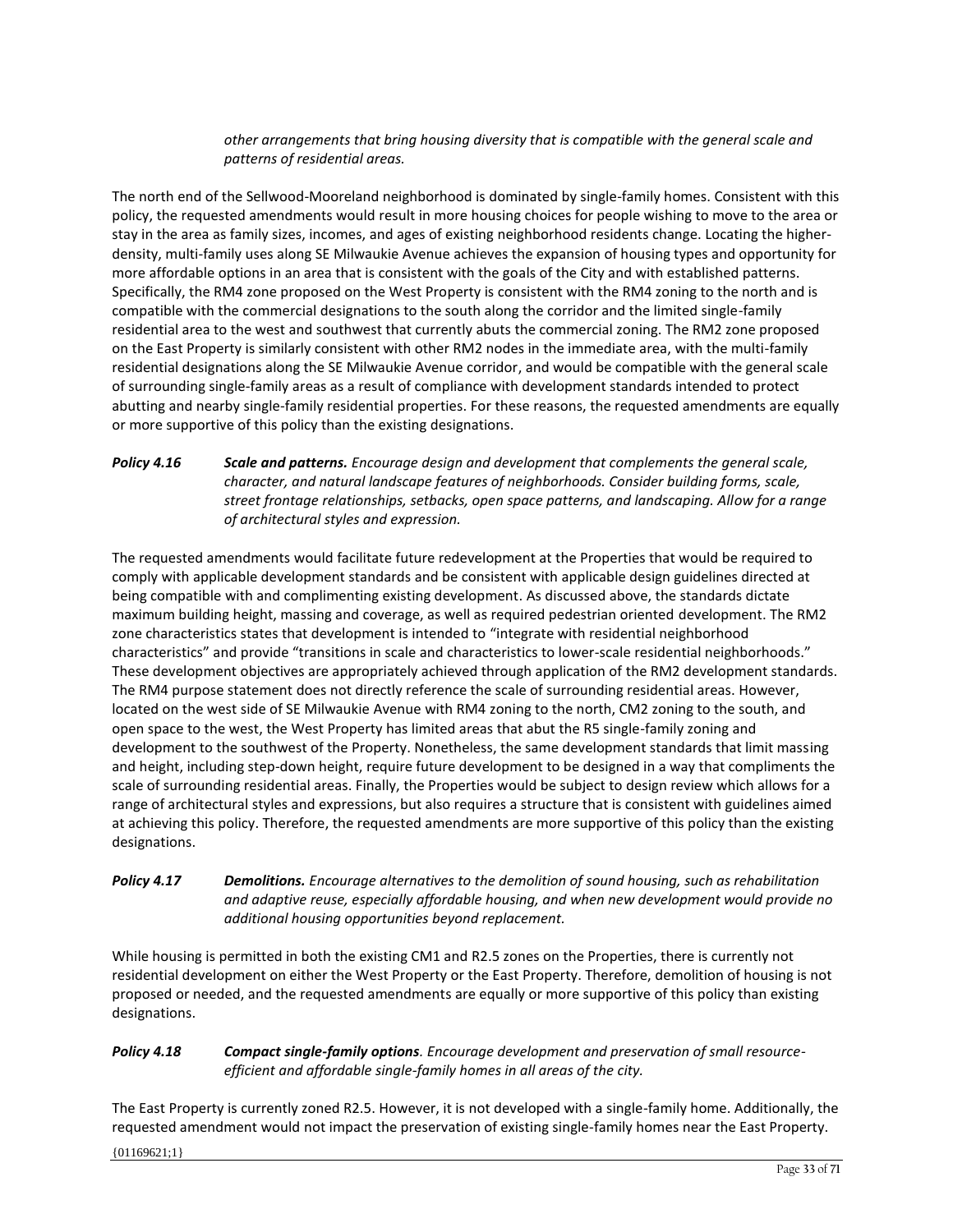*other arrangements that bring housing diversity that is compatible with the general scale and patterns of residential areas.*

The north end of the Sellwood-Mooreland neighborhood is dominated by single-family homes. Consistent with this policy, the requested amendments would result in more housing choices for people wishing to move to the area or stay in the area as family sizes, incomes, and ages of existing neighborhood residents change. Locating the higher-density, multi-family uses along SE Milwaukie Avenue achieves the expansion of housing types and opportunity for more affordable options in an area that is consistent with the goals of the City and with established patterns. Specifically, the RM4 zone proposed on the West Property is consistent with the RM4 zoning to the north and is compatible with the commercial designations to the south along the corridor and the limited single-family residential area to the west and southwest that currently abuts the commercial zoning. The RM2 zone proposed on the East Property is similarly consistent with other RM2 nodes in the immediate area, with the multi-family residential designations along the SE Milwaukie Avenue corridor, and would be compatible with the general scale of surrounding single-family areas as a result of compliance with development standards intended to protect abutting and nearby single-family residential properties. For these reasons, the requested amendments are equally or more supportive of this policy than the existing designations.

***Policy 4.16*** ***Scale and patterns.*** *Encourage design and development that complements the general scale, character, and natural landscape features of neighborhoods. Consider building forms, scale, street frontage relationships, setbacks, open space patterns, and landscaping. Allow for a range of architectural styles and expression.*

The requested amendments would facilitate future redevelopment at the Properties that would be required to comply with applicable development standards and be consistent with applicable design guidelines directed at being compatible with and complimenting existing development. As discussed above, the standards dictate maximum building height, massing and coverage, as well as required pedestrian oriented development. The RM2 zone characteristics states that development is intended to "integrate with residential neighborhood characteristics" and provide "transitions in scale and characteristics to lower-scale residential neighborhoods." These development objectives are appropriately achieved through application of the RM2 development standards. The RM4 purpose statement does not directly reference the scale of surrounding residential areas. However, located on the west side of SE Milwaukie Avenue with RM4 zoning to the north, CM2 zoning to the south, and open space to the west, the West Property has limited areas that abut the R5 single-family zoning and development to the southwest of the Property. Nonetheless, the same development standards that limit massing and height, including step-down height, require future development to be designed in a way that compliments the scale of surrounding residential areas. Finally, the Properties would be subject to design review which allows for a range of architectural styles and expressions, but also requires a structure that is consistent with guidelines aimed at achieving this policy. Therefore, the requested amendments are more supportive of this policy than the existing designations.

***Policy 4.17*** ***Demolitions.*** *Encourage alternatives to the demolition of sound housing, such as rehabilitation and adaptive reuse, especially affordable housing, and when new development would provide no additional housing opportunities beyond replacement.*

While housing is permitted in both the existing CM1 and R2.5 zones on the Properties, there is currently not residential development on either the West Property or the East Property. Therefore, demolition of housing is not proposed or needed, and the requested amendments are equally or more supportive of this policy than existing designations.

***Policy 4.18*** ***Compact single-family options****. Encourage development and preservation of small resource-efficient and affordable single-family homes in all areas of the city.*

The East Property is currently zoned R2.5. However, it is not developed with a single-family home. Additionally, the requested amendment would not impact the preservation of existing single-family homes near the East Property.

{01169621;1}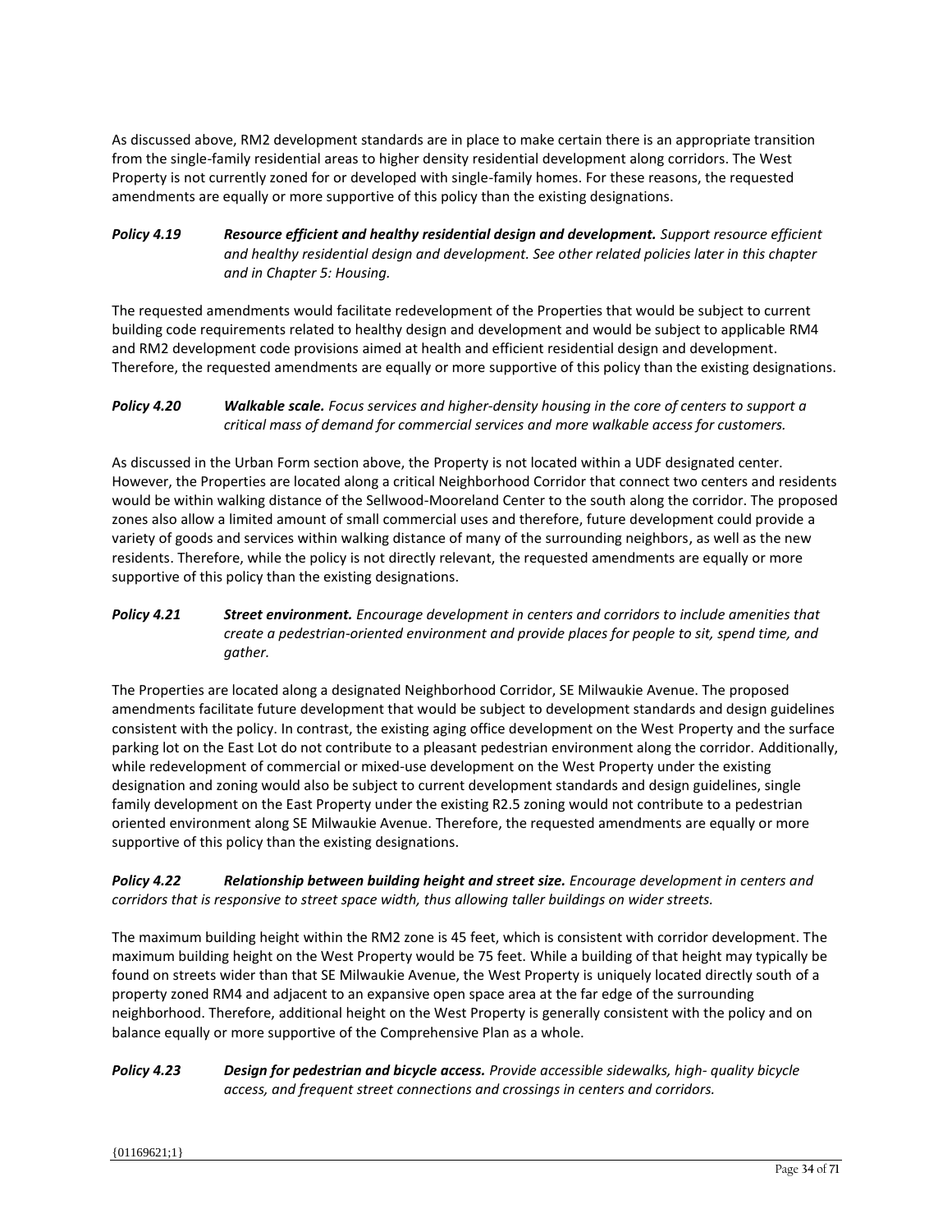As discussed above, RM2 development standards are in place to make certain there is an appropriate transition from the single-family residential areas to higher density residential development along corridors. The West Property is not currently zoned for or developed with single-family homes. For these reasons, the requested amendments are equally or more supportive of this policy than the existing designations.

***Policy 4.19 Resource efficient and healthy residential design and development.*** *Support resource efficient and healthy residential design and development. See other related policies later in this chapter and in Chapter 5: Housing.*

The requested amendments would facilitate redevelopment of the Properties that would be subject to current building code requirements related to healthy design and development and would be subject to applicable RM4 and RM2 development code provisions aimed at health and efficient residential design and development. Therefore, the requested amendments are equally or more supportive of this policy than the existing designations.

***Policy 4.20 Walkable scale.*** *Focus services and higher-density housing in the core of centers to support a critical mass of demand for commercial services and more walkable access for customers.*

As discussed in the Urban Form section above, the Property is not located within a UDF designated center. However, the Properties are located along a critical Neighborhood Corridor that connect two centers and residents would be within walking distance of the Sellwood-Mooreland Center to the south along the corridor. The proposed zones also allow a limited amount of small commercial uses and therefore, future development could provide a variety of goods and services within walking distance of many of the surrounding neighbors, as well as the new residents. Therefore, while the policy is not directly relevant, the requested amendments are equally or more supportive of this policy than the existing designations.

***Policy 4.21 Street environment.*** *Encourage development in centers and corridors to include amenities that create a pedestrian-oriented environment and provide places for people to sit, spend time, and gather.*

The Properties are located along a designated Neighborhood Corridor, SE Milwaukie Avenue. The proposed amendments facilitate future development that would be subject to development standards and design guidelines consistent with the policy. In contrast, the existing aging office development on the West Property and the surface parking lot on the East Lot do not contribute to a pleasant pedestrian environment along the corridor. Additionally, while redevelopment of commercial or mixed-use development on the West Property under the existing designation and zoning would also be subject to current development standards and design guidelines, single family development on the East Property under the existing R2.5 zoning would not contribute to a pedestrian oriented environment along SE Milwaukie Avenue. Therefore, the requested amendments are equally or more supportive of this policy than the existing designations.

***Policy 4.22 Relationship between building height and street size.*** *Encourage development in centers and corridors that is responsive to street space width, thus allowing taller buildings on wider streets.*

The maximum building height within the RM2 zone is 45 feet, which is consistent with corridor development. The maximum building height on the West Property would be 75 feet. While a building of that height may typically be found on streets wider than that SE Milwaukie Avenue, the West Property is uniquely located directly south of a property zoned RM4 and adjacent to an expansive open space area at the far edge of the surrounding neighborhood. Therefore, additional height on the West Property is generally consistent with the policy and on balance equally or more supportive of the Comprehensive Plan as a whole.

***Policy 4.23 Design for pedestrian and bicycle access.*** *Provide accessible sidewalks, high- quality bicycle access, and frequent street connections and crossings in centers and corridors.*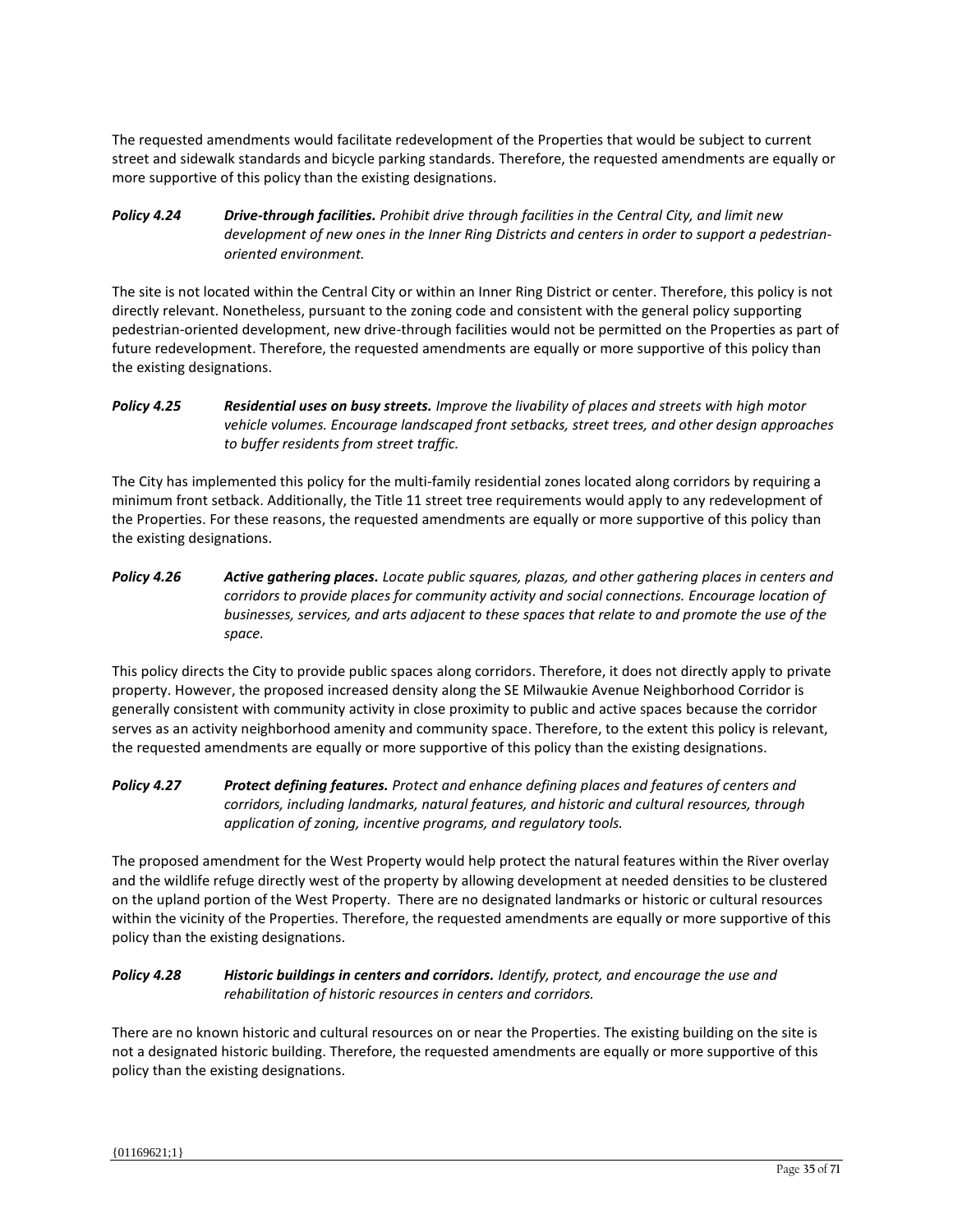The requested amendments would facilitate redevelopment of the Properties that would be subject to current street and sidewalk standards and bicycle parking standards. Therefore, the requested amendments are equally or more supportive of this policy than the existing designations.

***Policy 4.24*** ***Drive-through facilities.*** *Prohibit drive through facilities in the Central City, and limit new development of new ones in the Inner Ring Districts and centers in order to support a pedestrian-oriented environment.*

The site is not located within the Central City or within an Inner Ring District or center. Therefore, this policy is not directly relevant. Nonetheless, pursuant to the zoning code and consistent with the general policy supporting pedestrian-oriented development, new drive-through facilities would not be permitted on the Properties as part of future redevelopment. Therefore, the requested amendments are equally or more supportive of this policy than the existing designations.

***Policy 4.25*** ***Residential uses on busy streets.*** *Improve the livability of places and streets with high motor vehicle volumes. Encourage landscaped front setbacks, street trees, and other design approaches to buffer residents from street traffic.*

The City has implemented this policy for the multi-family residential zones located along corridors by requiring a minimum front setback. Additionally, the Title 11 street tree requirements would apply to any redevelopment of the Properties. For these reasons, the requested amendments are equally or more supportive of this policy than the existing designations.

***Policy 4.26*** ***Active gathering places.*** *Locate public squares, plazas, and other gathering places in centers and corridors to provide places for community activity and social connections. Encourage location of businesses, services, and arts adjacent to these spaces that relate to and promote the use of the space.*

This policy directs the City to provide public spaces along corridors. Therefore, it does not directly apply to private property. However, the proposed increased density along the SE Milwaukie Avenue Neighborhood Corridor is generally consistent with community activity in close proximity to public and active spaces because the corridor serves as an activity neighborhood amenity and community space. Therefore, to the extent this policy is relevant, the requested amendments are equally or more supportive of this policy than the existing designations.

***Policy 4.27*** ***Protect defining features.*** *Protect and enhance defining places and features of centers and corridors, including landmarks, natural features, and historic and cultural resources, through application of zoning, incentive programs, and regulatory tools.*

The proposed amendment for the West Property would help protect the natural features within the River overlay and the wildlife refuge directly west of the property by allowing development at needed densities to be clustered on the upland portion of the West Property. There are no designated landmarks or historic or cultural resources within the vicinity of the Properties. Therefore, the requested amendments are equally or more supportive of this policy than the existing designations.

***Policy 4.28*** ***Historic buildings in centers and corridors.*** *Identify, protect, and encourage the use and rehabilitation of historic resources in centers and corridors.*

There are no known historic and cultural resources on or near the Properties. The existing building on the site is not a designated historic building. Therefore, the requested amendments are equally or more supportive of this policy than the existing designations.

{01169621;1}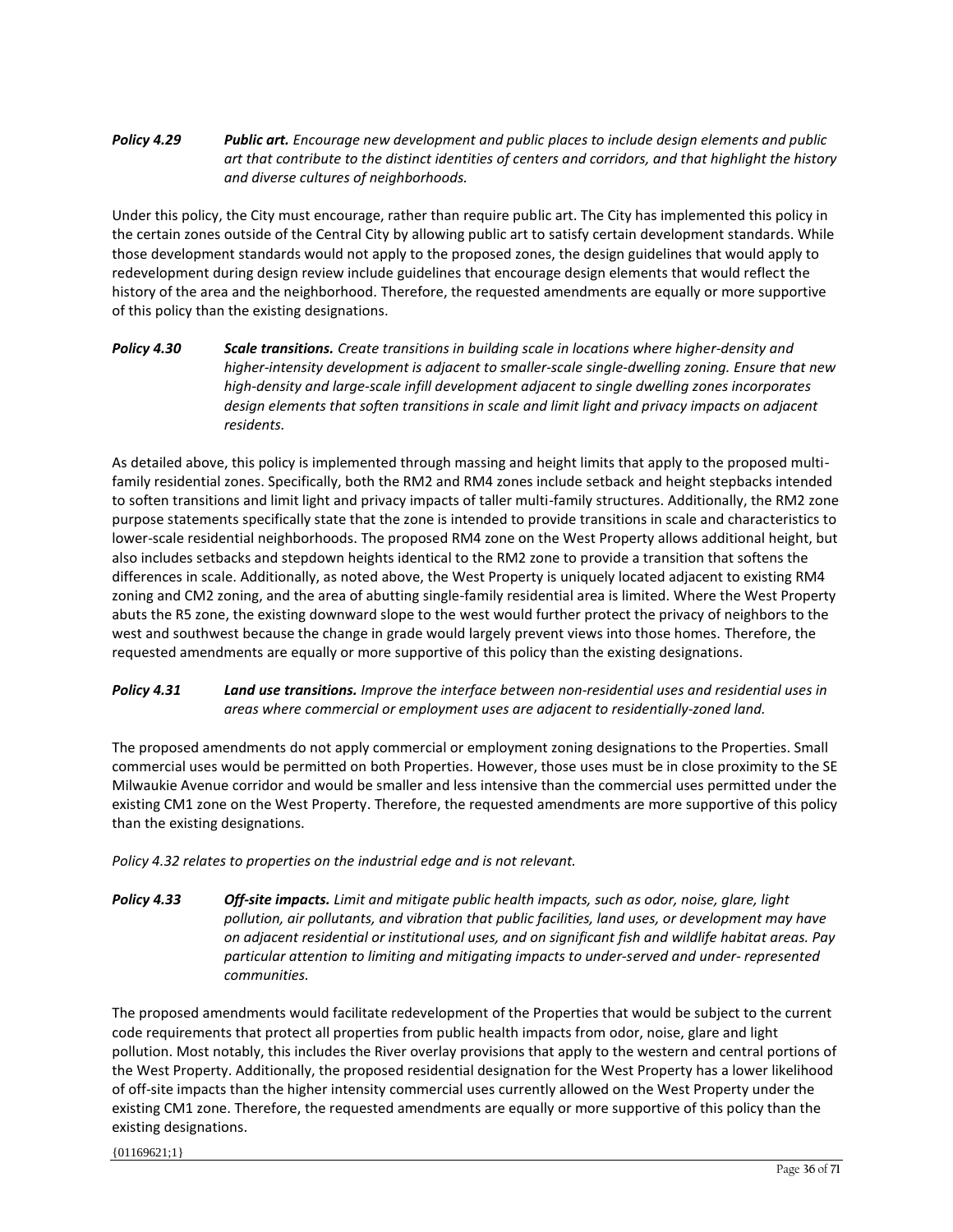***Policy 4.29*** ***Public art.*** *Encourage new development and public places to include design elements and public art that contribute to the distinct identities of centers and corridors, and that highlight the history and diverse cultures of neighborhoods.*

Under this policy, the City must encourage, rather than require public art. The City has implemented this policy in the certain zones outside of the Central City by allowing public art to satisfy certain development standards. While those development standards would not apply to the proposed zones, the design guidelines that would apply to redevelopment during design review include guidelines that encourage design elements that would reflect the history of the area and the neighborhood. Therefore, the requested amendments are equally or more supportive of this policy than the existing designations.

***Policy 4.30*** ***Scale transitions.*** *Create transitions in building scale in locations where higher-density and higher-intensity development is adjacent to smaller-scale single-dwelling zoning. Ensure that new high-density and large-scale infill development adjacent to single dwelling zones incorporates design elements that soften transitions in scale and limit light and privacy impacts on adjacent residents.*

As detailed above, this policy is implemented through massing and height limits that apply to the proposed multi-family residential zones. Specifically, both the RM2 and RM4 zones include setback and height stepbacks intended to soften transitions and limit light and privacy impacts of taller multi-family structures. Additionally, the RM2 zone purpose statements specifically state that the zone is intended to provide transitions in scale and characteristics to lower-scale residential neighborhoods. The proposed RM4 zone on the West Property allows additional height, but also includes setbacks and stepdown heights identical to the RM2 zone to provide a transition that softens the differences in scale. Additionally, as noted above, the West Property is uniquely located adjacent to existing RM4 zoning and CM2 zoning, and the area of abutting single-family residential area is limited. Where the West Property abuts the R5 zone, the existing downward slope to the west would further protect the privacy of neighbors to the west and southwest because the change in grade would largely prevent views into those homes. Therefore, the requested amendments are equally or more supportive of this policy than the existing designations.

***Policy 4.31*** ***Land use transitions.*** *Improve the interface between non-residential uses and residential uses in areas where commercial or employment uses are adjacent to residentially-zoned land.*

The proposed amendments do not apply commercial or employment zoning designations to the Properties. Small commercial uses would be permitted on both Properties. However, those uses must be in close proximity to the SE Milwaukie Avenue corridor and would be smaller and less intensive than the commercial uses permitted under the existing CM1 zone on the West Property. Therefore, the requested amendments are more supportive of this policy than the existing designations.

*Policy 4.32 relates to properties on the industrial edge and is not relevant.*

***Policy 4.33*** ***Off-site impacts.*** *Limit and mitigate public health impacts, such as odor, noise, glare, light pollution, air pollutants, and vibration that public facilities, land uses, or development may have on adjacent residential or institutional uses, and on significant fish and wildlife habitat areas. Pay particular attention to limiting and mitigating impacts to under-served and under- represented communities.*

The proposed amendments would facilitate redevelopment of the Properties that would be subject to the current code requirements that protect all properties from public health impacts from odor, noise, glare and light pollution. Most notably, this includes the River overlay provisions that apply to the western and central portions of the West Property. Additionally, the proposed residential designation for the West Property has a lower likelihood of off-site impacts than the higher intensity commercial uses currently allowed on the West Property under the existing CM1 zone. Therefore, the requested amendments are equally or more supportive of this policy than the existing designations.

{01169621;1}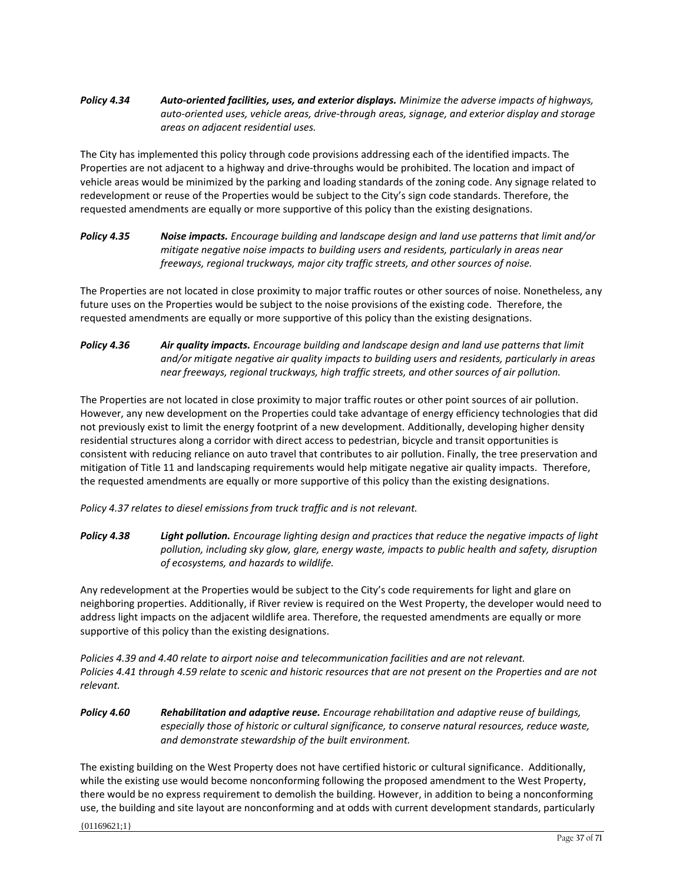***Policy 4.34 Auto-oriented facilities, uses, and exterior displays.*** *Minimize the adverse impacts of highways, auto-oriented uses, vehicle areas, drive-through areas, signage, and exterior display and storage areas on adjacent residential uses.*

The City has implemented this policy through code provisions addressing each of the identified impacts. The Properties are not adjacent to a highway and drive-throughs would be prohibited. The location and impact of vehicle areas would be minimized by the parking and loading standards of the zoning code. Any signage related to redevelopment or reuse of the Properties would be subject to the City's sign code standards. Therefore, the requested amendments are equally or more supportive of this policy than the existing designations.

***Policy 4.35 Noise impacts.*** *Encourage building and landscape design and land use patterns that limit and/or mitigate negative noise impacts to building users and residents, particularly in areas near freeways, regional truckways, major city traffic streets, and other sources of noise.*

The Properties are not located in close proximity to major traffic routes or other sources of noise. Nonetheless, any future uses on the Properties would be subject to the noise provisions of the existing code. Therefore, the requested amendments are equally or more supportive of this policy than the existing designations.

***Policy 4.36 Air quality impacts.*** *Encourage building and landscape design and land use patterns that limit and/or mitigate negative air quality impacts to building users and residents, particularly in areas near freeways, regional truckways, high traffic streets, and other sources of air pollution.*

The Properties are not located in close proximity to major traffic routes or other point sources of air pollution. However, any new development on the Properties could take advantage of energy efficiency technologies that did not previously exist to limit the energy footprint of a new development. Additionally, developing higher density residential structures along a corridor with direct access to pedestrian, bicycle and transit opportunities is consistent with reducing reliance on auto travel that contributes to air pollution. Finally, the tree preservation and mitigation of Title 11 and landscaping requirements would help mitigate negative air quality impacts. Therefore, the requested amendments are equally or more supportive of this policy than the existing designations.

*Policy 4.37 relates to diesel emissions from truck traffic and is not relevant.*

***Policy 4.38 Light pollution.*** *Encourage lighting design and practices that reduce the negative impacts of light pollution, including sky glow, glare, energy waste, impacts to public health and safety, disruption of ecosystems, and hazards to wildlife.*

Any redevelopment at the Properties would be subject to the City's code requirements for light and glare on neighboring properties. Additionally, if River review is required on the West Property, the developer would need to address light impacts on the adjacent wildlife area. Therefore, the requested amendments are equally or more supportive of this policy than the existing designations.

*Policies 4.39 and 4.40 relate to airport noise and telecommunication facilities and are not relevant.*
*Policies 4.41 through 4.59 relate to scenic and historic resources that are not present on the Properties and are not relevant.*

***Policy 4.60 Rehabilitation and adaptive reuse.*** *Encourage rehabilitation and adaptive reuse of buildings, especially those of historic or cultural significance, to conserve natural resources, reduce waste, and demonstrate stewardship of the built environment.*

The existing building on the West Property does not have certified historic or cultural significance. Additionally, while the existing use would become nonconforming following the proposed amendment to the West Property, there would be no express requirement to demolish the building. However, in addition to being a nonconforming use, the building and site layout are nonconforming and at odds with current development standards, particularly

{01169621;1}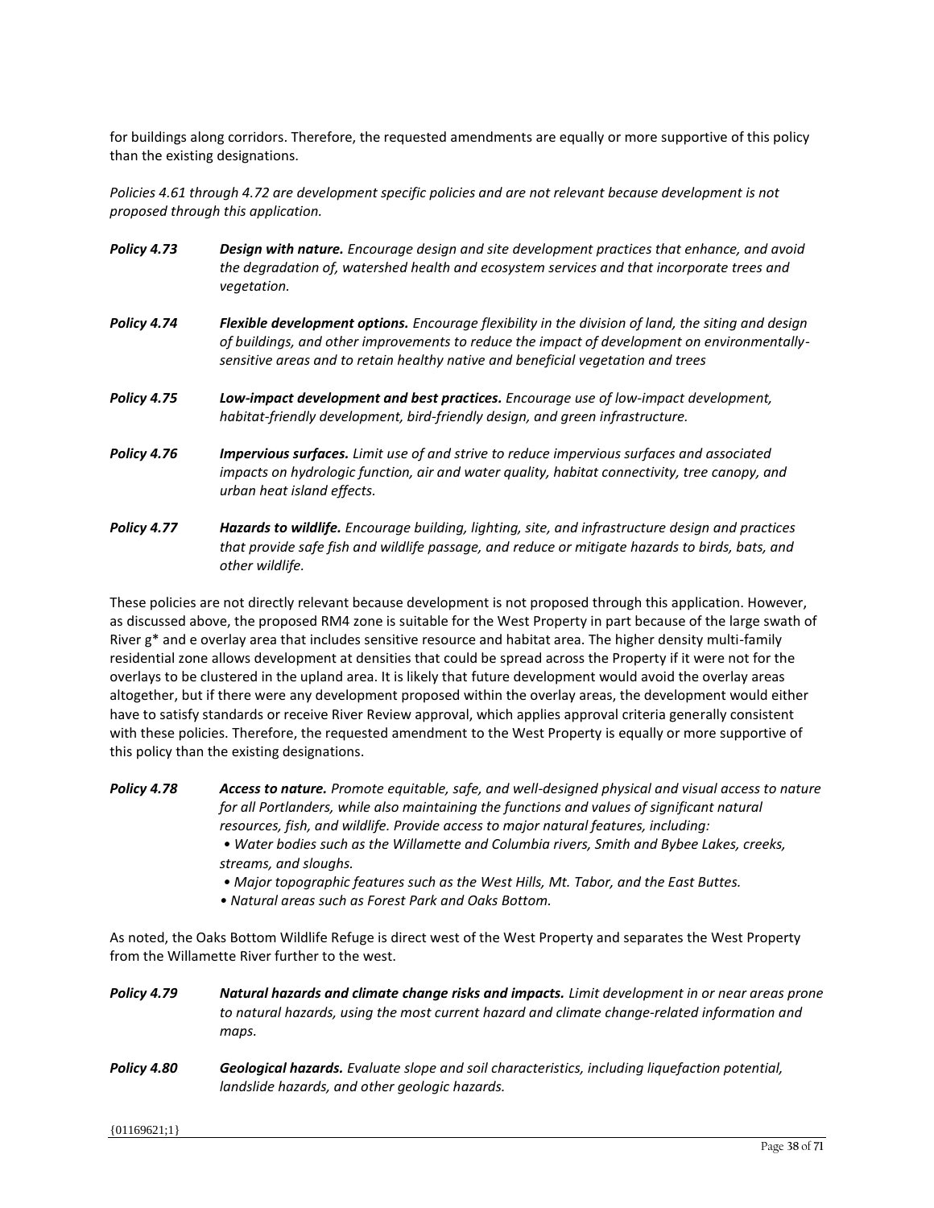for buildings along corridors. Therefore, the requested amendments are equally or more supportive of this policy than the existing designations.

*Policies 4.61 through 4.72 are development specific policies and are not relevant because development is not proposed through this application.*

***Policy 4.73*** ***Design with nature.*** *Encourage design and site development practices that enhance, and avoid the degradation of, watershed health and ecosystem services and that incorporate trees and vegetation.*

***Policy 4.74*** ***Flexible development options.*** *Encourage flexibility in the division of land, the siting and design of buildings, and other improvements to reduce the impact of development on environmentally-sensitive areas and to retain healthy native and beneficial vegetation and trees*

***Policy 4.75*** ***Low-impact development and best practices.*** *Encourage use of low-impact development, habitat-friendly development, bird-friendly design, and green infrastructure.*

***Policy 4.76*** ***Impervious surfaces.*** *Limit use of and strive to reduce impervious surfaces and associated impacts on hydrologic function, air and water quality, habitat connectivity, tree canopy, and urban heat island effects.*

***Policy 4.77*** ***Hazards to wildlife.*** *Encourage building, lighting, site, and infrastructure design and practices that provide safe fish and wildlife passage, and reduce or mitigate hazards to birds, bats, and other wildlife.*

These policies are not directly relevant because development is not proposed through this application. However, as discussed above, the proposed RM4 zone is suitable for the West Property in part because of the large swath of River g* and e overlay area that includes sensitive resource and habitat area. The higher density multi-family residential zone allows development at densities that could be spread across the Property if it were not for the overlays to be clustered in the upland area. It is likely that future development would avoid the overlay areas altogether, but if there were any development proposed within the overlay areas, the development would either have to satisfy standards or receive River Review approval, which applies approval criteria generally consistent with these policies. Therefore, the requested amendment to the West Property is equally or more supportive of this policy than the existing designations.

***Policy 4.78*** ***Access to nature.*** *Promote equitable, safe, and well-designed physical and visual access to nature for all Portlanders, while also maintaining the functions and values of significant natural resources, fish, and wildlife. Provide access to major natural features, including:*

- *Water bodies such as the Willamette and Columbia rivers, Smith and Bybee Lakes, creeks, streams, and sloughs.*
- *Major topographic features such as the West Hills, Mt. Tabor, and the East Buttes.*
- *Natural areas such as Forest Park and Oaks Bottom.*

As noted, the Oaks Bottom Wildlife Refuge is direct west of the West Property and separates the West Property from the Willamette River further to the west.

***Policy 4.79*** ***Natural hazards and climate change risks and impacts.*** *Limit development in or near areas prone to natural hazards, using the most current hazard and climate change-related information and maps.*

***Policy 4.80*** ***Geological hazards.*** *Evaluate slope and soil characteristics, including liquefaction potential, landslide hazards, and other geologic hazards.*

{01169621;1}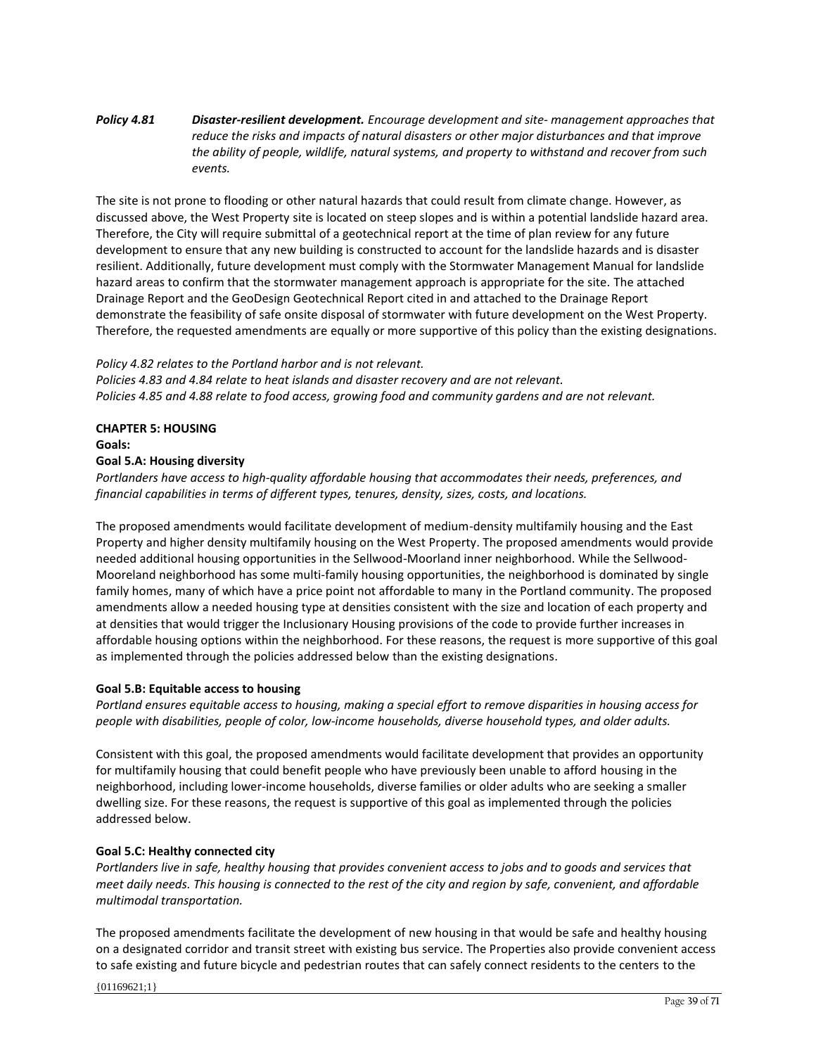***Policy 4.81 Disaster-resilient development.*** *Encourage development and site- management approaches that reduce the risks and impacts of natural disasters or other major disturbances and that improve the ability of people, wildlife, natural systems, and property to withstand and recover from such events.*

The site is not prone to flooding or other natural hazards that could result from climate change. However, as discussed above, the West Property site is located on steep slopes and is within a potential landslide hazard area. Therefore, the City will require submittal of a geotechnical report at the time of plan review for any future development to ensure that any new building is constructed to account for the landslide hazards and is disaster resilient. Additionally, future development must comply with the Stormwater Management Manual for landslide hazard areas to confirm that the stormwater management approach is appropriate for the site. The attached Drainage Report and the GeoDesign Geotechnical Report cited in and attached to the Drainage Report demonstrate the feasibility of safe onsite disposal of stormwater with future development on the West Property. Therefore, the requested amendments are equally or more supportive of this policy than the existing designations.

*Policy 4.82 relates to the Portland harbor and is not relevant.*
*Policies 4.83 and 4.84 relate to heat islands and disaster recovery and are not relevant.*
*Policies 4.85 and 4.88 relate to food access, growing food and community gardens and are not relevant.*

## CHAPTER 5: HOUSING

**Goals:**

### Goal 5.A: Housing diversity

*Portlanders have access to high-quality affordable housing that accommodates their needs, preferences, and financial capabilities in terms of different types, tenures, density, sizes, costs, and locations.*

The proposed amendments would facilitate development of medium-density multifamily housing and the East Property and higher density multifamily housing on the West Property. The proposed amendments would provide needed additional housing opportunities in the Sellwood-Moorland inner neighborhood. While the Sellwood-Mooreland neighborhood has some multi-family housing opportunities, the neighborhood is dominated by single family homes, many of which have a price point not affordable to many in the Portland community. The proposed amendments allow a needed housing type at densities consistent with the size and location of each property and at densities that would trigger the Inclusionary Housing provisions of the code to provide further increases in affordable housing options within the neighborhood. For these reasons, the request is more supportive of this goal as implemented through the policies addressed below than the existing designations.

### Goal 5.B: Equitable access to housing

*Portland ensures equitable access to housing, making a special effort to remove disparities in housing access for people with disabilities, people of color, low-income households, diverse household types, and older adults.*

Consistent with this goal, the proposed amendments would facilitate development that provides an opportunity for multifamily housing that could benefit people who have previously been unable to afford housing in the neighborhood, including lower-income households, diverse families or older adults who are seeking a smaller dwelling size. For these reasons, the request is supportive of this goal as implemented through the policies addressed below.

### Goal 5.C: Healthy connected city

*Portlanders live in safe, healthy housing that provides convenient access to jobs and to goods and services that meet daily needs. This housing is connected to the rest of the city and region by safe, convenient, and affordable multimodal transportation.*

The proposed amendments facilitate the development of new housing in that would be safe and healthy housing on a designated corridor and transit street with existing bus service. The Properties also provide convenient access to safe existing and future bicycle and pedestrian routes that can safely connect residents to the centers to the

{01169621;1}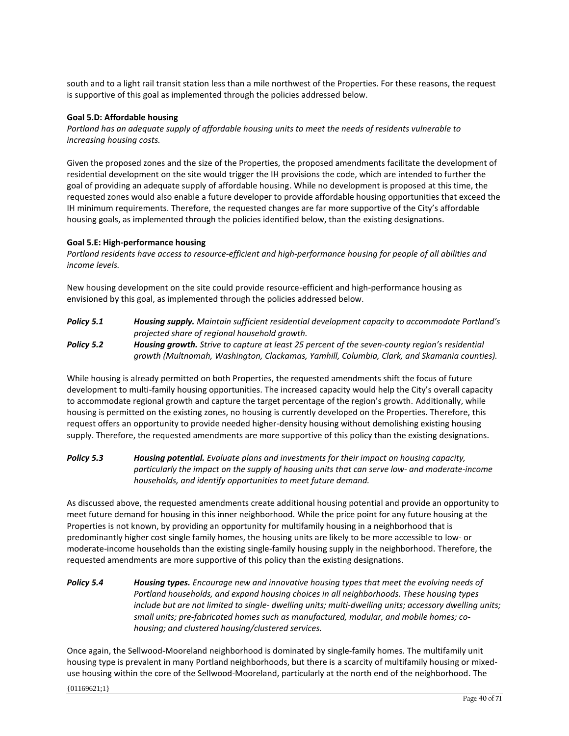south and to a light rail transit station less than a mile northwest of the Properties. For these reasons, the request is supportive of this goal as implemented through the policies addressed below.

**Goal 5.D: Affordable housing**

*Portland has an adequate supply of affordable housing units to meet the needs of residents vulnerable to increasing housing costs.*

Given the proposed zones and the size of the Properties, the proposed amendments facilitate the development of residential development on the site would trigger the IH provisions the code, which are intended to further the goal of providing an adequate supply of affordable housing. While no development is proposed at this time, the requested zones would also enable a future developer to provide affordable housing opportunities that exceed the IH minimum requirements. Therefore, the requested changes are far more supportive of the City's affordable housing goals, as implemented through the policies identified below, than the existing designations.

**Goal 5.E: High-performance housing**

*Portland residents have access to resource-efficient and high-performance housing for people of all abilities and income levels.*

New housing development on the site could provide resource-efficient and high-performance housing as envisioned by this goal, as implemented through the policies addressed below.

***Policy 5.1*** ***Housing supply.*** *Maintain sufficient residential development capacity to accommodate Portland's projected share of regional household growth.*

***Policy 5.2*** ***Housing growth.*** *Strive to capture at least 25 percent of the seven-county region's residential growth (Multnomah, Washington, Clackamas, Yamhill, Columbia, Clark, and Skamania counties).*

While housing is already permitted on both Properties, the requested amendments shift the focus of future development to multi-family housing opportunities. The increased capacity would help the City's overall capacity to accommodate regional growth and capture the target percentage of the region's growth. Additionally, while housing is permitted on the existing zones, no housing is currently developed on the Properties. Therefore, this request offers an opportunity to provide needed higher-density housing without demolishing existing housing supply. Therefore, the requested amendments are more supportive of this policy than the existing designations.

***Policy 5.3*** ***Housing potential.*** *Evaluate plans and investments for their impact on housing capacity, particularly the impact on the supply of housing units that can serve low- and moderate-income households, and identify opportunities to meet future demand.*

As discussed above, the requested amendments create additional housing potential and provide an opportunity to meet future demand for housing in this inner neighborhood. While the price point for any future housing at the Properties is not known, by providing an opportunity for multifamily housing in a neighborhood that is predominantly higher cost single family homes, the housing units are likely to be more accessible to low- or moderate-income households than the existing single-family housing supply in the neighborhood. Therefore, the requested amendments are more supportive of this policy than the existing designations.

***Policy 5.4*** ***Housing types.*** *Encourage new and innovative housing types that meet the evolving needs of Portland households, and expand housing choices in all neighborhoods. These housing types include but are not limited to single- dwelling units; multi-dwelling units; accessory dwelling units; small units; pre-fabricated homes such as manufactured, modular, and mobile homes; co-housing; and clustered housing/clustered services.*

Once again, the Sellwood-Mooreland neighborhood is dominated by single-family homes. The multifamily unit housing type is prevalent in many Portland neighborhoods, but there is a scarcity of multifamily housing or mixed-use housing within the core of the Sellwood-Mooreland, particularly at the north end of the neighborhood. The

{01169621;1}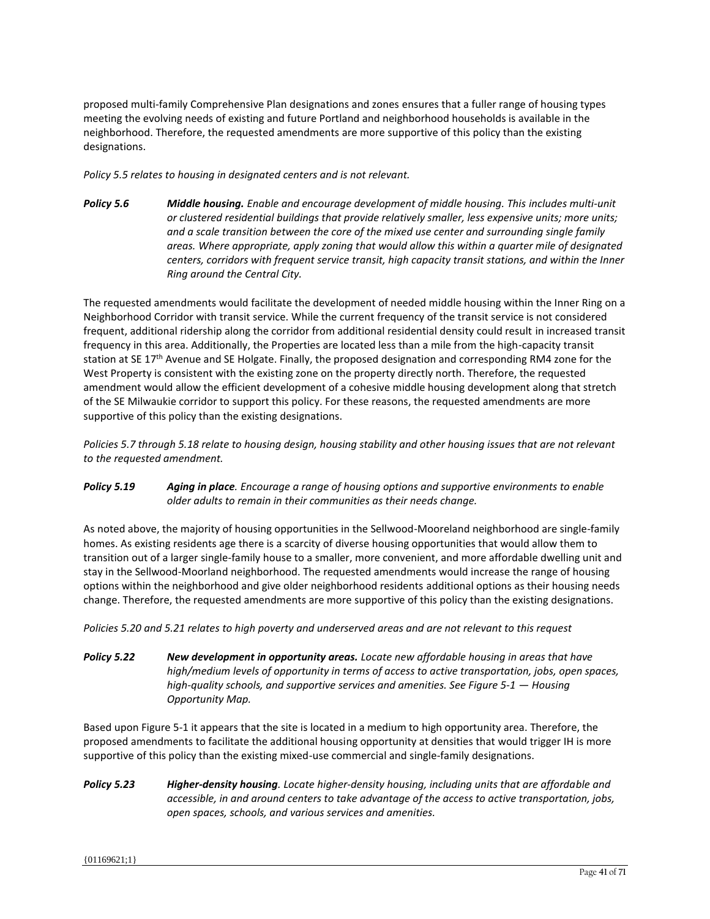proposed multi-family Comprehensive Plan designations and zones ensures that a fuller range of housing types meeting the evolving needs of existing and future Portland and neighborhood households is available in the neighborhood. Therefore, the requested amendments are more supportive of this policy than the existing designations.

*Policy 5.5 relates to housing in designated centers and is not relevant.*

***Policy 5.6*** ***Middle housing.*** *Enable and encourage development of middle housing. This includes multi-unit or clustered residential buildings that provide relatively smaller, less expensive units; more units; and a scale transition between the core of the mixed use center and surrounding single family areas. Where appropriate, apply zoning that would allow this within a quarter mile of designated centers, corridors with frequent service transit, high capacity transit stations, and within the Inner Ring around the Central City.*

The requested amendments would facilitate the development of needed middle housing within the Inner Ring on a Neighborhood Corridor with transit service. While the current frequency of the transit service is not considered frequent, additional ridership along the corridor from additional residential density could result in increased transit frequency in this area. Additionally, the Properties are located less than a mile from the high-capacity transit station at SE 17th Avenue and SE Holgate. Finally, the proposed designation and corresponding RM4 zone for the West Property is consistent with the existing zone on the property directly north. Therefore, the requested amendment would allow the efficient development of a cohesive middle housing development along that stretch of the SE Milwaukie corridor to support this policy. For these reasons, the requested amendments are more supportive of this policy than the existing designations.

*Policies 5.7 through 5.18 relate to housing design, housing stability and other housing issues that are not relevant to the requested amendment.*

***Policy 5.19*** ***Aging in place.*** *Encourage a range of housing options and supportive environments to enable older adults to remain in their communities as their needs change.*

As noted above, the majority of housing opportunities in the Sellwood-Mooreland neighborhood are single-family homes. As existing residents age there is a scarcity of diverse housing opportunities that would allow them to transition out of a larger single-family house to a smaller, more convenient, and more affordable dwelling unit and stay in the Sellwood-Moorland neighborhood. The requested amendments would increase the range of housing options within the neighborhood and give older neighborhood residents additional options as their housing needs change. Therefore, the requested amendments are more supportive of this policy than the existing designations.

*Policies 5.20 and 5.21 relates to high poverty and underserved areas and are not relevant to this request*

***Policy 5.22*** ***New development in opportunity areas.*** *Locate new affordable housing in areas that have high/medium levels of opportunity in terms of access to active transportation, jobs, open spaces, high-quality schools, and supportive services and amenities. See Figure 5-1 — Housing Opportunity Map.*

Based upon Figure 5-1 it appears that the site is located in a medium to high opportunity area. Therefore, the proposed amendments to facilitate the additional housing opportunity at densities that would trigger IH is more supportive of this policy than the existing mixed-use commercial and single-family designations.

***Policy 5.23*** ***Higher-density housing.*** *Locate higher-density housing, including units that are affordable and accessible, in and around centers to take advantage of the access to active transportation, jobs, open spaces, schools, and various services and amenities.*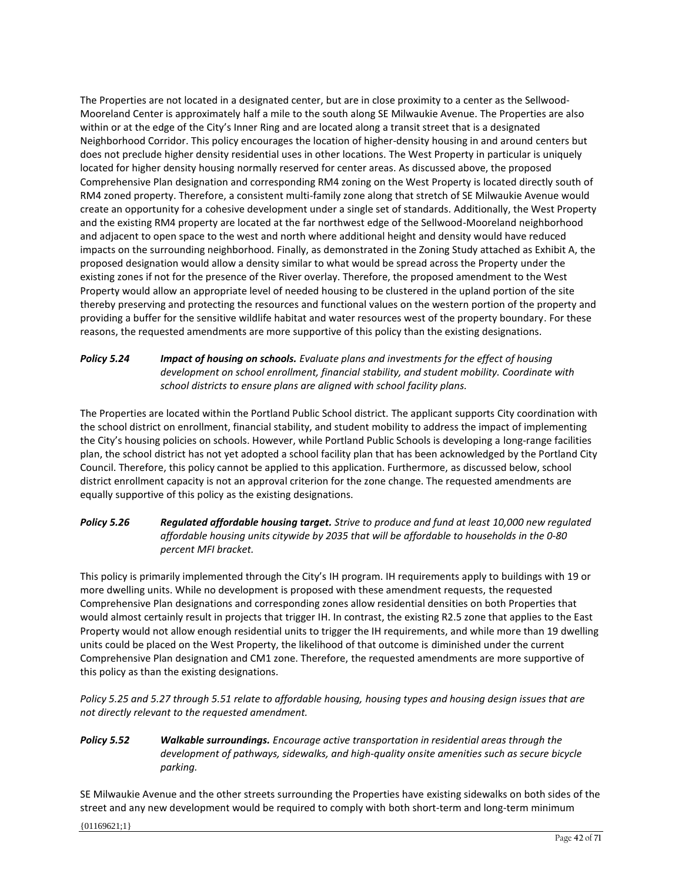The Properties are not located in a designated center, but are in close proximity to a center as the Sellwood-Mooreland Center is approximately half a mile to the south along SE Milwaukie Avenue. The Properties are also within or at the edge of the City's Inner Ring and are located along a transit street that is a designated Neighborhood Corridor. This policy encourages the location of higher-density housing in and around centers but does not preclude higher density residential uses in other locations. The West Property in particular is uniquely located for higher density housing normally reserved for center areas. As discussed above, the proposed Comprehensive Plan designation and corresponding RM4 zoning on the West Property is located directly south of RM4 zoned property. Therefore, a consistent multi-family zone along that stretch of SE Milwaukie Avenue would create an opportunity for a cohesive development under a single set of standards. Additionally, the West Property and the existing RM4 property are located at the far northwest edge of the Sellwood-Mooreland neighborhood and adjacent to open space to the west and north where additional height and density would have reduced impacts on the surrounding neighborhood. Finally, as demonstrated in the Zoning Study attached as Exhibit A, the proposed designation would allow a density similar to what would be spread across the Property under the existing zones if not for the presence of the River overlay. Therefore, the proposed amendment to the West Property would allow an appropriate level of needed housing to be clustered in the upland portion of the site thereby preserving and protecting the resources and functional values on the western portion of the property and providing a buffer for the sensitive wildlife habitat and water resources west of the property boundary. For these reasons, the requested amendments are more supportive of this policy than the existing designations.

***Policy 5.24*** ***Impact of housing on schools.*** *Evaluate plans and investments for the effect of housing development on school enrollment, financial stability, and student mobility. Coordinate with school districts to ensure plans are aligned with school facility plans.*

The Properties are located within the Portland Public School district. The applicant supports City coordination with the school district on enrollment, financial stability, and student mobility to address the impact of implementing the City's housing policies on schools. However, while Portland Public Schools is developing a long-range facilities plan, the school district has not yet adopted a school facility plan that has been acknowledged by the Portland City Council. Therefore, this policy cannot be applied to this application. Furthermore, as discussed below, school district enrollment capacity is not an approval criterion for the zone change. The requested amendments are equally supportive of this policy as the existing designations.

***Policy 5.26*** ***Regulated affordable housing target.*** *Strive to produce and fund at least 10,000 new regulated affordable housing units citywide by 2035 that will be affordable to households in the 0-80 percent MFI bracket.*

This policy is primarily implemented through the City's IH program. IH requirements apply to buildings with 19 or more dwelling units. While no development is proposed with these amendment requests, the requested Comprehensive Plan designations and corresponding zones allow residential densities on both Properties that would almost certainly result in projects that trigger IH. In contrast, the existing R2.5 zone that applies to the East Property would not allow enough residential units to trigger the IH requirements, and while more than 19 dwelling units could be placed on the West Property, the likelihood of that outcome is diminished under the current Comprehensive Plan designation and CM1 zone. Therefore, the requested amendments are more supportive of this policy as than the existing designations.

*Policy 5.25 and 5.27 through 5.51 relate to affordable housing, housing types and housing design issues that are not directly relevant to the requested amendment.*

***Policy 5.52*** ***Walkable surroundings.*** *Encourage active transportation in residential areas through the development of pathways, sidewalks, and high-quality onsite amenities such as secure bicycle parking.*

SE Milwaukie Avenue and the other streets surrounding the Properties have existing sidewalks on both sides of the street and any new development would be required to comply with both short-term and long-term minimum

{01169621;1}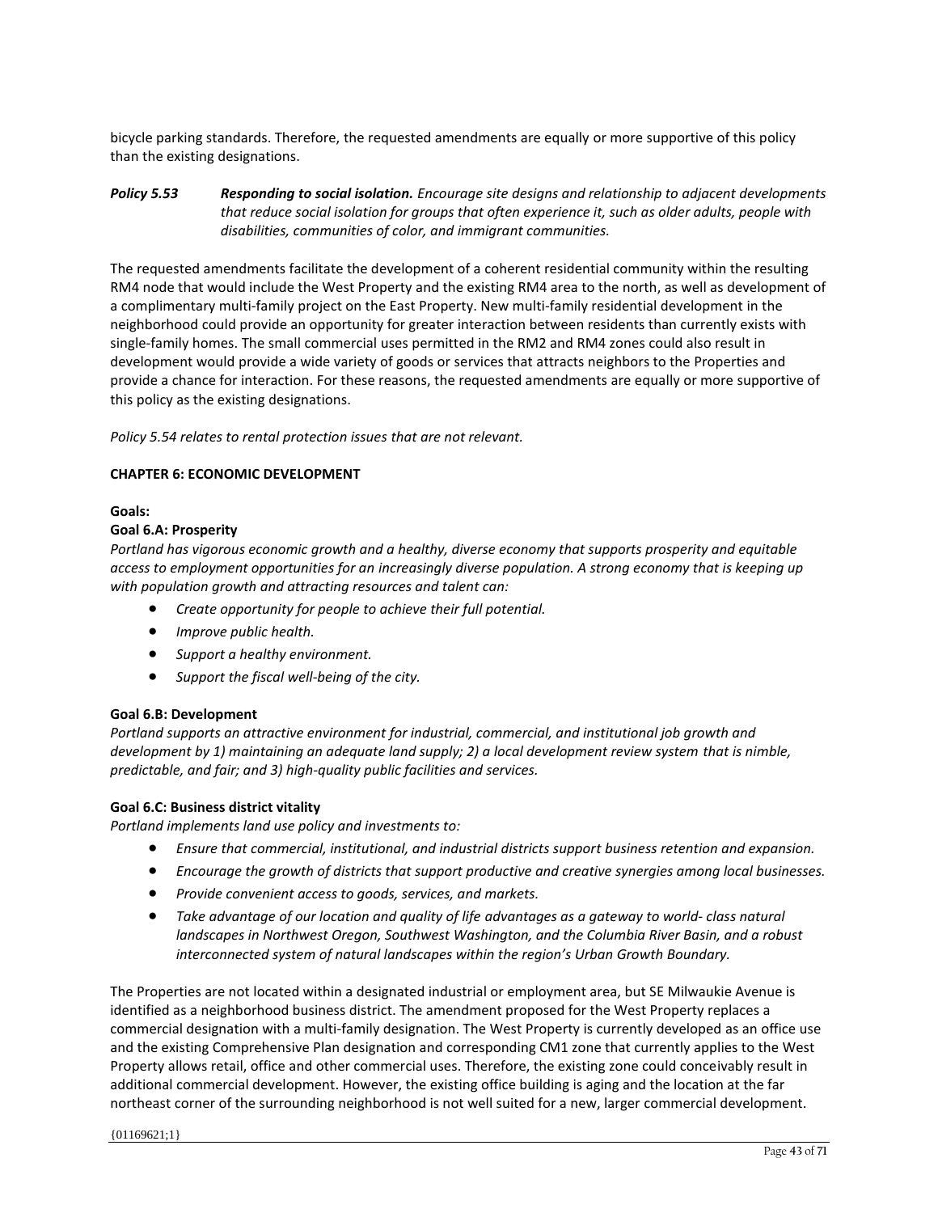bicycle parking standards. Therefore, the requested amendments are equally or more supportive of this policy than the existing designations.

***Policy 5.53*** ***Responding to social isolation.*** *Encourage site designs and relationship to adjacent developments that reduce social isolation for groups that often experience it, such as older adults, people with disabilities, communities of color, and immigrant communities.*

The requested amendments facilitate the development of a coherent residential community within the resulting RM4 node that would include the West Property and the existing RM4 area to the north, as well as development of a complimentary multi-family project on the East Property. New multi-family residential development in the neighborhood could provide an opportunity for greater interaction between residents than currently exists with single-family homes. The small commercial uses permitted in the RM2 and RM4 zones could also result in development would provide a wide variety of goods or services that attracts neighbors to the Properties and provide a chance for interaction. For these reasons, the requested amendments are equally or more supportive of this policy as the existing designations.

*Policy 5.54 relates to rental protection issues that are not relevant.*

**CHAPTER 6: ECONOMIC DEVELOPMENT**

**Goals:**

**Goal 6.A: Prosperity**

*Portland has vigorous economic growth and a healthy, diverse economy that supports prosperity and equitable access to employment opportunities for an increasingly diverse population. A strong economy that is keeping up with population growth and attracting resources and talent can:*

- *Create opportunity for people to achieve their full potential.*
- *Improve public health.*
- *Support a healthy environment.*
- *Support the fiscal well-being of the city.*

**Goal 6.B: Development**

*Portland supports an attractive environment for industrial, commercial, and institutional job growth and development by 1) maintaining an adequate land supply; 2) a local development review system that is nimble, predictable, and fair; and 3) high-quality public facilities and services.*

**Goal 6.C: Business district vitality**

*Portland implements land use policy and investments to:*

- *Ensure that commercial, institutional, and industrial districts support business retention and expansion.*
- *Encourage the growth of districts that support productive and creative synergies among local businesses.*
- *Provide convenient access to goods, services, and markets.*
- *Take advantage of our location and quality of life advantages as a gateway to world- class natural landscapes in Northwest Oregon, Southwest Washington, and the Columbia River Basin, and a robust interconnected system of natural landscapes within the region's Urban Growth Boundary.*

The Properties are not located within a designated industrial or employment area, but SE Milwaukie Avenue is identified as a neighborhood business district. The amendment proposed for the West Property replaces a commercial designation with a multi-family designation. The West Property is currently developed as an office use and the existing Comprehensive Plan designation and corresponding CM1 zone that currently applies to the West Property allows retail, office and other commercial uses. Therefore, the existing zone could conceivably result in additional commercial development. However, the existing office building is aging and the location at the far northeast corner of the surrounding neighborhood is not well suited for a new, larger commercial development.

{01169621;1}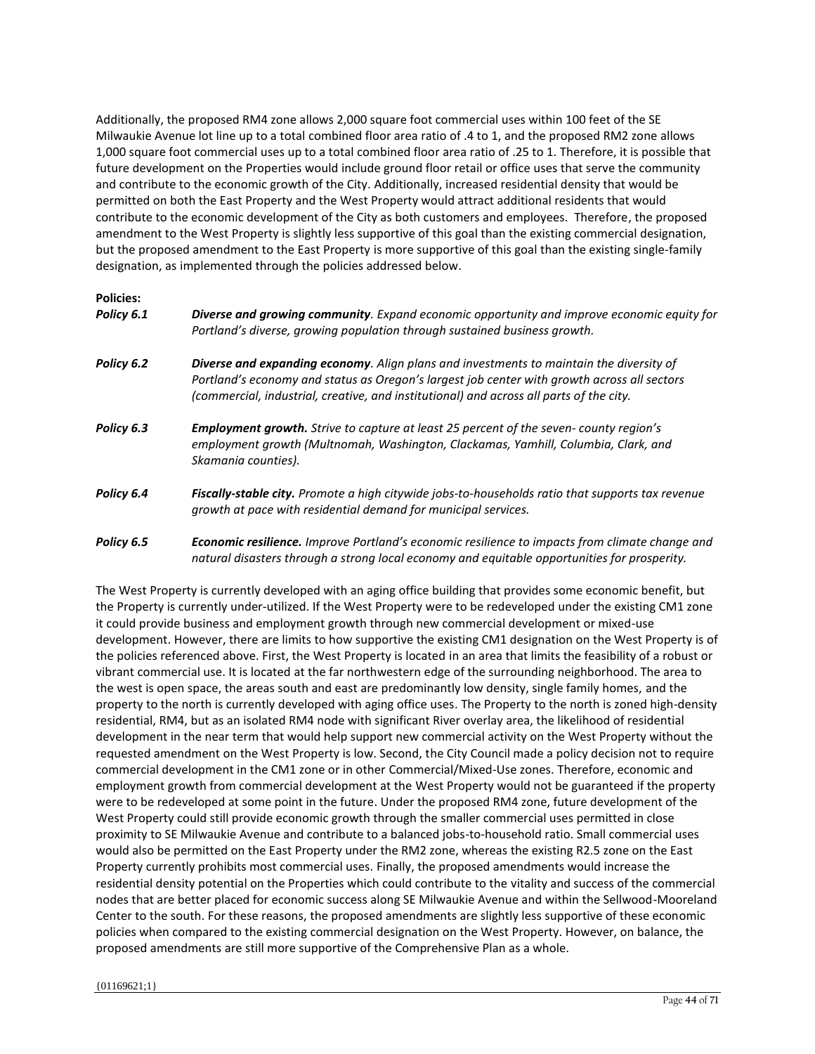Additionally, the proposed RM4 zone allows 2,000 square foot commercial uses within 100 feet of the SE Milwaukie Avenue lot line up to a total combined floor area ratio of .4 to 1, and the proposed RM2 zone allows 1,000 square foot commercial uses up to a total combined floor area ratio of .25 to 1. Therefore, it is possible that future development on the Properties would include ground floor retail or office uses that serve the community and contribute to the economic growth of the City. Additionally, increased residential density that would be permitted on both the East Property and the West Property would attract additional residents that would contribute to the economic development of the City as both customers and employees. Therefore, the proposed amendment to the West Property is slightly less supportive of this goal than the existing commercial designation, but the proposed amendment to the East Property is more supportive of this goal than the existing single-family designation, as implemented through the policies addressed below.

**Policies:**

***Policy 6.1*** ***Diverse and growing community**. Expand economic opportunity and improve economic equity for Portland's diverse, growing population through sustained business growth.*

***Policy 6.2*** ***Diverse and expanding economy**. Align plans and investments to maintain the diversity of Portland's economy and status as Oregon's largest job center with growth across all sectors (commercial, industrial, creative, and institutional) and across all parts of the city.*

***Policy 6.3*** ***Employment growth.** Strive to capture at least 25 percent of the seven- county region's employment growth (Multnomah, Washington, Clackamas, Yamhill, Columbia, Clark, and Skamania counties).*

***Policy 6.4*** ***Fiscally-stable city.** Promote a high citywide jobs-to-households ratio that supports tax revenue growth at pace with residential demand for municipal services.*

***Policy 6.5*** ***Economic resilience.** Improve Portland's economic resilience to impacts from climate change and natural disasters through a strong local economy and equitable opportunities for prosperity.*

The West Property is currently developed with an aging office building that provides some economic benefit, but the Property is currently under-utilized. If the West Property were to be redeveloped under the existing CM1 zone it could provide business and employment growth through new commercial development or mixed-use development. However, there are limits to how supportive the existing CM1 designation on the West Property is of the policies referenced above. First, the West Property is located in an area that limits the feasibility of a robust or vibrant commercial use. It is located at the far northwestern edge of the surrounding neighborhood. The area to the west is open space, the areas south and east are predominantly low density, single family homes, and the property to the north is currently developed with aging office uses. The Property to the north is zoned high-density residential, RM4, but as an isolated RM4 node with significant River overlay area, the likelihood of residential development in the near term that would help support new commercial activity on the West Property without the requested amendment on the West Property is low. Second, the City Council made a policy decision not to require commercial development in the CM1 zone or in other Commercial/Mixed-Use zones. Therefore, economic and employment growth from commercial development at the West Property would not be guaranteed if the property were to be redeveloped at some point in the future. Under the proposed RM4 zone, future development of the West Property could still provide economic growth through the smaller commercial uses permitted in close proximity to SE Milwaukie Avenue and contribute to a balanced jobs-to-household ratio. Small commercial uses would also be permitted on the East Property under the RM2 zone, whereas the existing R2.5 zone on the East Property currently prohibits most commercial uses. Finally, the proposed amendments would increase the residential density potential on the Properties which could contribute to the vitality and success of the commercial nodes that are better placed for economic success along SE Milwaukie Avenue and within the Sellwood-Mooreland Center to the south. For these reasons, the proposed amendments are slightly less supportive of these economic policies when compared to the existing commercial designation on the West Property. However, on balance, the proposed amendments are still more supportive of the Comprehensive Plan as a whole.

{01169621;1}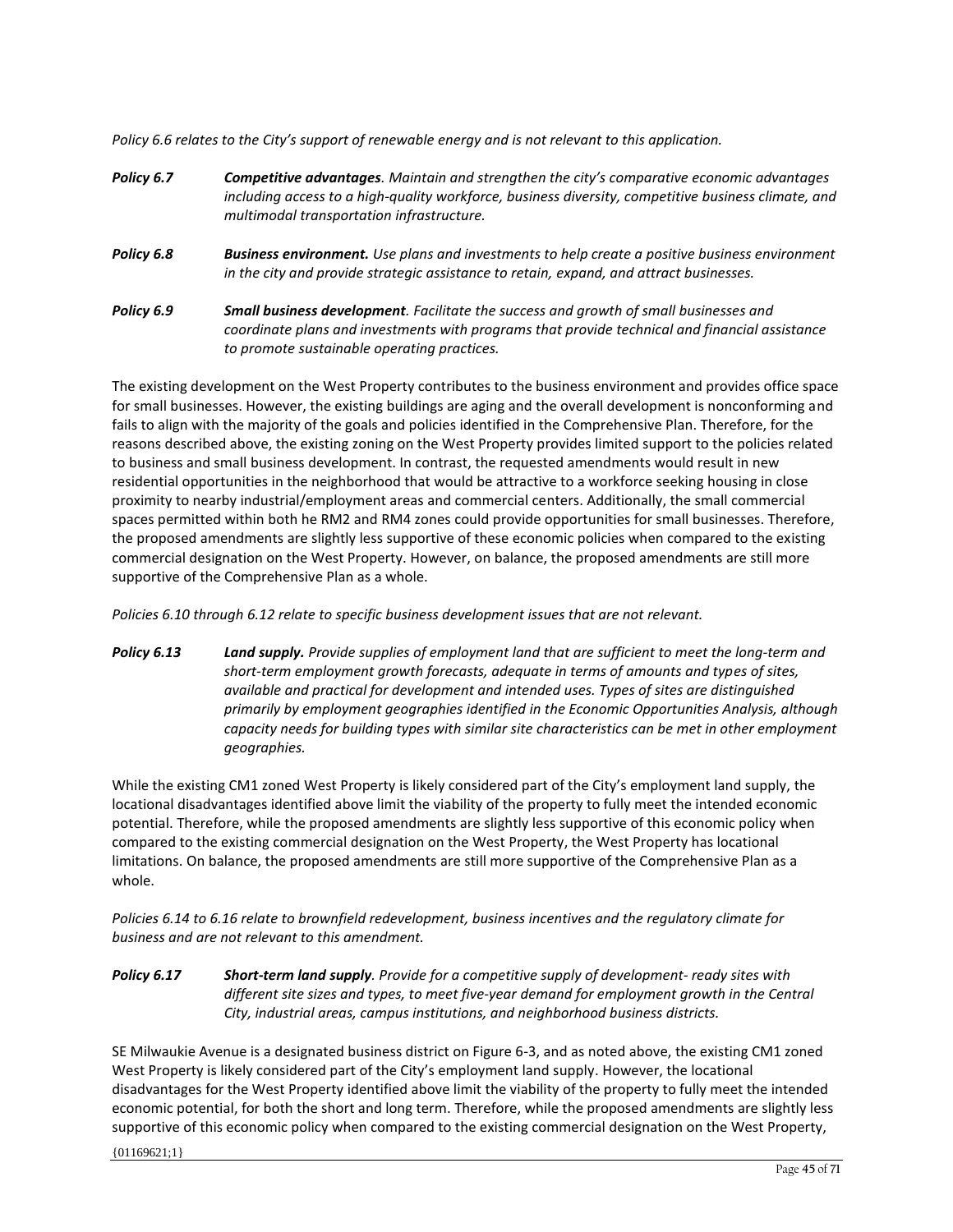*Policy 6.6 relates to the City's support of renewable energy and is not relevant to this application.*

***Policy 6.7*** ***Competitive advantages****. Maintain and strengthen the city's comparative economic advantages including access to a high-quality workforce, business diversity, competitive business climate, and multimodal transportation infrastructure.*

***Policy 6.8*** ***Business environment.*** *Use plans and investments to help create a positive business environment in the city and provide strategic assistance to retain, expand, and attract businesses.*

***Policy 6.9*** ***Small business development****. Facilitate the success and growth of small businesses and coordinate plans and investments with programs that provide technical and financial assistance to promote sustainable operating practices.*

The existing development on the West Property contributes to the business environment and provides office space for small businesses. However, the existing buildings are aging and the overall development is nonconforming and fails to align with the majority of the goals and policies identified in the Comprehensive Plan. Therefore, for the reasons described above, the existing zoning on the West Property provides limited support to the policies related to business and small business development. In contrast, the requested amendments would result in new residential opportunities in the neighborhood that would be attractive to a workforce seeking housing in close proximity to nearby industrial/employment areas and commercial centers. Additionally, the small commercial spaces permitted within both he RM2 and RM4 zones could provide opportunities for small businesses. Therefore, the proposed amendments are slightly less supportive of these economic policies when compared to the existing commercial designation on the West Property. However, on balance, the proposed amendments are still more supportive of the Comprehensive Plan as a whole.

*Policies 6.10 through 6.12 relate to specific business development issues that are not relevant.*

***Policy 6.13*** ***Land supply.*** *Provide supplies of employment land that are sufficient to meet the long-term and short-term employment growth forecasts, adequate in terms of amounts and types of sites, available and practical for development and intended uses. Types of sites are distinguished primarily by employment geographies identified in the Economic Opportunities Analysis, although capacity needs for building types with similar site characteristics can be met in other employment geographies.*

While the existing CM1 zoned West Property is likely considered part of the City's employment land supply, the locational disadvantages identified above limit the viability of the property to fully meet the intended economic potential. Therefore, while the proposed amendments are slightly less supportive of this economic policy when compared to the existing commercial designation on the West Property, the West Property has locational limitations. On balance, the proposed amendments are still more supportive of the Comprehensive Plan as a whole.

*Policies 6.14 to 6.16 relate to brownfield redevelopment, business incentives and the regulatory climate for business and are not relevant to this amendment.*

***Policy 6.17*** ***Short-term land supply****. Provide for a competitive supply of development- ready sites with different site sizes and types, to meet five-year demand for employment growth in the Central City, industrial areas, campus institutions, and neighborhood business districts.*

SE Milwaukie Avenue is a designated business district on Figure 6-3, and as noted above, the existing CM1 zoned West Property is likely considered part of the City's employment land supply. However, the locational disadvantages for the West Property identified above limit the viability of the property to fully meet the intended economic potential, for both the short and long term. Therefore, while the proposed amendments are slightly less supportive of this economic policy when compared to the existing commercial designation on the West Property,

{01169621;1}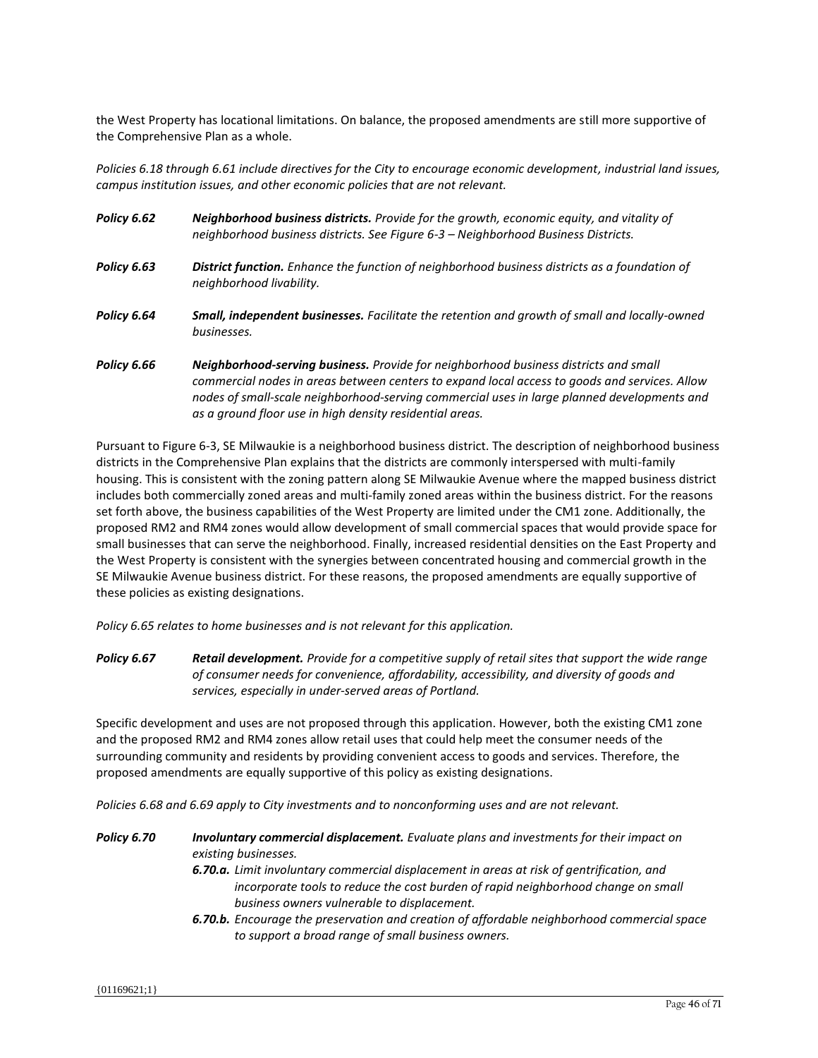the West Property has locational limitations. On balance, the proposed amendments are still more supportive of the Comprehensive Plan as a whole.

*Policies 6.18 through 6.61 include directives for the City to encourage economic development, industrial land issues, campus institution issues, and other economic policies that are not relevant.*

***Policy 6.62*** ***Neighborhood business districts.*** *Provide for the growth, economic equity, and vitality of neighborhood business districts. See Figure 6-3 – Neighborhood Business Districts.*

***Policy 6.63*** ***District function.*** *Enhance the function of neighborhood business districts as a foundation of neighborhood livability.*

***Policy 6.64*** ***Small, independent businesses.*** *Facilitate the retention and growth of small and locally-owned businesses.*

***Policy 6.66*** ***Neighborhood-serving business.*** *Provide for neighborhood business districts and small commercial nodes in areas between centers to expand local access to goods and services. Allow nodes of small-scale neighborhood-serving commercial uses in large planned developments and as a ground floor use in high density residential areas.*

Pursuant to Figure 6-3, SE Milwaukie is a neighborhood business district. The description of neighborhood business districts in the Comprehensive Plan explains that the districts are commonly interspersed with multi-family housing. This is consistent with the zoning pattern along SE Milwaukie Avenue where the mapped business district includes both commercially zoned areas and multi-family zoned areas within the business district. For the reasons set forth above, the business capabilities of the West Property are limited under the CM1 zone. Additionally, the proposed RM2 and RM4 zones would allow development of small commercial spaces that would provide space for small businesses that can serve the neighborhood. Finally, increased residential densities on the East Property and the West Property is consistent with the synergies between concentrated housing and commercial growth in the SE Milwaukie Avenue business district. For these reasons, the proposed amendments are equally supportive of these policies as existing designations.

*Policy 6.65 relates to home businesses and is not relevant for this application.*

***Policy 6.67*** ***Retail development.*** *Provide for a competitive supply of retail sites that support the wide range of consumer needs for convenience, affordability, accessibility, and diversity of goods and services, especially in under-served areas of Portland.*

Specific development and uses are not proposed through this application. However, both the existing CM1 zone and the proposed RM2 and RM4 zones allow retail uses that could help meet the consumer needs of the surrounding community and residents by providing convenient access to goods and services. Therefore, the proposed amendments are equally supportive of this policy as existing designations.

*Policies 6.68 and 6.69 apply to City investments and to nonconforming uses and are not relevant.*

***Policy 6.70*** ***Involuntary commercial displacement.*** *Evaluate plans and investments for their impact on existing businesses.*

- ***6.70.a.*** *Limit involuntary commercial displacement in areas at risk of gentrification, and incorporate tools to reduce the cost burden of rapid neighborhood change on small business owners vulnerable to displacement.*
- ***6.70.b.*** *Encourage the preservation and creation of affordable neighborhood commercial space to support a broad range of small business owners.*

{01169621;1}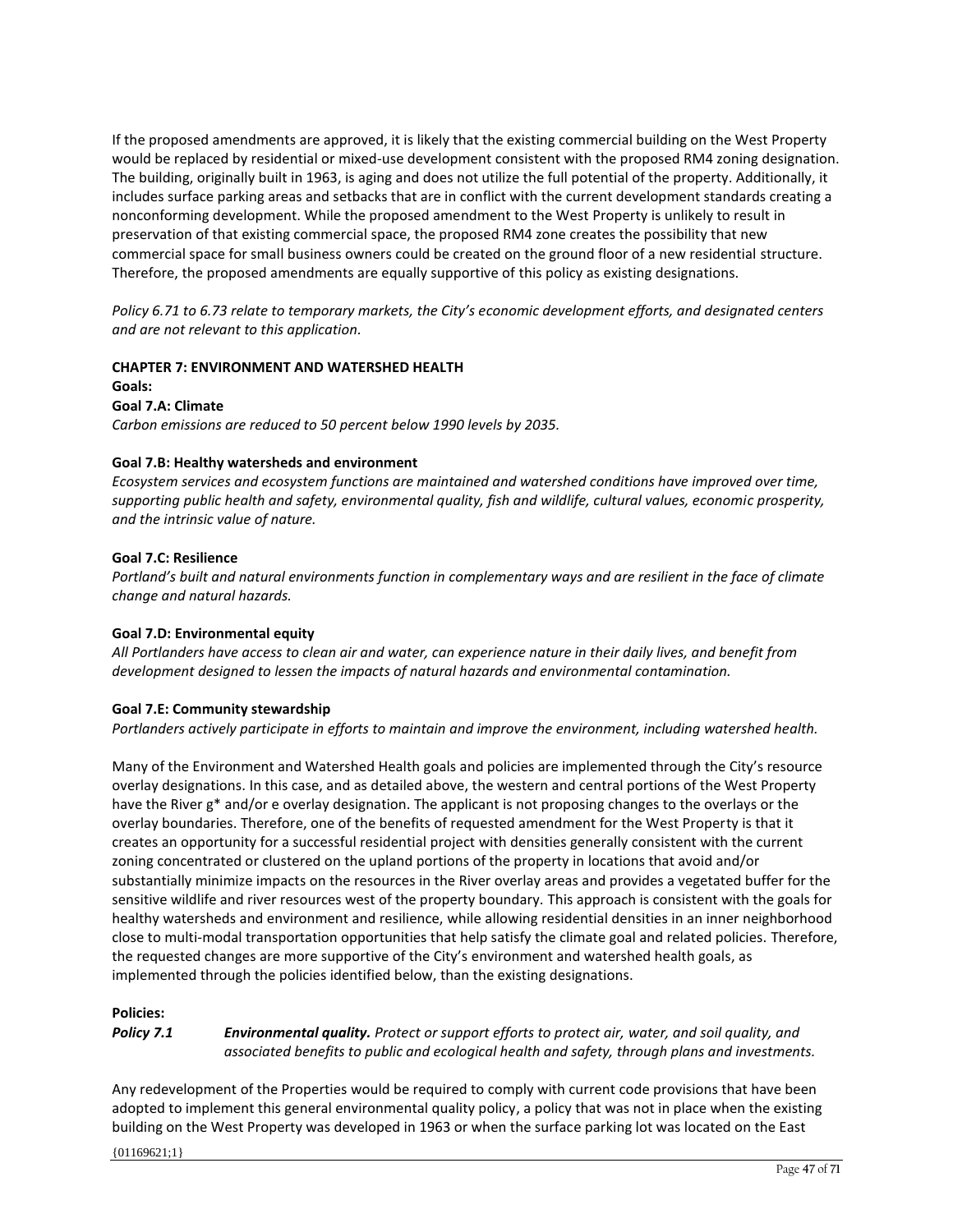If the proposed amendments are approved, it is likely that the existing commercial building on the West Property would be replaced by residential or mixed-use development consistent with the proposed RM4 zoning designation. The building, originally built in 1963, is aging and does not utilize the full potential of the property. Additionally, it includes surface parking areas and setbacks that are in conflict with the current development standards creating a nonconforming development. While the proposed amendment to the West Property is unlikely to result in preservation of that existing commercial space, the proposed RM4 zone creates the possibility that new commercial space for small business owners could be created on the ground floor of a new residential structure. Therefore, the proposed amendments are equally supportive of this policy as existing designations.

*Policy 6.71 to 6.73 relate to temporary markets, the City's economic development efforts, and designated centers and are not relevant to this application.*

**CHAPTER 7: ENVIRONMENT AND WATERSHED HEALTH**

**Goals:**

**Goal 7.A: Climate**

*Carbon emissions are reduced to 50 percent below 1990 levels by 2035.*

**Goal 7.B: Healthy watersheds and environment**

*Ecosystem services and ecosystem functions are maintained and watershed conditions have improved over time, supporting public health and safety, environmental quality, fish and wildlife, cultural values, economic prosperity, and the intrinsic value of nature.*

**Goal 7.C: Resilience**

*Portland's built and natural environments function in complementary ways and are resilient in the face of climate change and natural hazards.*

**Goal 7.D: Environmental equity**

*All Portlanders have access to clean air and water, can experience nature in their daily lives, and benefit from development designed to lessen the impacts of natural hazards and environmental contamination.*

**Goal 7.E: Community stewardship**

*Portlanders actively participate in efforts to maintain and improve the environment, including watershed health.*

Many of the Environment and Watershed Health goals and policies are implemented through the City's resource overlay designations. In this case, and as detailed above, the western and central portions of the West Property have the River g* and/or e overlay designation. The applicant is not proposing changes to the overlays or the overlay boundaries. Therefore, one of the benefits of requested amendment for the West Property is that it creates an opportunity for a successful residential project with densities generally consistent with the current zoning concentrated or clustered on the upland portions of the property in locations that avoid and/or substantially minimize impacts on the resources in the River overlay areas and provides a vegetated buffer for the sensitive wildlife and river resources west of the property boundary. This approach is consistent with the goals for healthy watersheds and environment and resilience, while allowing residential densities in an inner neighborhood close to multi-modal transportation opportunities that help satisfy the climate goal and related policies. Therefore, the requested changes are more supportive of the City's environment and watershed health goals, as implemented through the policies identified below, than the existing designations.

**Policies:**

***Policy 7.1*** ***Environmental quality.*** *Protect or support efforts to protect air, water, and soil quality, and associated benefits to public and ecological health and safety, through plans and investments.*

Any redevelopment of the Properties would be required to comply with current code provisions that have been adopted to implement this general environmental quality policy, a policy that was not in place when the existing building on the West Property was developed in 1963 or when the surface parking lot was located on the East

{01169621;1}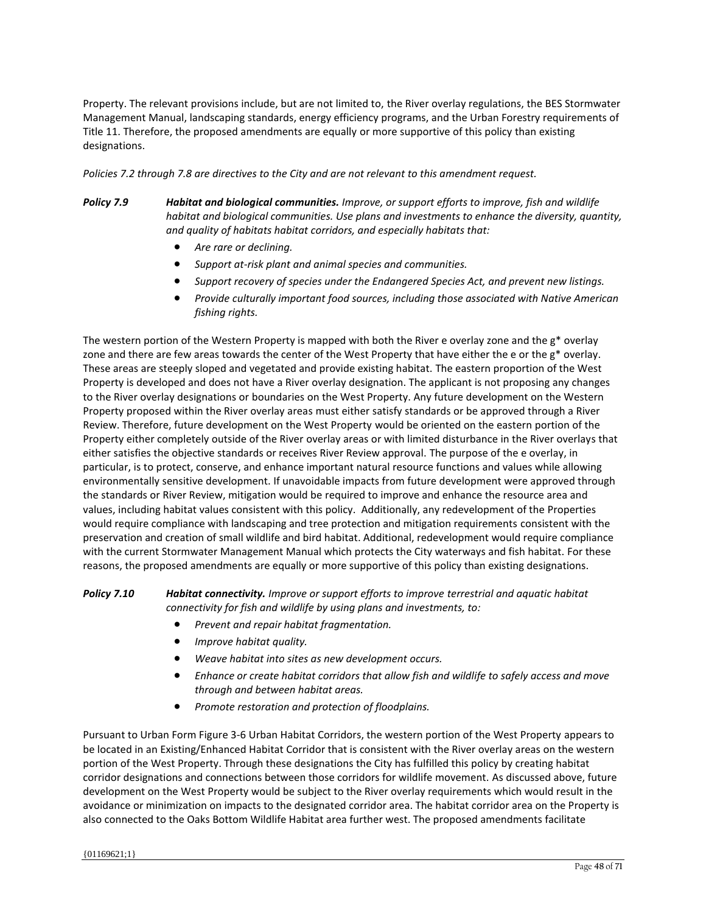Property. The relevant provisions include, but are not limited to, the River overlay regulations, the BES Stormwater Management Manual, landscaping standards, energy efficiency programs, and the Urban Forestry requirements of Title 11. Therefore, the proposed amendments are equally or more supportive of this policy than existing designations.

*Policies 7.2 through 7.8 are directives to the City and are not relevant to this amendment request.*

***Policy 7.9*** ***Habitat and biological communities.*** *Improve, or support efforts to improve, fish and wildlife habitat and biological communities. Use plans and investments to enhance the diversity, quantity, and quality of habitats habitat corridors, and especially habitats that:*

- *Are rare or declining.*
- *Support at-risk plant and animal species and communities.*
- *Support recovery of species under the Endangered Species Act, and prevent new listings.*
- *Provide culturally important food sources, including those associated with Native American fishing rights.*

The western portion of the Western Property is mapped with both the River e overlay zone and the g* overlay zone and there are few areas towards the center of the West Property that have either the e or the g* overlay. These areas are steeply sloped and vegetated and provide existing habitat. The eastern proportion of the West Property is developed and does not have a River overlay designation. The applicant is not proposing any changes to the River overlay designations or boundaries on the West Property. Any future development on the Western Property proposed within the River overlay areas must either satisfy standards or be approved through a River Review. Therefore, future development on the West Property would be oriented on the eastern portion of the Property either completely outside of the River overlay areas or with limited disturbance in the River overlays that either satisfies the objective standards or receives River Review approval. The purpose of the e overlay, in particular, is to protect, conserve, and enhance important natural resource functions and values while allowing environmentally sensitive development. If unavoidable impacts from future development were approved through the standards or River Review, mitigation would be required to improve and enhance the resource area and values, including habitat values consistent with this policy. Additionally, any redevelopment of the Properties would require compliance with landscaping and tree protection and mitigation requirements consistent with the preservation and creation of small wildlife and bird habitat. Additional, redevelopment would require compliance with the current Stormwater Management Manual which protects the City waterways and fish habitat. For these reasons, the proposed amendments are equally or more supportive of this policy than existing designations.

***Policy 7.10*** ***Habitat connectivity.*** *Improve or support efforts to improve terrestrial and aquatic habitat connectivity for fish and wildlife by using plans and investments, to:*

- *Prevent and repair habitat fragmentation.*
- *Improve habitat quality.*
- *Weave habitat into sites as new development occurs.*
- *Enhance or create habitat corridors that allow fish and wildlife to safely access and move through and between habitat areas.*
- *Promote restoration and protection of floodplains.*

Pursuant to Urban Form Figure 3-6 Urban Habitat Corridors, the western portion of the West Property appears to be located in an Existing/Enhanced Habitat Corridor that is consistent with the River overlay areas on the western portion of the West Property. Through these designations the City has fulfilled this policy by creating habitat corridor designations and connections between those corridors for wildlife movement. As discussed above, future development on the West Property would be subject to the River overlay requirements which would result in the avoidance or minimization on impacts to the designated corridor area. The habitat corridor area on the Property is also connected to the Oaks Bottom Wildlife Habitat area further west. The proposed amendments facilitate

{01169621;1}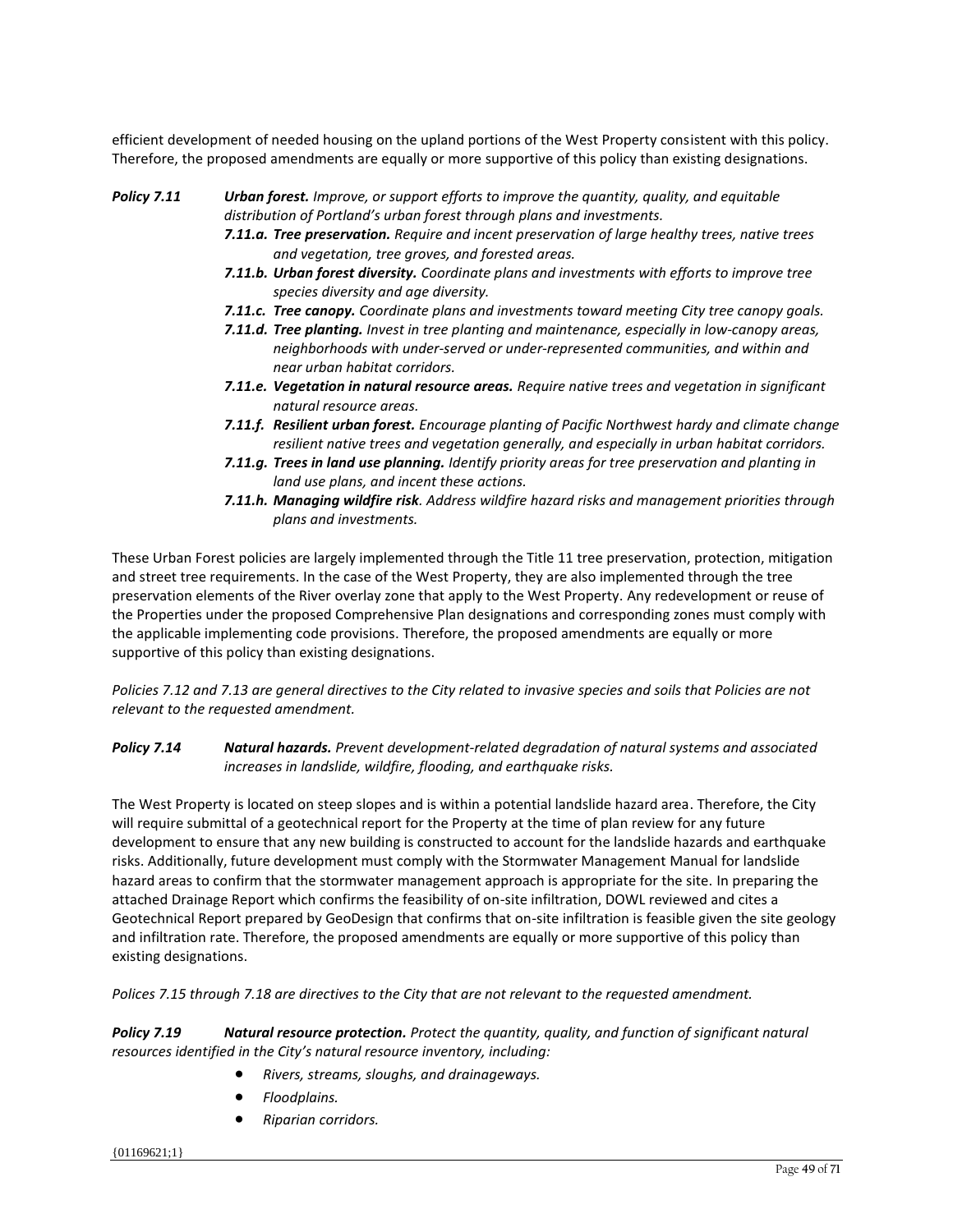efficient development of needed housing on the upland portions of the West Property consistent with this policy. Therefore, the proposed amendments are equally or more supportive of this policy than existing designations.

***Policy 7.11*** ***Urban forest.*** *Improve, or support efforts to improve the quantity, quality, and equitable distribution of Portland's urban forest through plans and investments.*

- ***7.11.a. Tree preservation.*** *Require and incent preservation of large healthy trees, native trees and vegetation, tree groves, and forested areas.*
- ***7.11.b. Urban forest diversity.*** *Coordinate plans and investments with efforts to improve tree species diversity and age diversity.*
- ***7.11.c. Tree canopy.*** *Coordinate plans and investments toward meeting City tree canopy goals.*
- ***7.11.d. Tree planting.*** *Invest in tree planting and maintenance, especially in low-canopy areas, neighborhoods with under-served or under-represented communities, and within and near urban habitat corridors.*
- ***7.11.e. Vegetation in natural resource areas.*** *Require native trees and vegetation in significant natural resource areas.*
- ***7.11.f. Resilient urban forest.*** *Encourage planting of Pacific Northwest hardy and climate change resilient native trees and vegetation generally, and especially in urban habitat corridors.*
- ***7.11.g. Trees in land use planning.*** *Identify priority areas for tree preservation and planting in land use plans, and incent these actions.*
- ***7.11.h. Managing wildfire risk****. Address wildfire hazard risks and management priorities through plans and investments.*

These Urban Forest policies are largely implemented through the Title 11 tree preservation, protection, mitigation and street tree requirements. In the case of the West Property, they are also implemented through the tree preservation elements of the River overlay zone that apply to the West Property. Any redevelopment or reuse of the Properties under the proposed Comprehensive Plan designations and corresponding zones must comply with the applicable implementing code provisions. Therefore, the proposed amendments are equally or more supportive of this policy than existing designations.

*Policies 7.12 and 7.13 are general directives to the City related to invasive species and soils that Policies are not relevant to the requested amendment.*

***Policy 7.14*** ***Natural hazards.*** *Prevent development-related degradation of natural systems and associated increases in landslide, wildfire, flooding, and earthquake risks.*

The West Property is located on steep slopes and is within a potential landslide hazard area. Therefore, the City will require submittal of a geotechnical report for the Property at the time of plan review for any future development to ensure that any new building is constructed to account for the landslide hazards and earthquake risks. Additionally, future development must comply with the Stormwater Management Manual for landslide hazard areas to confirm that the stormwater management approach is appropriate for the site. In preparing the attached Drainage Report which confirms the feasibility of on-site infiltration, DOWL reviewed and cites a Geotechnical Report prepared by GeoDesign that confirms that on-site infiltration is feasible given the site geology and infiltration rate. Therefore, the proposed amendments are equally or more supportive of this policy than existing designations.

*Polices 7.15 through 7.18 are directives to the City that are not relevant to the requested amendment.*

***Policy 7.19*** ***Natural resource protection.*** *Protect the quantity, quality, and function of significant natural resources identified in the City's natural resource inventory, including:*

- *Rivers, streams, sloughs, and drainageways.*
- *Floodplains.*
- *Riparian corridors.*

{01169621;1}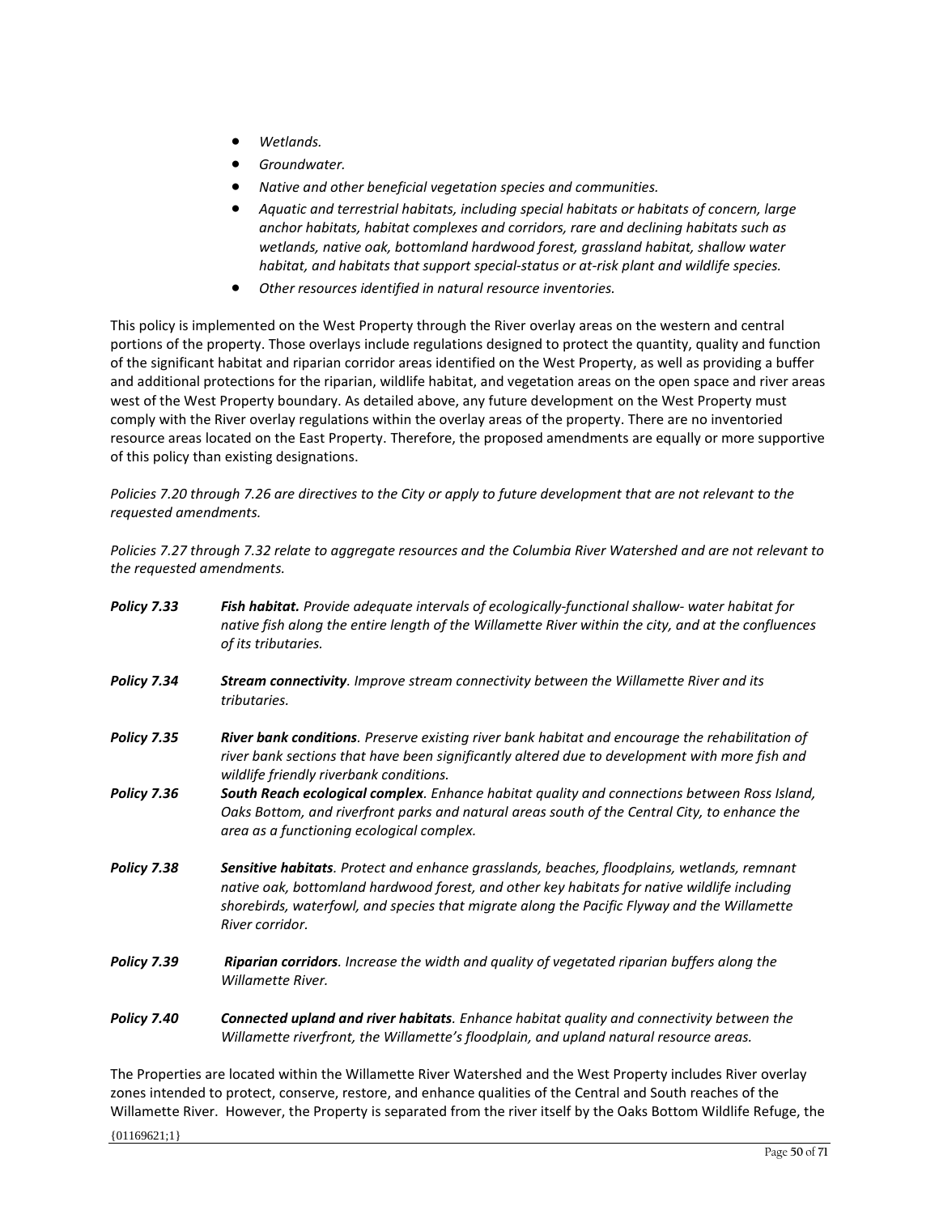- *Wetlands.*
- *Groundwater.*
- *Native and other beneficial vegetation species and communities.*
- *Aquatic and terrestrial habitats, including special habitats or habitats of concern, large anchor habitats, habitat complexes and corridors, rare and declining habitats such as wetlands, native oak, bottomland hardwood forest, grassland habitat, shallow water habitat, and habitats that support special-status or at-risk plant and wildlife species.*
- *Other resources identified in natural resource inventories.*

This policy is implemented on the West Property through the River overlay areas on the western and central portions of the property. Those overlays include regulations designed to protect the quantity, quality and function of the significant habitat and riparian corridor areas identified on the West Property, as well as providing a buffer and additional protections for the riparian, wildlife habitat, and vegetation areas on the open space and river areas west of the West Property boundary. As detailed above, any future development on the West Property must comply with the River overlay regulations within the overlay areas of the property. There are no inventoried resource areas located on the East Property. Therefore, the proposed amendments are equally or more supportive of this policy than existing designations.

*Policies 7.20 through 7.26 are directives to the City or apply to future development that are not relevant to the requested amendments.*

*Policies 7.27 through 7.32 relate to aggregate resources and the Columbia River Watershed and are not relevant to the requested amendments.*

***Policy 7.33*** ***Fish habitat.*** *Provide adequate intervals of ecologically-functional shallow- water habitat for native fish along the entire length of the Willamette River within the city, and at the confluences of its tributaries.*

***Policy 7.34*** ***Stream connectivity****. Improve stream connectivity between the Willamette River and its tributaries.*

***Policy 7.35*** ***River bank conditions****. Preserve existing river bank habitat and encourage the rehabilitation of river bank sections that have been significantly altered due to development with more fish and wildlife friendly riverbank conditions.*

***Policy 7.36*** ***South Reach ecological complex****. Enhance habitat quality and connections between Ross Island, Oaks Bottom, and riverfront parks and natural areas south of the Central City, to enhance the area as a functioning ecological complex.*

***Policy 7.38*** ***Sensitive habitats****. Protect and enhance grasslands, beaches, floodplains, wetlands, remnant native oak, bottomland hardwood forest, and other key habitats for native wildlife including shorebirds, waterfowl, and species that migrate along the Pacific Flyway and the Willamette River corridor.*

***Policy 7.39*** ***Riparian corridors****. Increase the width and quality of vegetated riparian buffers along the Willamette River.*

***Policy 7.40*** ***Connected upland and river habitats****. Enhance habitat quality and connectivity between the Willamette riverfront, the Willamette's floodplain, and upland natural resource areas.*

The Properties are located within the Willamette River Watershed and the West Property includes River overlay zones intended to protect, conserve, restore, and enhance qualities of the Central and South reaches of the Willamette River. However, the Property is separated from the river itself by the Oaks Bottom Wildlife Refuge, the

{01169621;1}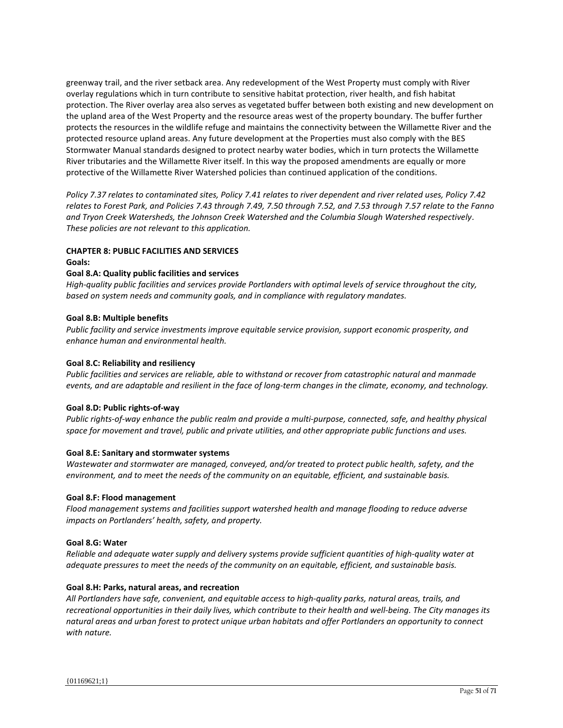greenway trail, and the river setback area. Any redevelopment of the West Property must comply with River overlay regulations which in turn contribute to sensitive habitat protection, river health, and fish habitat protection. The River overlay area also serves as vegetated buffer between both existing and new development on the upland area of the West Property and the resource areas west of the property boundary. The buffer further protects the resources in the wildlife refuge and maintains the connectivity between the Willamette River and the protected resource upland areas. Any future development at the Properties must also comply with the BES Stormwater Manual standards designed to protect nearby water bodies, which in turn protects the Willamette River tributaries and the Willamette River itself. In this way the proposed amendments are equally or more protective of the Willamette River Watershed policies than continued application of the conditions.

*Policy 7.37 relates to contaminated sites, Policy 7.41 relates to river dependent and river related uses, Policy 7.42 relates to Forest Park, and Policies 7.43 through 7.49, 7.50 through 7.52, and 7.53 through 7.57 relate to the Fanno and Tryon Creek Watersheds, the Johnson Creek Watershed and the Columbia Slough Watershed respectively. These policies are not relevant to this application.*

**CHAPTER 8: PUBLIC FACILITIES AND SERVICES**

**Goals:**

**Goal 8.A: Quality public facilities and services**

*High-quality public facilities and services provide Portlanders with optimal levels of service throughout the city, based on system needs and community goals, and in compliance with regulatory mandates.*

**Goal 8.B: Multiple benefits**

*Public facility and service investments improve equitable service provision, support economic prosperity, and enhance human and environmental health.*

**Goal 8.C: Reliability and resiliency**

*Public facilities and services are reliable, able to withstand or recover from catastrophic natural and manmade events, and are adaptable and resilient in the face of long-term changes in the climate, economy, and technology.*

**Goal 8.D: Public rights-of-way**

*Public rights-of-way enhance the public realm and provide a multi-purpose, connected, safe, and healthy physical space for movement and travel, public and private utilities, and other appropriate public functions and uses.*

**Goal 8.E: Sanitary and stormwater systems**

*Wastewater and stormwater are managed, conveyed, and/or treated to protect public health, safety, and the environment, and to meet the needs of the community on an equitable, efficient, and sustainable basis.*

**Goal 8.F: Flood management**

*Flood management systems and facilities support watershed health and manage flooding to reduce adverse impacts on Portlanders' health, safety, and property.*

**Goal 8.G: Water**

*Reliable and adequate water supply and delivery systems provide sufficient quantities of high-quality water at adequate pressures to meet the needs of the community on an equitable, efficient, and sustainable basis.*

**Goal 8.H: Parks, natural areas, and recreation**

*All Portlanders have safe, convenient, and equitable access to high-quality parks, natural areas, trails, and recreational opportunities in their daily lives, which contribute to their health and well-being. The City manages its natural areas and urban forest to protect unique urban habitats and offer Portlanders an opportunity to connect with nature.*

{01169621;1}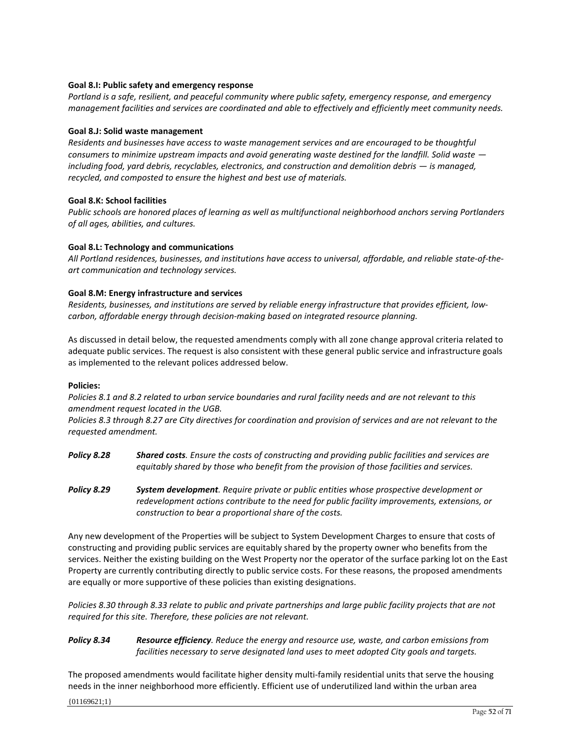**Goal 8.I: Public safety and emergency response**

*Portland is a safe, resilient, and peaceful community where public safety, emergency response, and emergency management facilities and services are coordinated and able to effectively and efficiently meet community needs.*

**Goal 8.J: Solid waste management**

*Residents and businesses have access to waste management services and are encouraged to be thoughtful consumers to minimize upstream impacts and avoid generating waste destined for the landfill. Solid waste — including food, yard debris, recyclables, electronics, and construction and demolition debris — is managed, recycled, and composted to ensure the highest and best use of materials.*

**Goal 8.K: School facilities**

*Public schools are honored places of learning as well as multifunctional neighborhood anchors serving Portlanders of all ages, abilities, and cultures.*

**Goal 8.L: Technology and communications**

*All Portland residences, businesses, and institutions have access to universal, affordable, and reliable state-of-the-art communication and technology services.*

**Goal 8.M: Energy infrastructure and services**

*Residents, businesses, and institutions are served by reliable energy infrastructure that provides efficient, low-carbon, affordable energy through decision-making based on integrated resource planning.*

As discussed in detail below, the requested amendments comply with all zone change approval criteria related to adequate public services. The request is also consistent with these general public service and infrastructure goals as implemented to the relevant polices addressed below.

**Policies:**

*Policies 8.1 and 8.2 related to urban service boundaries and rural facility needs and are not relevant to this amendment request located in the UGB.*

*Policies 8.3 through 8.27 are City directives for coordination and provision of services and are not relevant to the requested amendment.*

***Policy 8.28*** ***Shared costs****. Ensure the costs of constructing and providing public facilities and services are equitably shared by those who benefit from the provision of those facilities and services.*

***Policy 8.29*** ***System development****. Require private or public entities whose prospective development or redevelopment actions contribute to the need for public facility improvements, extensions, or construction to bear a proportional share of the costs.*

Any new development of the Properties will be subject to System Development Charges to ensure that costs of constructing and providing public services are equitably shared by the property owner who benefits from the services. Neither the existing building on the West Property nor the operator of the surface parking lot on the East Property are currently contributing directly to public service costs. For these reasons, the proposed amendments are equally or more supportive of these policies than existing designations.

*Policies 8.30 through 8.33 relate to public and private partnerships and large public facility projects that are not required for this site. Therefore, these policies are not relevant.*

***Policy 8.34*** ***Resource efficiency****. Reduce the energy and resource use, waste, and carbon emissions from facilities necessary to serve designated land uses to meet adopted City goals and targets.*

The proposed amendments would facilitate higher density multi-family residential units that serve the housing needs in the inner neighborhood more efficiently. Efficient use of underutilized land within the urban area

{01169621;1}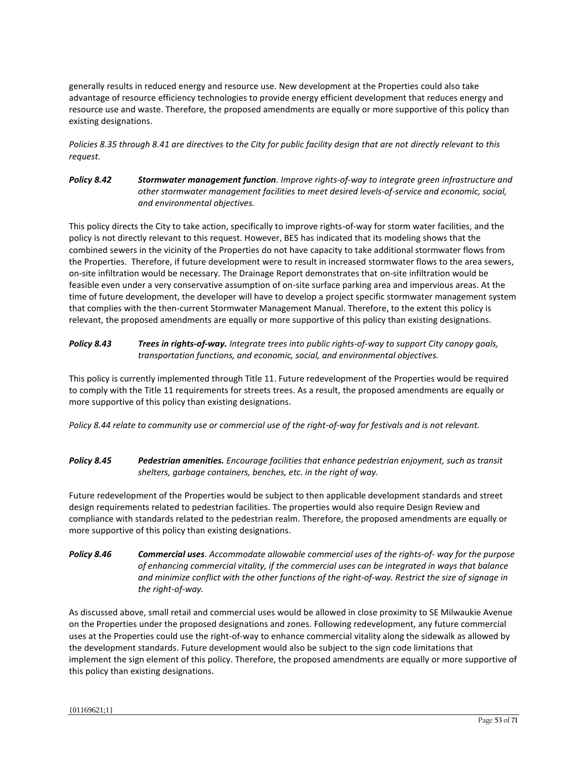generally results in reduced energy and resource use. New development at the Properties could also take advantage of resource efficiency technologies to provide energy efficient development that reduces energy and resource use and waste. Therefore, the proposed amendments are equally or more supportive of this policy than existing designations.

*Policies 8.35 through 8.41 are directives to the City for public facility design that are not directly relevant to this request.*

***Policy 8.42*** ***Stormwater management function****. Improve rights-of-way to integrate green infrastructure and other stormwater management facilities to meet desired levels-of-service and economic, social, and environmental objectives.*

This policy directs the City to take action, specifically to improve rights-of-way for storm water facilities, and the policy is not directly relevant to this request. However, BES has indicated that its modeling shows that the combined sewers in the vicinity of the Properties do not have capacity to take additional stormwater flows from the Properties. Therefore, if future development were to result in increased stormwater flows to the area sewers, on-site infiltration would be necessary. The Drainage Report demonstrates that on-site infiltration would be feasible even under a very conservative assumption of on-site surface parking area and impervious areas. At the time of future development, the developer will have to develop a project specific stormwater management system that complies with the then-current Stormwater Management Manual. Therefore, to the extent this policy is relevant, the proposed amendments are equally or more supportive of this policy than existing designations.

***Policy 8.43*** ***Trees in rights-of-way.*** *Integrate trees into public rights-of-way to support City canopy goals, transportation functions, and economic, social, and environmental objectives.*

This policy is currently implemented through Title 11. Future redevelopment of the Properties would be required to comply with the Title 11 requirements for streets trees. As a result, the proposed amendments are equally or more supportive of this policy than existing designations.

*Policy 8.44 relate to community use or commercial use of the right-of-way for festivals and is not relevant.*

***Policy 8.45*** ***Pedestrian amenities.*** *Encourage facilities that enhance pedestrian enjoyment, such as transit shelters, garbage containers, benches, etc. in the right of way.*

Future redevelopment of the Properties would be subject to then applicable development standards and street design requirements related to pedestrian facilities. The properties would also require Design Review and compliance with standards related to the pedestrian realm. Therefore, the proposed amendments are equally or more supportive of this policy than existing designations.

***Policy 8.46*** ***Commercial uses****. Accommodate allowable commercial uses of the rights-of- way for the purpose of enhancing commercial vitality, if the commercial uses can be integrated in ways that balance and minimize conflict with the other functions of the right-of-way. Restrict the size of signage in the right-of-way.*

As discussed above, small retail and commercial uses would be allowed in close proximity to SE Milwaukie Avenue on the Properties under the proposed designations and zones. Following redevelopment, any future commercial uses at the Properties could use the right-of-way to enhance commercial vitality along the sidewalk as allowed by the development standards. Future development would also be subject to the sign code limitations that implement the sign element of this policy. Therefore, the proposed amendments are equally or more supportive of this policy than existing designations.

{01169621;1}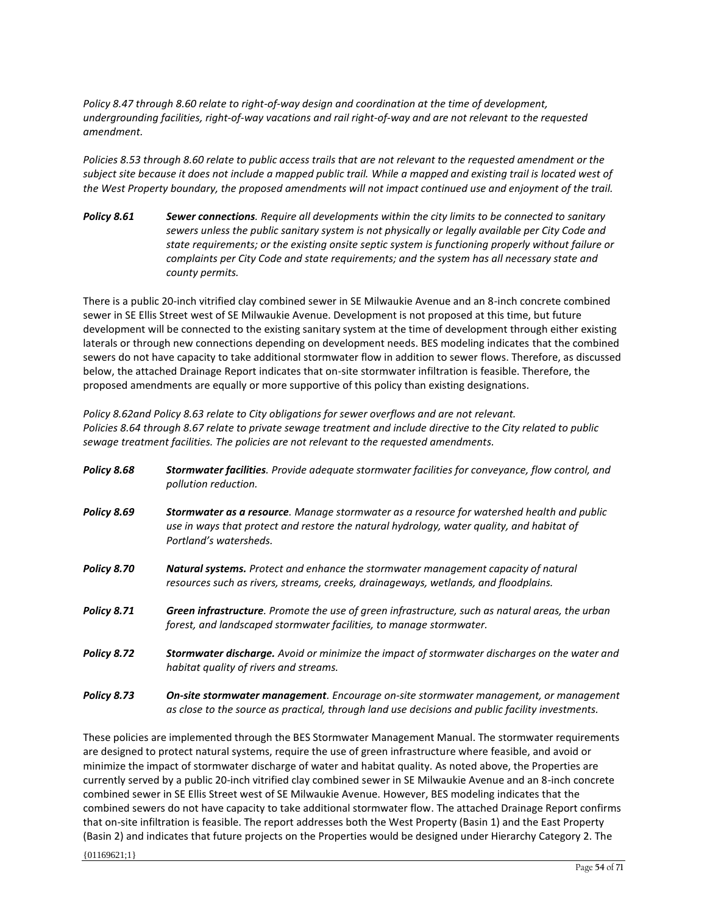*Policy 8.47 through 8.60 relate to right-of-way design and coordination at the time of development, undergrounding facilities, right-of-way vacations and rail right-of-way and are not relevant to the requested amendment.*

*Policies 8.53 through 8.60 relate to public access trails that are not relevant to the requested amendment or the subject site because it does not include a mapped public trail. While a mapped and existing trail is located west of the West Property boundary, the proposed amendments will not impact continued use and enjoyment of the trail.*

***Policy 8.61*** ***Sewer connections****. Require all developments within the city limits to be connected to sanitary sewers unless the public sanitary system is not physically or legally available per City Code and state requirements; or the existing onsite septic system is functioning properly without failure or complaints per City Code and state requirements; and the system has all necessary state and county permits.*

There is a public 20-inch vitrified clay combined sewer in SE Milwaukie Avenue and an 8-inch concrete combined sewer in SE Ellis Street west of SE Milwaukie Avenue. Development is not proposed at this time, but future development will be connected to the existing sanitary system at the time of development through either existing laterals or through new connections depending on development needs. BES modeling indicates that the combined sewers do not have capacity to take additional stormwater flow in addition to sewer flows. Therefore, as discussed below, the attached Drainage Report indicates that on-site stormwater infiltration is feasible. Therefore, the proposed amendments are equally or more supportive of this policy than existing designations.

*Policy 8.62and Policy 8.63 relate to City obligations for sewer overflows and are not relevant.*
*Policies 8.64 through 8.67 relate to private sewage treatment and include directive to the City related to public sewage treatment facilities. The policies are not relevant to the requested amendments.*

***Policy 8.68*** ***Stormwater facilities****. Provide adequate stormwater facilities for conveyance, flow control, and pollution reduction.*

***Policy 8.69*** ***Stormwater as a resource****. Manage stormwater as a resource for watershed health and public use in ways that protect and restore the natural hydrology, water quality, and habitat of Portland's watersheds.*

***Policy 8.70*** ***Natural systems.*** *Protect and enhance the stormwater management capacity of natural resources such as rivers, streams, creeks, drainageways, wetlands, and floodplains.*

***Policy 8.71*** ***Green infrastructure****. Promote the use of green infrastructure, such as natural areas, the urban forest, and landscaped stormwater facilities, to manage stormwater.*

***Policy 8.72*** ***Stormwater discharge.*** *Avoid or minimize the impact of stormwater discharges on the water and habitat quality of rivers and streams.*

***Policy 8.73*** ***On-site stormwater management****. Encourage on-site stormwater management, or management as close to the source as practical, through land use decisions and public facility investments.*

These policies are implemented through the BES Stormwater Management Manual. The stormwater requirements are designed to protect natural systems, require the use of green infrastructure where feasible, and avoid or minimize the impact of stormwater discharge of water and habitat quality. As noted above, the Properties are currently served by a public 20-inch vitrified clay combined sewer in SE Milwaukie Avenue and an 8-inch concrete combined sewer in SE Ellis Street west of SE Milwaukie Avenue. However, BES modeling indicates that the combined sewers do not have capacity to take additional stormwater flow. The attached Drainage Report confirms that on-site infiltration is feasible. The report addresses both the West Property (Basin 1) and the East Property (Basin 2) and indicates that future projects on the Properties would be designed under Hierarchy Category 2. The

{01169621;1}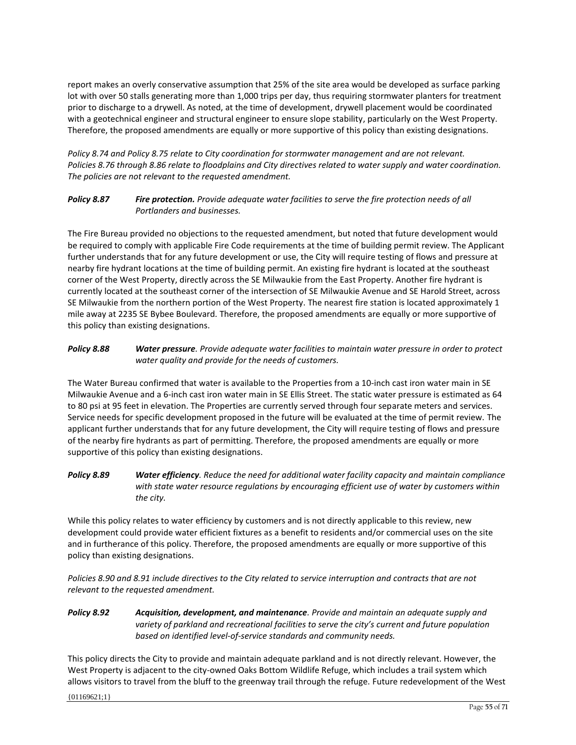report makes an overly conservative assumption that 25% of the site area would be developed as surface parking lot with over 50 stalls generating more than 1,000 trips per day, thus requiring stormwater planters for treatment prior to discharge to a drywell. As noted, at the time of development, drywell placement would be coordinated with a geotechnical engineer and structural engineer to ensure slope stability, particularly on the West Property. Therefore, the proposed amendments are equally or more supportive of this policy than existing designations.

*Policy 8.74 and Policy 8.75 relate to City coordination for stormwater management and are not relevant. Policies 8.76 through 8.86 relate to floodplains and City directives related to water supply and water coordination. The policies are not relevant to the requested amendment.*

***Policy 8.87*** ***Fire protection.*** *Provide adequate water facilities to serve the fire protection needs of all Portlanders and businesses.*

The Fire Bureau provided no objections to the requested amendment, but noted that future development would be required to comply with applicable Fire Code requirements at the time of building permit review. The Applicant further understands that for any future development or use, the City will require testing of flows and pressure at nearby fire hydrant locations at the time of building permit. An existing fire hydrant is located at the southeast corner of the West Property, directly across the SE Milwaukie from the East Property. Another fire hydrant is currently located at the southeast corner of the intersection of SE Milwaukie Avenue and SE Harold Street, across SE Milwaukie from the northern portion of the West Property. The nearest fire station is located approximately 1 mile away at 2235 SE Bybee Boulevard. Therefore, the proposed amendments are equally or more supportive of this policy than existing designations.

***Policy 8.88*** ***Water pressure****. Provide adequate water facilities to maintain water pressure in order to protect water quality and provide for the needs of customers.*

The Water Bureau confirmed that water is available to the Properties from a 10-inch cast iron water main in SE Milwaukie Avenue and a 6-inch cast iron water main in SE Ellis Street. The static water pressure is estimated as 64 to 80 psi at 95 feet in elevation. The Properties are currently served through four separate meters and services. Service needs for specific development proposed in the future will be evaluated at the time of permit review. The applicant further understands that for any future development, the City will require testing of flows and pressure of the nearby fire hydrants as part of permitting. Therefore, the proposed amendments are equally or more supportive of this policy than existing designations.

***Policy 8.89*** ***Water efficiency****. Reduce the need for additional water facility capacity and maintain compliance with state water resource regulations by encouraging efficient use of water by customers within the city.*

While this policy relates to water efficiency by customers and is not directly applicable to this review, new development could provide water efficient fixtures as a benefit to residents and/or commercial uses on the site and in furtherance of this policy. Therefore, the proposed amendments are equally or more supportive of this policy than existing designations.

*Policies 8.90 and 8.91 include directives to the City related to service interruption and contracts that are not relevant to the requested amendment.*

***Policy 8.92*** ***Acquisition, development, and maintenance****. Provide and maintain an adequate supply and variety of parkland and recreational facilities to serve the city's current and future population based on identified level-of-service standards and community needs.*

This policy directs the City to provide and maintain adequate parkland and is not directly relevant. However, the West Property is adjacent to the city-owned Oaks Bottom Wildlife Refuge, which includes a trail system which allows visitors to travel from the bluff to the greenway trail through the refuge. Future redevelopment of the West

{01169621;1}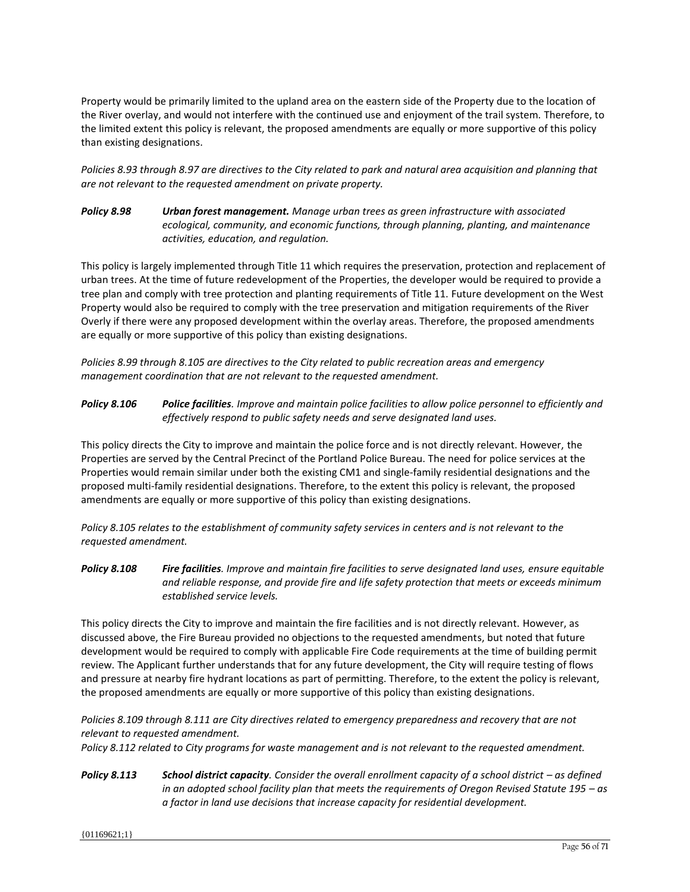Property would be primarily limited to the upland area on the eastern side of the Property due to the location of the River overlay, and would not interfere with the continued use and enjoyment of the trail system. Therefore, to the limited extent this policy is relevant, the proposed amendments are equally or more supportive of this policy than existing designations.

*Policies 8.93 through 8.97 are directives to the City related to park and natural area acquisition and planning that are not relevant to the requested amendment on private property.*

***Policy 8.98*** ***Urban forest management.*** *Manage urban trees as green infrastructure with associated ecological, community, and economic functions, through planning, planting, and maintenance activities, education, and regulation.*

This policy is largely implemented through Title 11 which requires the preservation, protection and replacement of urban trees. At the time of future redevelopment of the Properties, the developer would be required to provide a tree plan and comply with tree protection and planting requirements of Title 11. Future development on the West Property would also be required to comply with the tree preservation and mitigation requirements of the River Overly if there were any proposed development within the overlay areas. Therefore, the proposed amendments are equally or more supportive of this policy than existing designations.

*Policies 8.99 through 8.105 are directives to the City related to public recreation areas and emergency management coordination that are not relevant to the requested amendment.*

***Policy 8.106*** ***Police facilities****. Improve and maintain police facilities to allow police personnel to efficiently and effectively respond to public safety needs and serve designated land uses.*

This policy directs the City to improve and maintain the police force and is not directly relevant. However, the Properties are served by the Central Precinct of the Portland Police Bureau. The need for police services at the Properties would remain similar under both the existing CM1 and single-family residential designations and the proposed multi-family residential designations. Therefore, to the extent this policy is relevant, the proposed amendments are equally or more supportive of this policy than existing designations.

*Policy 8.105 relates to the establishment of community safety services in centers and is not relevant to the requested amendment.*

***Policy 8.108*** ***Fire facilities****. Improve and maintain fire facilities to serve designated land uses, ensure equitable and reliable response, and provide fire and life safety protection that meets or exceeds minimum established service levels.*

This policy directs the City to improve and maintain the fire facilities and is not directly relevant. However, as discussed above, the Fire Bureau provided no objections to the requested amendments, but noted that future development would be required to comply with applicable Fire Code requirements at the time of building permit review. The Applicant further understands that for any future development, the City will require testing of flows and pressure at nearby fire hydrant locations as part of permitting. Therefore, to the extent the policy is relevant, the proposed amendments are equally or more supportive of this policy than existing designations.

*Policies 8.109 through 8.111 are City directives related to emergency preparedness and recovery that are not relevant to requested amendment.*
*Policy 8.112 related to City programs for waste management and is not relevant to the requested amendment.*

***Policy 8.113*** ***School district capacity****. Consider the overall enrollment capacity of a school district – as defined in an adopted school facility plan that meets the requirements of Oregon Revised Statute 195 – as a factor in land use decisions that increase capacity for residential development.*

{01169621;1}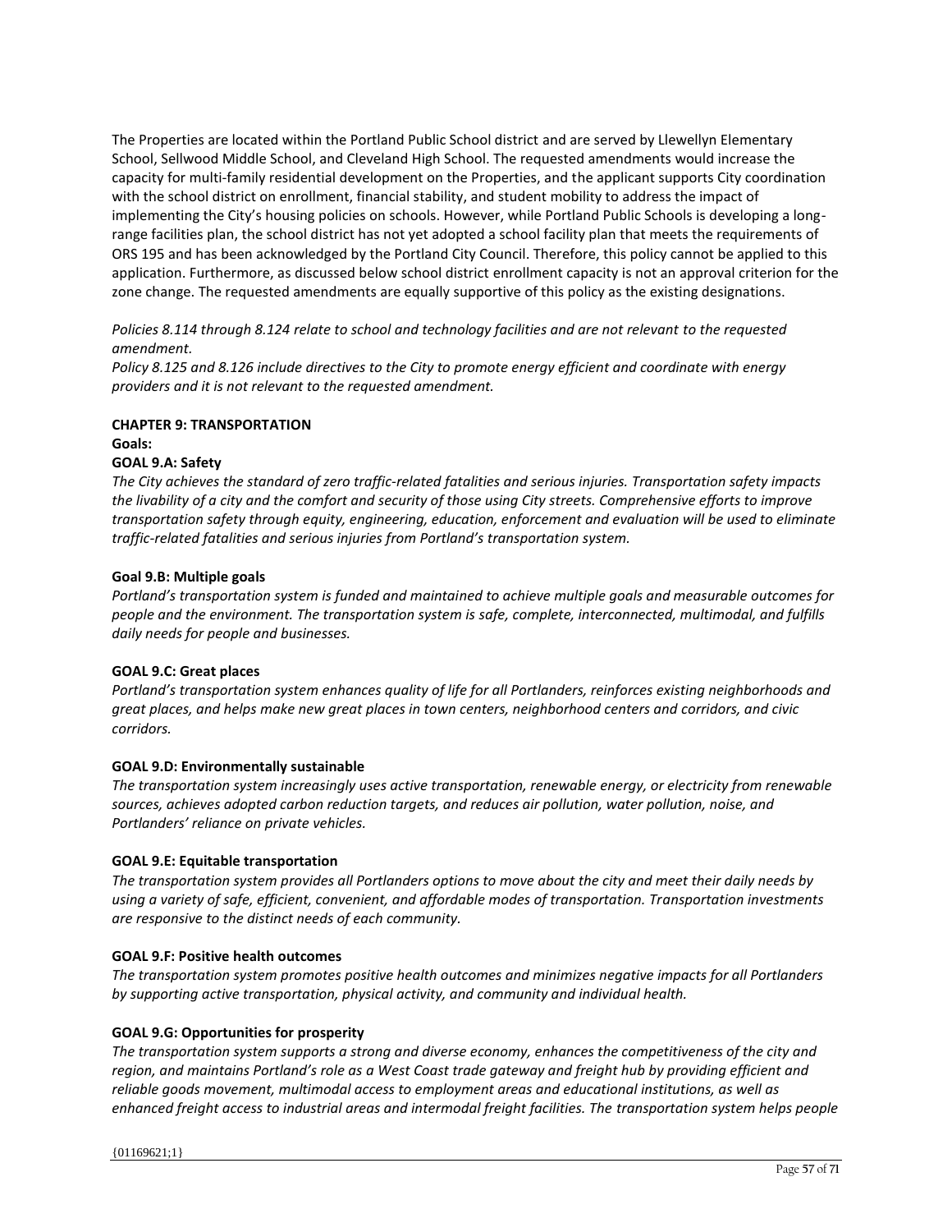The Properties are located within the Portland Public School district and are served by Llewellyn Elementary School, Sellwood Middle School, and Cleveland High School. The requested amendments would increase the capacity for multi-family residential development on the Properties, and the applicant supports City coordination with the school district on enrollment, financial stability, and student mobility to address the impact of implementing the City's housing policies on schools. However, while Portland Public Schools is developing a long-range facilities plan, the school district has not yet adopted a school facility plan that meets the requirements of ORS 195 and has been acknowledged by the Portland City Council. Therefore, this policy cannot be applied to this application. Furthermore, as discussed below school district enrollment capacity is not an approval criterion for the zone change. The requested amendments are equally supportive of this policy as the existing designations.

*Policies 8.114 through 8.124 relate to school and technology facilities and are not relevant to the requested amendment.*

*Policy 8.125 and 8.126 include directives to the City to promote energy efficient and coordinate with energy providers and it is not relevant to the requested amendment.*

**CHAPTER 9: TRANSPORTATION**

**Goals:**

**GOAL 9.A: Safety**

*The City achieves the standard of zero traffic-related fatalities and serious injuries. Transportation safety impacts the livability of a city and the comfort and security of those using City streets. Comprehensive efforts to improve transportation safety through equity, engineering, education, enforcement and evaluation will be used to eliminate traffic-related fatalities and serious injuries from Portland's transportation system.*

**Goal 9.B: Multiple goals**

*Portland's transportation system is funded and maintained to achieve multiple goals and measurable outcomes for people and the environment. The transportation system is safe, complete, interconnected, multimodal, and fulfills daily needs for people and businesses.*

**GOAL 9.C: Great places**

*Portland's transportation system enhances quality of life for all Portlanders, reinforces existing neighborhoods and great places, and helps make new great places in town centers, neighborhood centers and corridors, and civic corridors.*

**GOAL 9.D: Environmentally sustainable**

*The transportation system increasingly uses active transportation, renewable energy, or electricity from renewable sources, achieves adopted carbon reduction targets, and reduces air pollution, water pollution, noise, and Portlanders' reliance on private vehicles.*

**GOAL 9.E: Equitable transportation**

*The transportation system provides all Portlanders options to move about the city and meet their daily needs by using a variety of safe, efficient, convenient, and affordable modes of transportation. Transportation investments are responsive to the distinct needs of each community.*

**GOAL 9.F: Positive health outcomes**

*The transportation system promotes positive health outcomes and minimizes negative impacts for all Portlanders by supporting active transportation, physical activity, and community and individual health.*

**GOAL 9.G: Opportunities for prosperity**

*The transportation system supports a strong and diverse economy, enhances the competitiveness of the city and region, and maintains Portland's role as a West Coast trade gateway and freight hub by providing efficient and reliable goods movement, multimodal access to employment areas and educational institutions, as well as enhanced freight access to industrial areas and intermodal freight facilities. The transportation system helps people*

{01169621;1}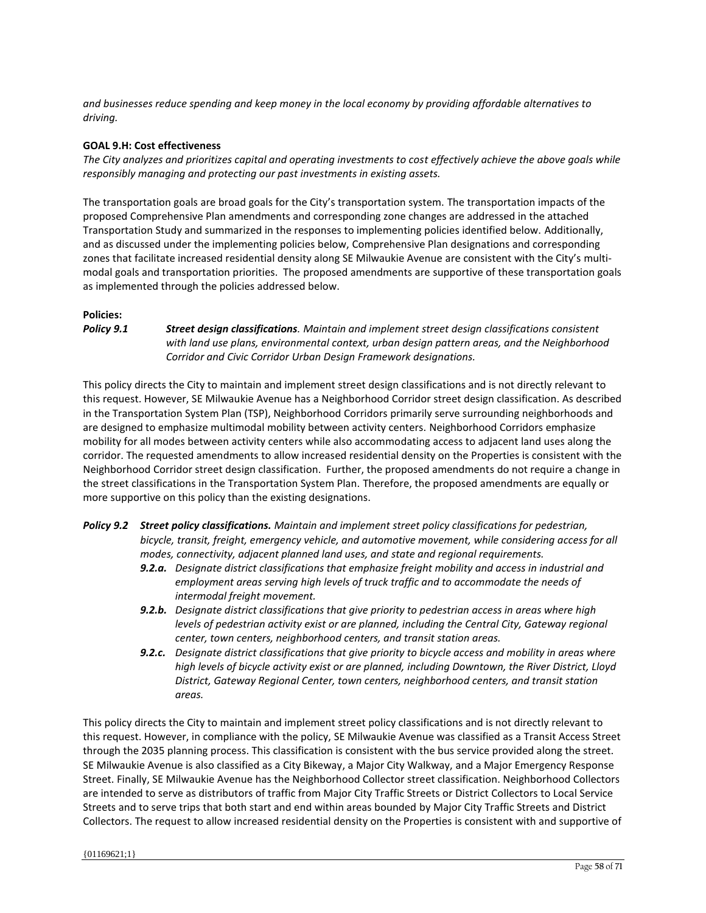*and businesses reduce spending and keep money in the local economy by providing affordable alternatives to driving.*

**GOAL 9.H: Cost effectiveness**

*The City analyzes and prioritizes capital and operating investments to cost effectively achieve the above goals while responsibly managing and protecting our past investments in existing assets.*

The transportation goals are broad goals for the City's transportation system. The transportation impacts of the proposed Comprehensive Plan amendments and corresponding zone changes are addressed in the attached Transportation Study and summarized in the responses to implementing policies identified below. Additionally, and as discussed under the implementing policies below, Comprehensive Plan designations and corresponding zones that facilitate increased residential density along SE Milwaukie Avenue are consistent with the City's multi-modal goals and transportation priorities. The proposed amendments are supportive of these transportation goals as implemented through the policies addressed below.

**Policies:**

***Policy 9.1*** ***Street design classifications**. Maintain and implement street design classifications consistent with land use plans, environmental context, urban design pattern areas, and the Neighborhood Corridor and Civic Corridor Urban Design Framework designations.*

This policy directs the City to maintain and implement street design classifications and is not directly relevant to this request. However, SE Milwaukie Avenue has a Neighborhood Corridor street design classification. As described in the Transportation System Plan (TSP), Neighborhood Corridors primarily serve surrounding neighborhoods and are designed to emphasize multimodal mobility between activity centers. Neighborhood Corridors emphasize mobility for all modes between activity centers while also accommodating access to adjacent land uses along the corridor. The requested amendments to allow increased residential density on the Properties is consistent with the Neighborhood Corridor street design classification. Further, the proposed amendments do not require a change in the street classifications in the Transportation System Plan. Therefore, the proposed amendments are equally or more supportive on this policy than the existing designations.

***Policy 9.2*** ***Street policy classifications.** Maintain and implement street policy classifications for pedestrian, bicycle, transit, freight, emergency vehicle, and automotive movement, while considering access for all modes, connectivity, adjacent planned land uses, and state and regional requirements.*

- ***9.2.a.*** *Designate district classifications that emphasize freight mobility and access in industrial and employment areas serving high levels of truck traffic and to accommodate the needs of intermodal freight movement.*
- ***9.2.b.*** *Designate district classifications that give priority to pedestrian access in areas where high levels of pedestrian activity exist or are planned, including the Central City, Gateway regional center, town centers, neighborhood centers, and transit station areas.*
- ***9.2.c.*** *Designate district classifications that give priority to bicycle access and mobility in areas where high levels of bicycle activity exist or are planned, including Downtown, the River District, Lloyd District, Gateway Regional Center, town centers, neighborhood centers, and transit station areas.*

This policy directs the City to maintain and implement street policy classifications and is not directly relevant to this request. However, in compliance with the policy, SE Milwaukie Avenue was classified as a Transit Access Street through the 2035 planning process. This classification is consistent with the bus service provided along the street. SE Milwaukie Avenue is also classified as a City Bikeway, a Major City Walkway, and a Major Emergency Response Street. Finally, SE Milwaukie Avenue has the Neighborhood Collector street classification. Neighborhood Collectors are intended to serve as distributors of traffic from Major City Traffic Streets or District Collectors to Local Service Streets and to serve trips that both start and end within areas bounded by Major City Traffic Streets and District Collectors. The request to allow increased residential density on the Properties is consistent with and supportive of

{01169621;1}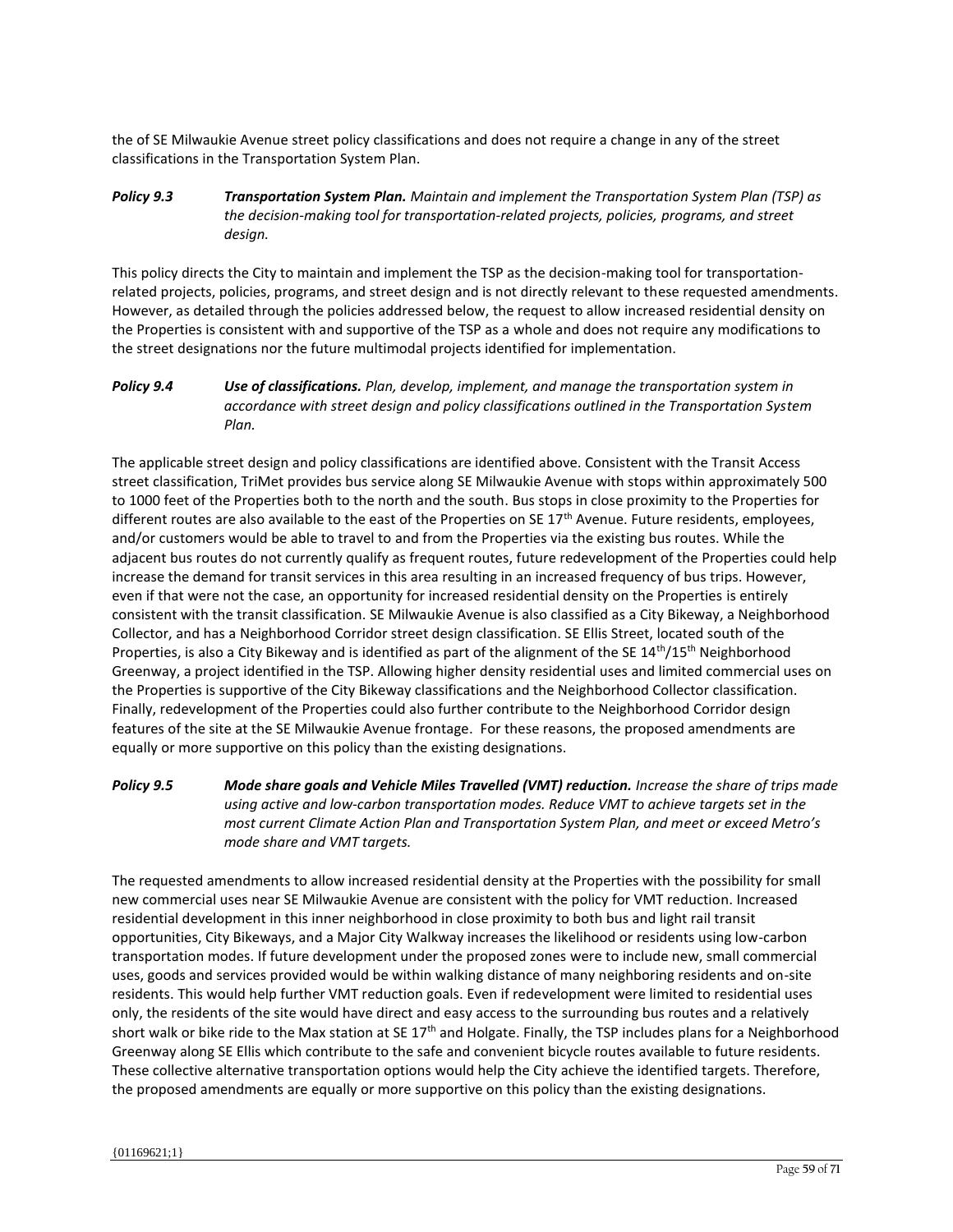the of SE Milwaukie Avenue street policy classifications and does not require a change in any of the street classifications in the Transportation System Plan.

***Policy 9.3*** ***Transportation System Plan.*** *Maintain and implement the Transportation System Plan (TSP) as the decision-making tool for transportation-related projects, policies, programs, and street design.*

This policy directs the City to maintain and implement the TSP as the decision-making tool for transportation-related projects, policies, programs, and street design and is not directly relevant to these requested amendments. However, as detailed through the policies addressed below, the request to allow increased residential density on the Properties is consistent with and supportive of the TSP as a whole and does not require any modifications to the street designations nor the future multimodal projects identified for implementation.

***Policy 9.4*** ***Use of classifications.*** *Plan, develop, implement, and manage the transportation system in accordance with street design and policy classifications outlined in the Transportation System Plan.*

The applicable street design and policy classifications are identified above. Consistent with the Transit Access street classification, TriMet provides bus service along SE Milwaukie Avenue with stops within approximately 500 to 1000 feet of the Properties both to the north and the south. Bus stops in close proximity to the Properties for different routes are also available to the east of the Properties on SE 17th Avenue. Future residents, employees, and/or customers would be able to travel to and from the Properties via the existing bus routes. While the adjacent bus routes do not currently qualify as frequent routes, future redevelopment of the Properties could help increase the demand for transit services in this area resulting in an increased frequency of bus trips. However, even if that were not the case, an opportunity for increased residential density on the Properties is entirely consistent with the transit classification. SE Milwaukie Avenue is also classified as a City Bikeway, a Neighborhood Collector, and has a Neighborhood Corridor street design classification. SE Ellis Street, located south of the Properties, is also a City Bikeway and is identified as part of the alignment of the SE 14th/15th Neighborhood Greenway, a project identified in the TSP. Allowing higher density residential uses and limited commercial uses on the Properties is supportive of the City Bikeway classifications and the Neighborhood Collector classification. Finally, redevelopment of the Properties could also further contribute to the Neighborhood Corridor design features of the site at the SE Milwaukie Avenue frontage. For these reasons, the proposed amendments are equally or more supportive on this policy than the existing designations.

***Policy 9.5*** ***Mode share goals and Vehicle Miles Travelled (VMT) reduction.*** *Increase the share of trips made using active and low-carbon transportation modes. Reduce VMT to achieve targets set in the most current Climate Action Plan and Transportation System Plan, and meet or exceed Metro's mode share and VMT targets.*

The requested amendments to allow increased residential density at the Properties with the possibility for small new commercial uses near SE Milwaukie Avenue are consistent with the policy for VMT reduction. Increased residential development in this inner neighborhood in close proximity to both bus and light rail transit opportunities, City Bikeways, and a Major City Walkway increases the likelihood or residents using low-carbon transportation modes. If future development under the proposed zones were to include new, small commercial uses, goods and services provided would be within walking distance of many neighboring residents and on-site residents. This would help further VMT reduction goals. Even if redevelopment were limited to residential uses only, the residents of the site would have direct and easy access to the surrounding bus routes and a relatively short walk or bike ride to the Max station at SE 17th and Holgate. Finally, the TSP includes plans for a Neighborhood Greenway along SE Ellis which contribute to the safe and convenient bicycle routes available to future residents. These collective alternative transportation options would help the City achieve the identified targets. Therefore, the proposed amendments are equally or more supportive on this policy than the existing designations.

{01169621;1}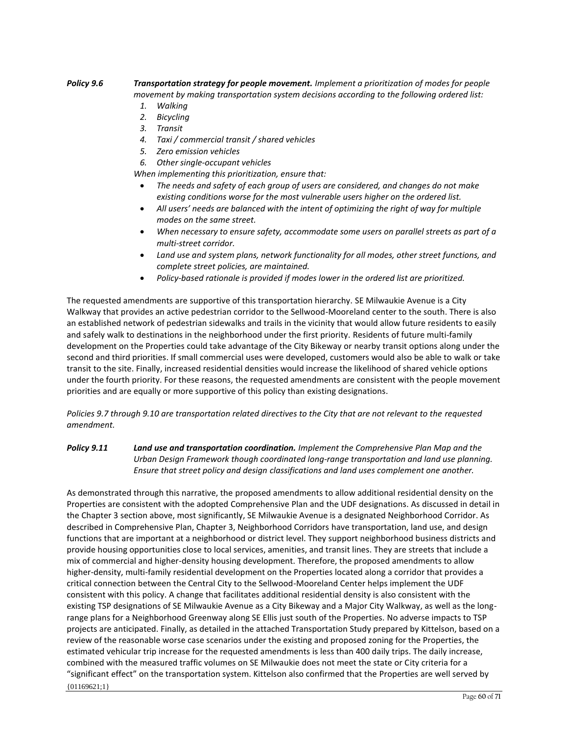***Policy 9.6*** ***Transportation strategy for people movement.*** *Implement a prioritization of modes for people movement by making transportation system decisions according to the following ordered list:*

1. *Walking*
2. *Bicycling*
3. *Transit*
4. *Taxi / commercial transit / shared vehicles*
5. *Zero emission vehicles*
6. *Other single-occupant vehicles*

*When implementing this prioritization, ensure that:*

- *The needs and safety of each group of users are considered, and changes do not make existing conditions worse for the most vulnerable users higher on the ordered list.*
- *All users' needs are balanced with the intent of optimizing the right of way for multiple modes on the same street.*
- *When necessary to ensure safety, accommodate some users on parallel streets as part of a multi-street corridor.*
- *Land use and system plans, network functionality for all modes, other street functions, and complete street policies, are maintained.*
- *Policy-based rationale is provided if modes lower in the ordered list are prioritized.*

The requested amendments are supportive of this transportation hierarchy. SE Milwaukie Avenue is a City Walkway that provides an active pedestrian corridor to the Sellwood-Mooreland center to the south. There is also an established network of pedestrian sidewalks and trails in the vicinity that would allow future residents to easily and safely walk to destinations in the neighborhood under the first priority. Residents of future multi-family development on the Properties could take advantage of the City Bikeway or nearby transit options along under the second and third priorities. If small commercial uses were developed, customers would also be able to walk or take transit to the site. Finally, increased residential densities would increase the likelihood of shared vehicle options under the fourth priority. For these reasons, the requested amendments are consistent with the people movement priorities and are equally or more supportive of this policy than existing designations.

*Policies 9.7 through 9.10 are transportation related directives to the City that are not relevant to the requested amendment.*

***Policy 9.11*** ***Land use and transportation coordination.*** *Implement the Comprehensive Plan Map and the Urban Design Framework though coordinated long-range transportation and land use planning. Ensure that street policy and design classifications and land uses complement one another.*

As demonstrated through this narrative, the proposed amendments to allow additional residential density on the Properties are consistent with the adopted Comprehensive Plan and the UDF designations. As discussed in detail in the Chapter 3 section above, most significantly, SE Milwaukie Avenue is a designated Neighborhood Corridor. As described in Comprehensive Plan, Chapter 3, Neighborhood Corridors have transportation, land use, and design functions that are important at a neighborhood or district level. They support neighborhood business districts and provide housing opportunities close to local services, amenities, and transit lines. They are streets that include a mix of commercial and higher-density housing development. Therefore, the proposed amendments to allow higher-density, multi-family residential development on the Properties located along a corridor that provides a critical connection between the Central City to the Sellwood-Mooreland Center helps implement the UDF consistent with this policy. A change that facilitates additional residential density is also consistent with the existing TSP designations of SE Milwaukie Avenue as a City Bikeway and a Major City Walkway, as well as the long-range plans for a Neighborhood Greenway along SE Ellis just south of the Properties. No adverse impacts to TSP projects are anticipated. Finally, as detailed in the attached Transportation Study prepared by Kittelson, based on a review of the reasonable worse case scenarios under the existing and proposed zoning for the Properties, the estimated vehicular trip increase for the requested amendments is less than 400 daily trips. The daily increase, combined with the measured traffic volumes on SE Milwaukie does not meet the state or City criteria for a "significant effect" on the transportation system. Kittelson also confirmed that the Properties are well served by

{01169621;1}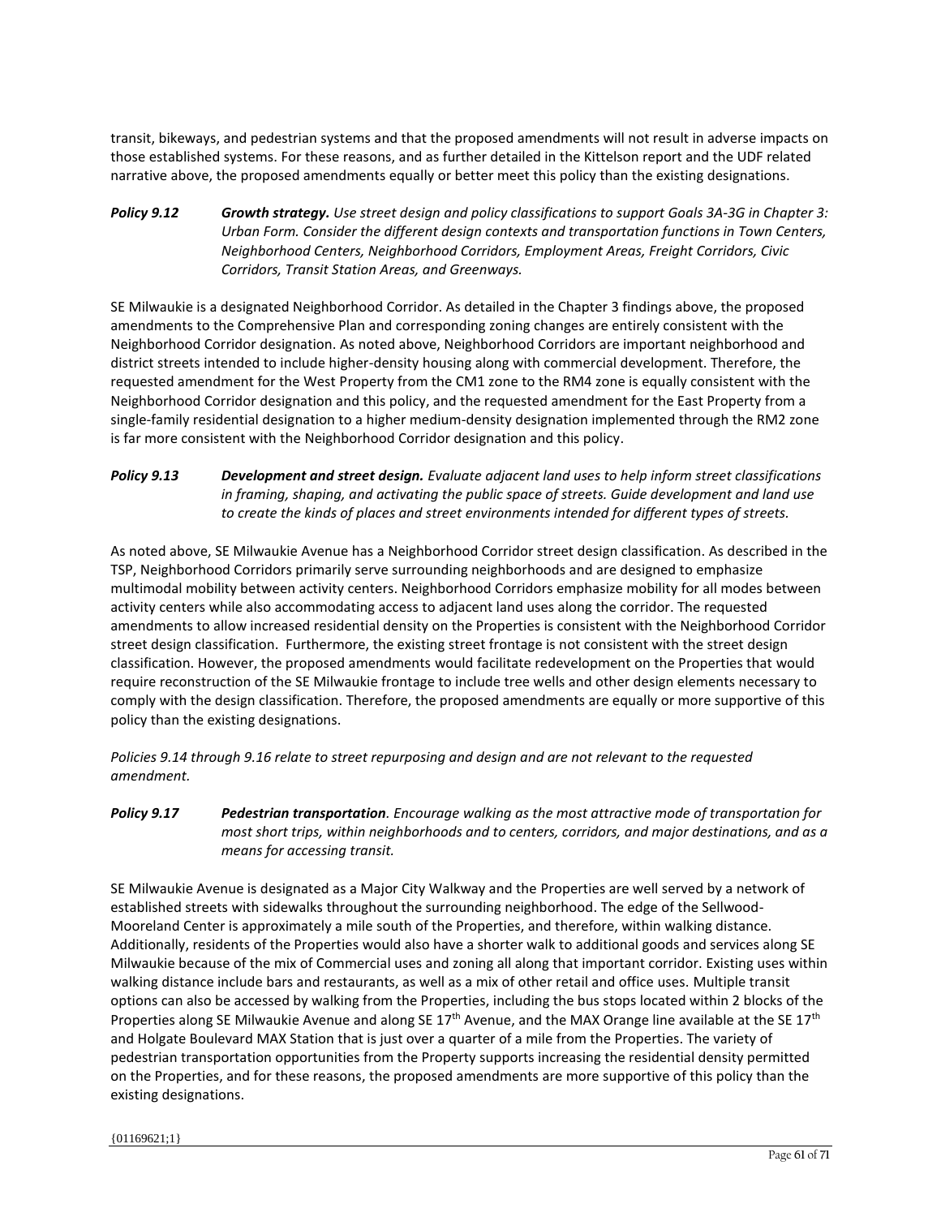transit, bikeways, and pedestrian systems and that the proposed amendments will not result in adverse impacts on those established systems. For these reasons, and as further detailed in the Kittelson report and the UDF related narrative above, the proposed amendments equally or better meet this policy than the existing designations.

***Policy 9.12 Growth strategy.*** *Use street design and policy classifications to support Goals 3A-3G in Chapter 3: Urban Form. Consider the different design contexts and transportation functions in Town Centers, Neighborhood Centers, Neighborhood Corridors, Employment Areas, Freight Corridors, Civic Corridors, Transit Station Areas, and Greenways.*

SE Milwaukie is a designated Neighborhood Corridor. As detailed in the Chapter 3 findings above, the proposed amendments to the Comprehensive Plan and corresponding zoning changes are entirely consistent with the Neighborhood Corridor designation. As noted above, Neighborhood Corridors are important neighborhood and district streets intended to include higher-density housing along with commercial development. Therefore, the requested amendment for the West Property from the CM1 zone to the RM4 zone is equally consistent with the Neighborhood Corridor designation and this policy, and the requested amendment for the East Property from a single-family residential designation to a higher medium-density designation implemented through the RM2 zone is far more consistent with the Neighborhood Corridor designation and this policy.

***Policy 9.13 Development and street design.*** *Evaluate adjacent land uses to help inform street classifications in framing, shaping, and activating the public space of streets. Guide development and land use to create the kinds of places and street environments intended for different types of streets.*

As noted above, SE Milwaukie Avenue has a Neighborhood Corridor street design classification. As described in the TSP, Neighborhood Corridors primarily serve surrounding neighborhoods and are designed to emphasize multimodal mobility between activity centers. Neighborhood Corridors emphasize mobility for all modes between activity centers while also accommodating access to adjacent land uses along the corridor. The requested amendments to allow increased residential density on the Properties is consistent with the Neighborhood Corridor street design classification. Furthermore, the existing street frontage is not consistent with the street design classification. However, the proposed amendments would facilitate redevelopment on the Properties that would require reconstruction of the SE Milwaukie frontage to include tree wells and other design elements necessary to comply with the design classification. Therefore, the proposed amendments are equally or more supportive of this policy than the existing designations.

*Policies 9.14 through 9.16 relate to street repurposing and design and are not relevant to the requested amendment.*

***Policy 9.17 Pedestrian transportation.*** *Encourage walking as the most attractive mode of transportation for most short trips, within neighborhoods and to centers, corridors, and major destinations, and as a means for accessing transit.*

SE Milwaukie Avenue is designated as a Major City Walkway and the Properties are well served by a network of established streets with sidewalks throughout the surrounding neighborhood. The edge of the Sellwood-Mooreland Center is approximately a mile south of the Properties, and therefore, within walking distance. Additionally, residents of the Properties would also have a shorter walk to additional goods and services along SE Milwaukie because of the mix of Commercial uses and zoning all along that important corridor. Existing uses within walking distance include bars and restaurants, as well as a mix of other retail and office uses. Multiple transit options can also be accessed by walking from the Properties, including the bus stops located within 2 blocks of the Properties along SE Milwaukie Avenue and along SE 17th Avenue, and the MAX Orange line available at the SE 17th and Holgate Boulevard MAX Station that is just over a quarter of a mile from the Properties. The variety of pedestrian transportation opportunities from the Property supports increasing the residential density permitted on the Properties, and for these reasons, the proposed amendments are more supportive of this policy than the existing designations.

{01169621;1}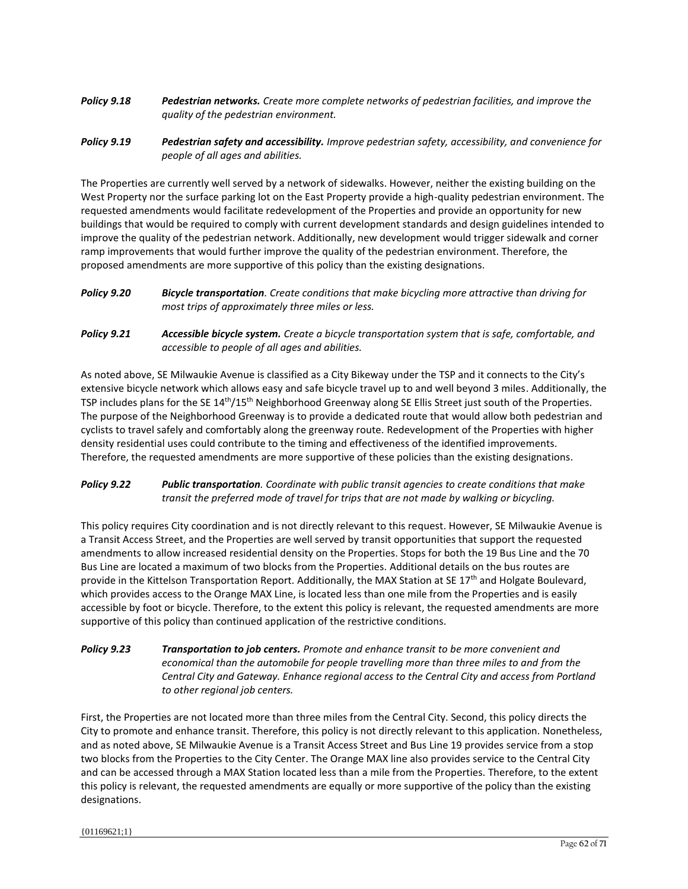***Policy 9.18*** ***Pedestrian networks.*** *Create more complete networks of pedestrian facilities, and improve the quality of the pedestrian environment.*

***Policy 9.19*** ***Pedestrian safety and accessibility.*** *Improve pedestrian safety, accessibility, and convenience for people of all ages and abilities.*

The Properties are currently well served by a network of sidewalks. However, neither the existing building on the West Property nor the surface parking lot on the East Property provide a high-quality pedestrian environment. The requested amendments would facilitate redevelopment of the Properties and provide an opportunity for new buildings that would be required to comply with current development standards and design guidelines intended to improve the quality of the pedestrian network. Additionally, new development would trigger sidewalk and corner ramp improvements that would further improve the quality of the pedestrian environment. Therefore, the proposed amendments are more supportive of this policy than the existing designations.

***Policy 9.20*** ***Bicycle transportation****. Create conditions that make bicycling more attractive than driving for most trips of approximately three miles or less.*

***Policy 9.21*** ***Accessible bicycle system.*** *Create a bicycle transportation system that is safe, comfortable, and accessible to people of all ages and abilities.*

As noted above, SE Milwaukie Avenue is classified as a City Bikeway under the TSP and it connects to the City's extensive bicycle network which allows easy and safe bicycle travel up to and well beyond 3 miles. Additionally, the TSP includes plans for the SE 14th/15th Neighborhood Greenway along SE Ellis Street just south of the Properties. The purpose of the Neighborhood Greenway is to provide a dedicated route that would allow both pedestrian and cyclists to travel safely and comfortably along the greenway route. Redevelopment of the Properties with higher density residential uses could contribute to the timing and effectiveness of the identified improvements. Therefore, the requested amendments are more supportive of these policies than the existing designations.

***Policy 9.22*** ***Public transportation****. Coordinate with public transit agencies to create conditions that make transit the preferred mode of travel for trips that are not made by walking or bicycling.*

This policy requires City coordination and is not directly relevant to this request. However, SE Milwaukie Avenue is a Transit Access Street, and the Properties are well served by transit opportunities that support the requested amendments to allow increased residential density on the Properties. Stops for both the 19 Bus Line and the 70 Bus Line are located a maximum of two blocks from the Properties. Additional details on the bus routes are provide in the Kittelson Transportation Report. Additionally, the MAX Station at SE 17th and Holgate Boulevard, which provides access to the Orange MAX Line, is located less than one mile from the Properties and is easily accessible by foot or bicycle. Therefore, to the extent this policy is relevant, the requested amendments are more supportive of this policy than continued application of the restrictive conditions.

***Policy 9.23*** ***Transportation to job centers.*** *Promote and enhance transit to be more convenient and economical than the automobile for people travelling more than three miles to and from the Central City and Gateway. Enhance regional access to the Central City and access from Portland to other regional job centers.*

First, the Properties are not located more than three miles from the Central City. Second, this policy directs the City to promote and enhance transit. Therefore, this policy is not directly relevant to this application. Nonetheless, and as noted above, SE Milwaukie Avenue is a Transit Access Street and Bus Line 19 provides service from a stop two blocks from the Properties to the City Center. The Orange MAX line also provides service to the Central City and can be accessed through a MAX Station located less than a mile from the Properties. Therefore, to the extent this policy is relevant, the requested amendments are equally or more supportive of the policy than the existing designations.

{01169621;1}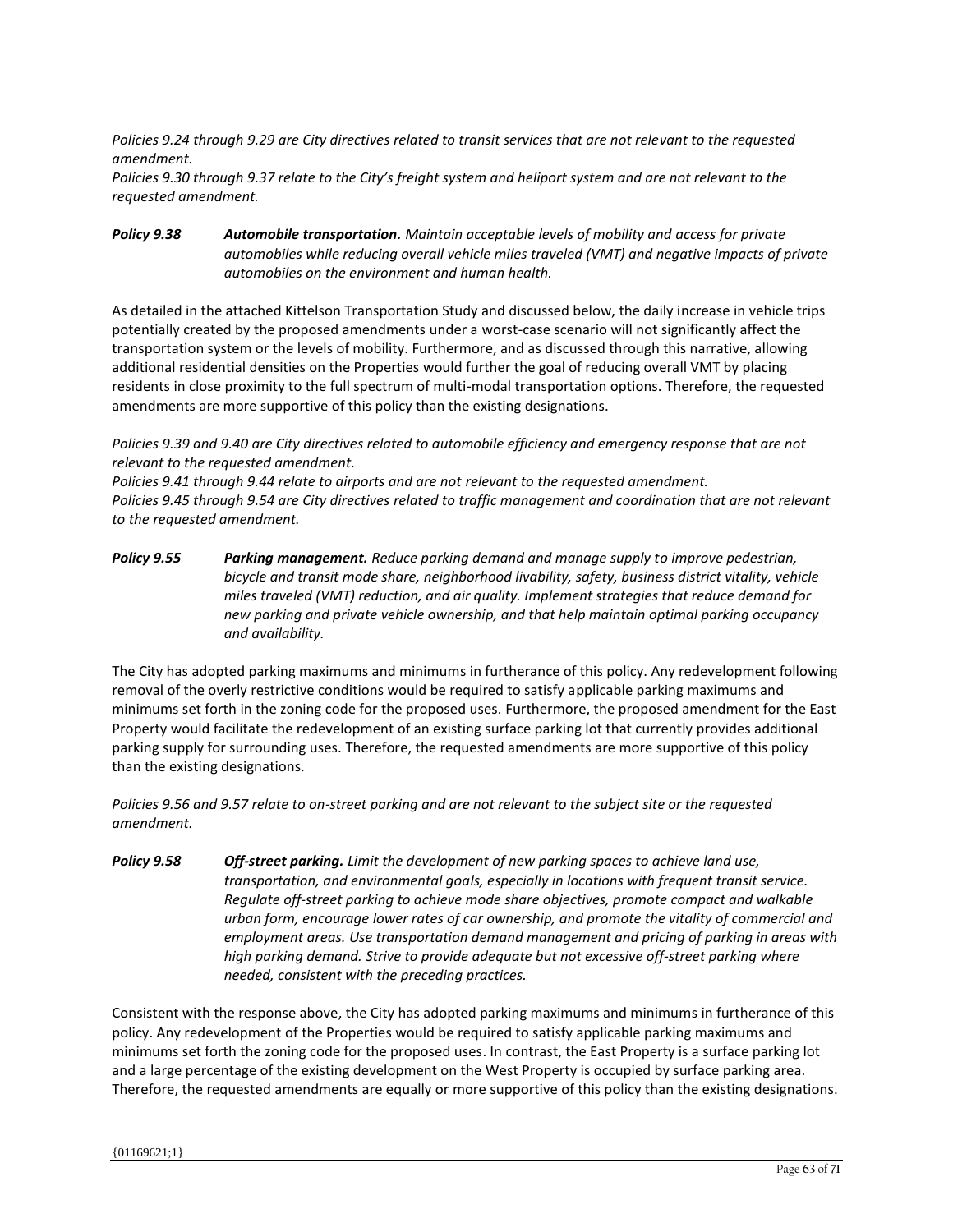*Policies 9.24 through 9.29 are City directives related to transit services that are not relevant to the requested amendment.*
*Policies 9.30 through 9.37 relate to the City's freight system and heliport system and are not relevant to the requested amendment.*

***Policy 9.38*** ***Automobile transportation.*** *Maintain acceptable levels of mobility and access for private automobiles while reducing overall vehicle miles traveled (VMT) and negative impacts of private automobiles on the environment and human health.*

As detailed in the attached Kittelson Transportation Study and discussed below, the daily increase in vehicle trips potentially created by the proposed amendments under a worst-case scenario will not significantly affect the transportation system or the levels of mobility. Furthermore, and as discussed through this narrative, allowing additional residential densities on the Properties would further the goal of reducing overall VMT by placing residents in close proximity to the full spectrum of multi-modal transportation options. Therefore, the requested amendments are more supportive of this policy than the existing designations.

*Policies 9.39 and 9.40 are City directives related to automobile efficiency and emergency response that are not relevant to the requested amendment.*
*Policies 9.41 through 9.44 relate to airports and are not relevant to the requested amendment.*
*Policies 9.45 through 9.54 are City directives related to traffic management and coordination that are not relevant to the requested amendment.*

***Policy 9.55*** ***Parking management.*** *Reduce parking demand and manage supply to improve pedestrian, bicycle and transit mode share, neighborhood livability, safety, business district vitality, vehicle miles traveled (VMT) reduction, and air quality. Implement strategies that reduce demand for new parking and private vehicle ownership, and that help maintain optimal parking occupancy and availability.*

The City has adopted parking maximums and minimums in furtherance of this policy. Any redevelopment following removal of the overly restrictive conditions would be required to satisfy applicable parking maximums and minimums set forth in the zoning code for the proposed uses. Furthermore, the proposed amendment for the East Property would facilitate the redevelopment of an existing surface parking lot that currently provides additional parking supply for surrounding uses. Therefore, the requested amendments are more supportive of this policy than the existing designations.

*Policies 9.56 and 9.57 relate to on-street parking and are not relevant to the subject site or the requested amendment.*

***Policy 9.58*** ***Off-street parking.*** *Limit the development of new parking spaces to achieve land use, transportation, and environmental goals, especially in locations with frequent transit service. Regulate off-street parking to achieve mode share objectives, promote compact and walkable urban form, encourage lower rates of car ownership, and promote the vitality of commercial and employment areas. Use transportation demand management and pricing of parking in areas with high parking demand. Strive to provide adequate but not excessive off-street parking where needed, consistent with the preceding practices.*

Consistent with the response above, the City has adopted parking maximums and minimums in furtherance of this policy. Any redevelopment of the Properties would be required to satisfy applicable parking maximums and minimums set forth the zoning code for the proposed uses. In contrast, the East Property is a surface parking lot and a large percentage of the existing development on the West Property is occupied by surface parking area. Therefore, the requested amendments are equally or more supportive of this policy than the existing designations.

{01169621;1}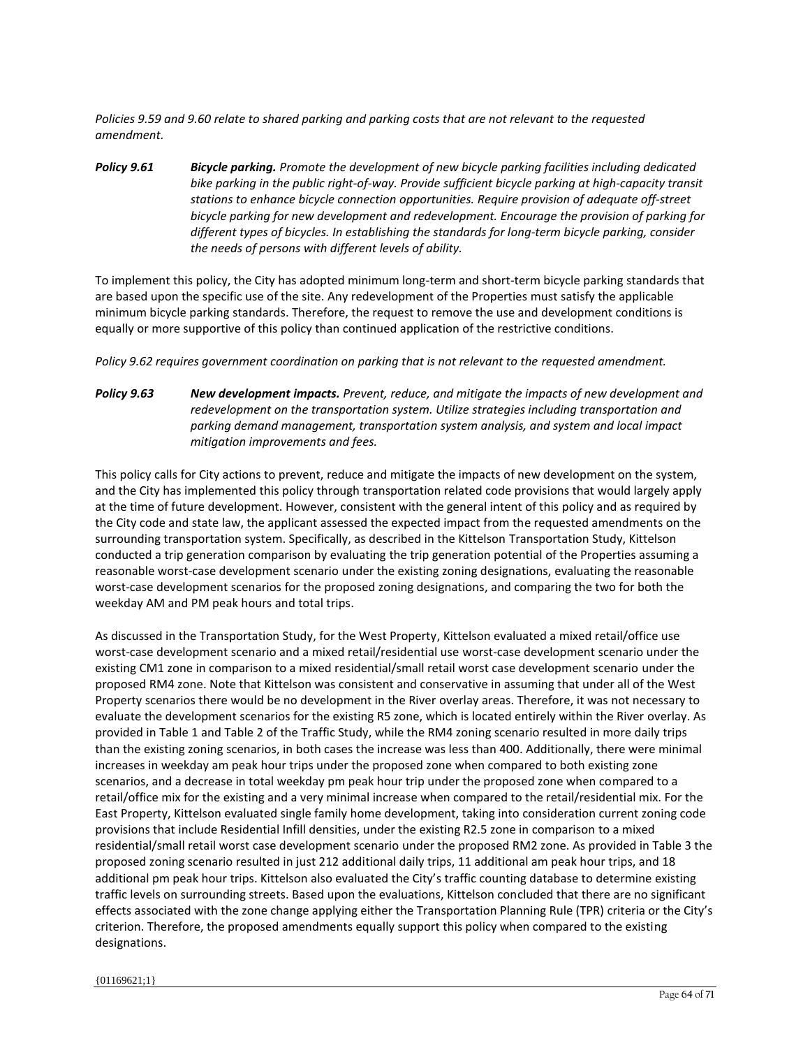*Policies 9.59 and 9.60 relate to shared parking and parking costs that are not relevant to the requested amendment.*

***Policy 9.61*** ***Bicycle parking.*** *Promote the development of new bicycle parking facilities including dedicated bike parking in the public right-of-way. Provide sufficient bicycle parking at high-capacity transit stations to enhance bicycle connection opportunities. Require provision of adequate off-street bicycle parking for new development and redevelopment. Encourage the provision of parking for different types of bicycles. In establishing the standards for long-term bicycle parking, consider the needs of persons with different levels of ability.*

To implement this policy, the City has adopted minimum long-term and short-term bicycle parking standards that are based upon the specific use of the site. Any redevelopment of the Properties must satisfy the applicable minimum bicycle parking standards. Therefore, the request to remove the use and development conditions is equally or more supportive of this policy than continued application of the restrictive conditions.

*Policy 9.62 requires government coordination on parking that is not relevant to the requested amendment.*

***Policy 9.63*** ***New development impacts.*** *Prevent, reduce, and mitigate the impacts of new development and redevelopment on the transportation system. Utilize strategies including transportation and parking demand management, transportation system analysis, and system and local impact mitigation improvements and fees.*

This policy calls for City actions to prevent, reduce and mitigate the impacts of new development on the system, and the City has implemented this policy through transportation related code provisions that would largely apply at the time of future development. However, consistent with the general intent of this policy and as required by the City code and state law, the applicant assessed the expected impact from the requested amendments on the surrounding transportation system. Specifically, as described in the Kittelson Transportation Study, Kittelson conducted a trip generation comparison by evaluating the trip generation potential of the Properties assuming a reasonable worst-case development scenario under the existing zoning designations, evaluating the reasonable worst-case development scenarios for the proposed zoning designations, and comparing the two for both the weekday AM and PM peak hours and total trips.

As discussed in the Transportation Study, for the West Property, Kittelson evaluated a mixed retail/office use worst-case development scenario and a mixed retail/residential use worst-case development scenario under the existing CM1 zone in comparison to a mixed residential/small retail worst case development scenario under the proposed RM4 zone. Note that Kittelson was consistent and conservative in assuming that under all of the West Property scenarios there would be no development in the River overlay areas. Therefore, it was not necessary to evaluate the development scenarios for the existing R5 zone, which is located entirely within the River overlay. As provided in Table 1 and Table 2 of the Traffic Study, while the RM4 zoning scenario resulted in more daily trips than the existing zoning scenarios, in both cases the increase was less than 400. Additionally, there were minimal increases in weekday am peak hour trips under the proposed zone when compared to both existing zone scenarios, and a decrease in total weekday pm peak hour trip under the proposed zone when compared to a retail/office mix for the existing and a very minimal increase when compared to the retail/residential mix. For the East Property, Kittelson evaluated single family home development, taking into consideration current zoning code provisions that include Residential Infill densities, under the existing R2.5 zone in comparison to a mixed residential/small retail worst case development scenario under the proposed RM2 zone. As provided in Table 3 the proposed zoning scenario resulted in just 212 additional daily trips, 11 additional am peak hour trips, and 18 additional pm peak hour trips. Kittelson also evaluated the City's traffic counting database to determine existing traffic levels on surrounding streets. Based upon the evaluations, Kittelson concluded that there are no significant effects associated with the zone change applying either the Transportation Planning Rule (TPR) criteria or the City's criterion. Therefore, the proposed amendments equally support this policy when compared to the existing designations.

{01169621;1}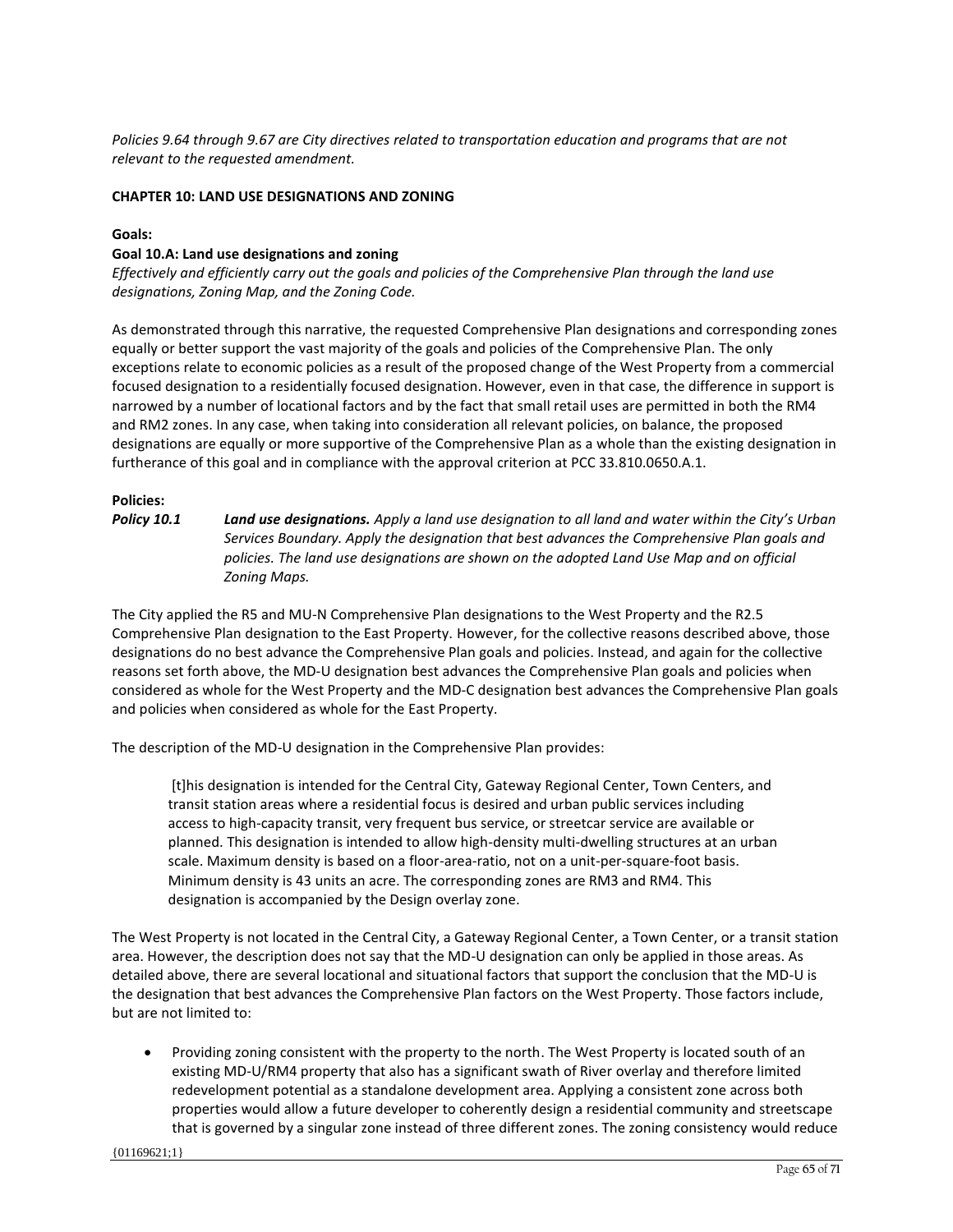*Policies 9.64 through 9.67 are City directives related to transportation education and programs that are not relevant to the requested amendment.*

**CHAPTER 10: LAND USE DESIGNATIONS AND ZONING**

**Goals:**

**Goal 10.A: Land use designations and zoning**

*Effectively and efficiently carry out the goals and policies of the Comprehensive Plan through the land use designations, Zoning Map, and the Zoning Code.*

As demonstrated through this narrative, the requested Comprehensive Plan designations and corresponding zones equally or better support the vast majority of the goals and policies of the Comprehensive Plan. The only exceptions relate to economic policies as a result of the proposed change of the West Property from a commercial focused designation to a residentially focused designation. However, even in that case, the difference in support is narrowed by a number of locational factors and by the fact that small retail uses are permitted in both the RM4 and RM2 zones. In any case, when taking into consideration all relevant policies, on balance, the proposed designations are equally or more supportive of the Comprehensive Plan as a whole than the existing designation in furtherance of this goal and in compliance with the approval criterion at PCC 33.810.0650.A.1.

**Policies:**

***Policy 10.1*** ***Land use designations.*** *Apply a land use designation to all land and water within the City's Urban Services Boundary. Apply the designation that best advances the Comprehensive Plan goals and policies. The land use designations are shown on the adopted Land Use Map and on official Zoning Maps.*

The City applied the R5 and MU-N Comprehensive Plan designations to the West Property and the R2.5 Comprehensive Plan designation to the East Property. However, for the collective reasons described above, those designations do no best advance the Comprehensive Plan goals and policies. Instead, and again for the collective reasons set forth above, the MD-U designation best advances the Comprehensive Plan goals and policies when considered as whole for the West Property and the MD-C designation best advances the Comprehensive Plan goals and policies when considered as whole for the East Property.

The description of the MD-U designation in the Comprehensive Plan provides:

> [t]his designation is intended for the Central City, Gateway Regional Center, Town Centers, and transit station areas where a residential focus is desired and urban public services including access to high-capacity transit, very frequent bus service, or streetcar service are available or planned. This designation is intended to allow high-density multi-dwelling structures at an urban scale. Maximum density is based on a floor-area-ratio, not on a unit-per-square-foot basis. Minimum density is 43 units an acre. The corresponding zones are RM3 and RM4. This designation is accompanied by the Design overlay zone.

The West Property is not located in the Central City, a Gateway Regional Center, a Town Center, or a transit station area. However, the description does not say that the MD-U designation can only be applied in those areas. As detailed above, there are several locational and situational factors that support the conclusion that the MD-U is the designation that best advances the Comprehensive Plan factors on the West Property. Those factors include, but are not limited to:

- Providing zoning consistent with the property to the north. The West Property is located south of an existing MD-U/RM4 property that also has a significant swath of River overlay and therefore limited redevelopment potential as a standalone development area. Applying a consistent zone across both properties would allow a future developer to coherently design a residential community and streetscape that is governed by a singular zone instead of three different zones. The zoning consistency would reduce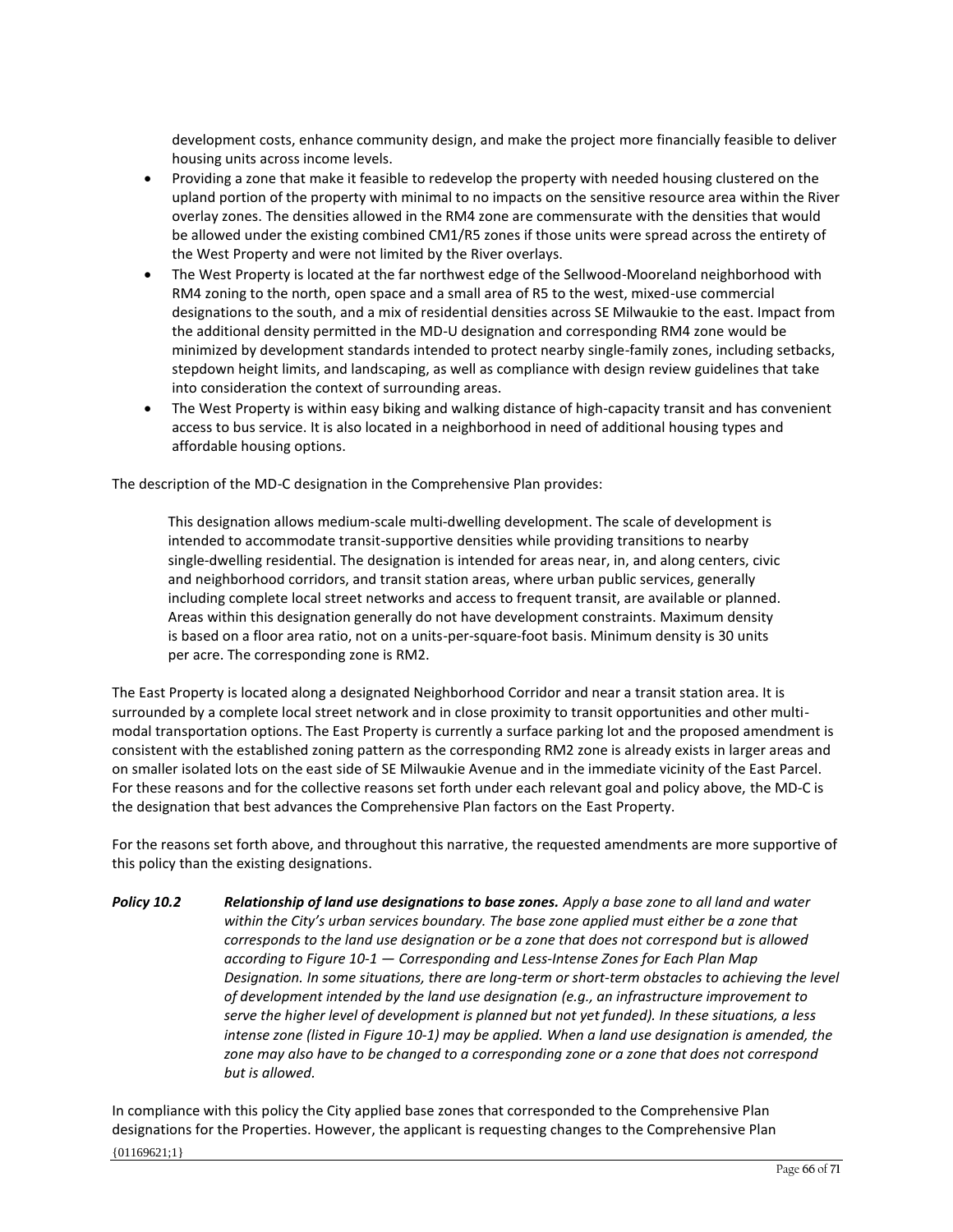development costs, enhance community design, and make the project more financially feasible to deliver housing units across income levels.

- Providing a zone that make it feasible to redevelop the property with needed housing clustered on the upland portion of the property with minimal to no impacts on the sensitive resource area within the River overlay zones. The densities allowed in the RM4 zone are commensurate with the densities that would be allowed under the existing combined CM1/R5 zones if those units were spread across the entirety of the West Property and were not limited by the River overlays.
- The West Property is located at the far northwest edge of the Sellwood-Mooreland neighborhood with RM4 zoning to the north, open space and a small area of R5 to the west, mixed-use commercial designations to the south, and a mix of residential densities across SE Milwaukie to the east. Impact from the additional density permitted in the MD-U designation and corresponding RM4 zone would be minimized by development standards intended to protect nearby single-family zones, including setbacks, stepdown height limits, and landscaping, as well as compliance with design review guidelines that take into consideration the context of surrounding areas.
- The West Property is within easy biking and walking distance of high-capacity transit and has convenient access to bus service. It is also located in a neighborhood in need of additional housing types and affordable housing options.

The description of the MD-C designation in the Comprehensive Plan provides:

> This designation allows medium-scale multi-dwelling development. The scale of development is intended to accommodate transit-supportive densities while providing transitions to nearby single-dwelling residential. The designation is intended for areas near, in, and along centers, civic and neighborhood corridors, and transit station areas, where urban public services, generally including complete local street networks and access to frequent transit, are available or planned. Areas within this designation generally do not have development constraints. Maximum density is based on a floor area ratio, not on a units-per-square-foot basis. Minimum density is 30 units per acre. The corresponding zone is RM2.

The East Property is located along a designated Neighborhood Corridor and near a transit station area. It is surrounded by a complete local street network and in close proximity to transit opportunities and other multi-modal transportation options. The East Property is currently a surface parking lot and the proposed amendment is consistent with the established zoning pattern as the corresponding RM2 zone is already exists in larger areas and on smaller isolated lots on the east side of SE Milwaukie Avenue and in the immediate vicinity of the East Parcel. For these reasons and for the collective reasons set forth under each relevant goal and policy above, the MD-C is the designation that best advances the Comprehensive Plan factors on the East Property.

For the reasons set forth above, and throughout this narrative, the requested amendments are more supportive of this policy than the existing designations.

***Policy 10.2*** ***Relationship of land use designations to base zones.*** *Apply a base zone to all land and water within the City's urban services boundary. The base zone applied must either be a zone that corresponds to the land use designation or be a zone that does not correspond but is allowed according to Figure 10-1 — Corresponding and Less-Intense Zones for Each Plan Map Designation. In some situations, there are long-term or short-term obstacles to achieving the level of development intended by the land use designation (e.g., an infrastructure improvement to serve the higher level of development is planned but not yet funded). In these situations, a less intense zone (listed in Figure 10-1) may be applied. When a land use designation is amended, the zone may also have to be changed to a corresponding zone or a zone that does not correspond but is allowed.*

In compliance with this policy the City applied base zones that corresponded to the Comprehensive Plan designations for the Properties. However, the applicant is requesting changes to the Comprehensive Plan

{01169621;1}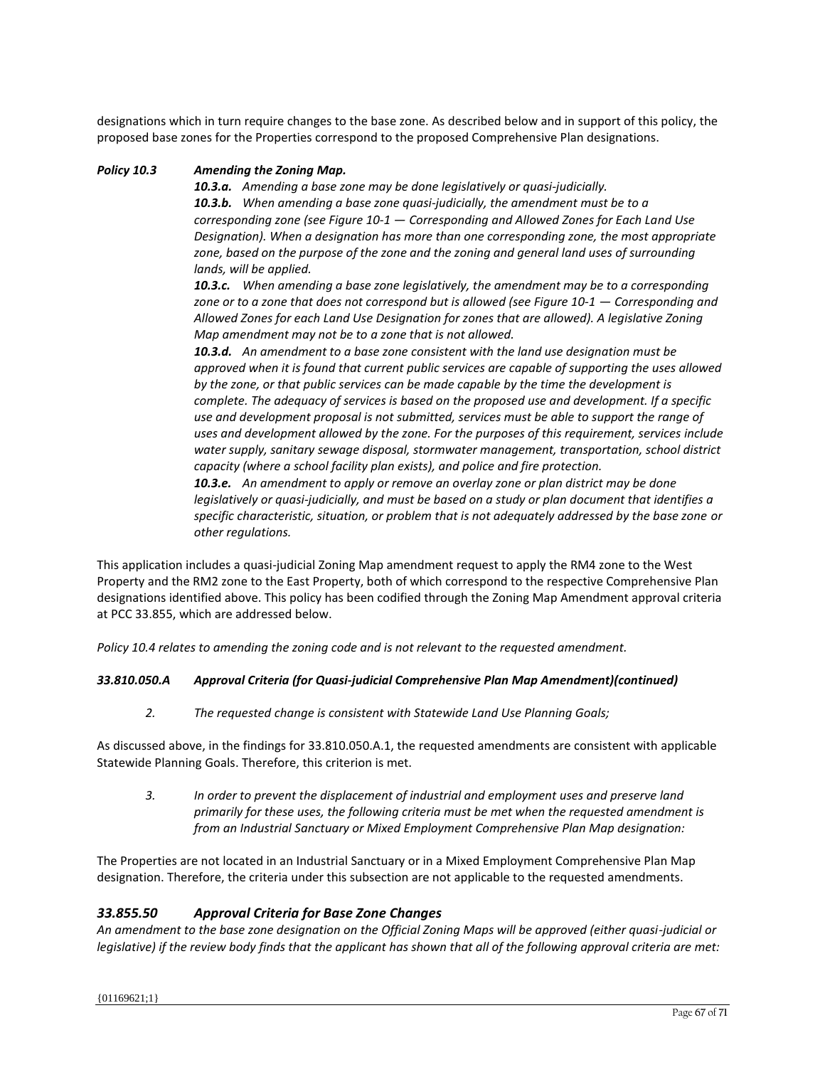designations which in turn require changes to the base zone. As described below and in support of this policy, the proposed base zones for the Properties correspond to the proposed Comprehensive Plan designations.

***Policy 10.3 Amending the Zoning Map.***

*__10.3.a.__ Amending a base zone may be done legislatively or quasi-judicially.*

*__10.3.b.__ When amending a base zone quasi-judicially, the amendment must be to a corresponding zone (see Figure 10-1 — Corresponding and Allowed Zones for Each Land Use Designation). When a designation has more than one corresponding zone, the most appropriate zone, based on the purpose of the zone and the zoning and general land uses of surrounding lands, will be applied.*

*__10.3.c.__ When amending a base zone legislatively, the amendment may be to a corresponding zone or to a zone that does not correspond but is allowed (see Figure 10-1 — Corresponding and Allowed Zones for each Land Use Designation for zones that are allowed). A legislative Zoning Map amendment may not be to a zone that is not allowed.*

*__10.3.d.__ An amendment to a base zone consistent with the land use designation must be approved when it is found that current public services are capable of supporting the uses allowed by the zone, or that public services can be made capable by the time the development is complete. The adequacy of services is based on the proposed use and development. If a specific use and development proposal is not submitted, services must be able to support the range of uses and development allowed by the zone. For the purposes of this requirement, services include water supply, sanitary sewage disposal, stormwater management, transportation, school district capacity (where a school facility plan exists), and police and fire protection.*

*__10.3.e.__ An amendment to apply or remove an overlay zone or plan district may be done legislatively or quasi-judicially, and must be based on a study or plan document that identifies a specific characteristic, situation, or problem that is not adequately addressed by the base zone or other regulations.*

This application includes a quasi-judicial Zoning Map amendment request to apply the RM4 zone to the West Property and the RM2 zone to the East Property, both of which correspond to the respective Comprehensive Plan designations identified above. This policy has been codified through the Zoning Map Amendment approval criteria at PCC 33.855, which are addressed below.

*Policy 10.4 relates to amending the zoning code and is not relevant to the requested amendment.*

***33.810.050.A Approval Criteria (for Quasi-judicial Comprehensive Plan Map Amendment)(continued)***

*2. The requested change is consistent with Statewide Land Use Planning Goals;*

As discussed above, in the findings for 33.810.050.A.1, the requested amendments are consistent with applicable Statewide Planning Goals. Therefore, this criterion is met.

*3. In order to prevent the displacement of industrial and employment uses and preserve land primarily for these uses, the following criteria must be met when the requested amendment is from an Industrial Sanctuary or Mixed Employment Comprehensive Plan Map designation:*

The Properties are not located in an Industrial Sanctuary or in a Mixed Employment Comprehensive Plan Map designation. Therefore, the criteria under this subsection are not applicable to the requested amendments.

### *33.855.50 Approval Criteria for Base Zone Changes*

*An amendment to the base zone designation on the Official Zoning Maps will be approved (either quasi-judicial or legislative) if the review body finds that the applicant has shown that all of the following approval criteria are met:*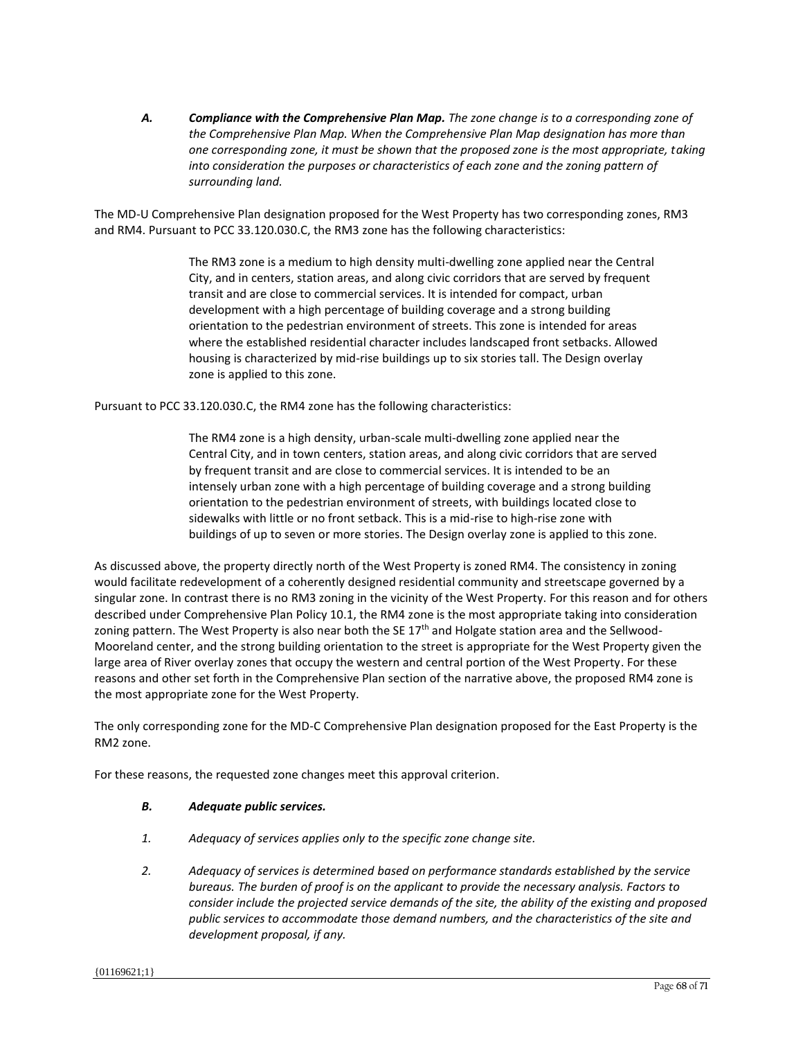***A. Compliance with the Comprehensive Plan Map.*** *The zone change is to a corresponding zone of the Comprehensive Plan Map. When the Comprehensive Plan Map designation has more than one corresponding zone, it must be shown that the proposed zone is the most appropriate, taking into consideration the purposes or characteristics of each zone and the zoning pattern of surrounding land.*

The MD-U Comprehensive Plan designation proposed for the West Property has two corresponding zones, RM3 and RM4. Pursuant to PCC 33.120.030.C, the RM3 zone has the following characteristics:

> The RM3 zone is a medium to high density multi-dwelling zone applied near the Central City, and in centers, station areas, and along civic corridors that are served by frequent transit and are close to commercial services. It is intended for compact, urban development with a high percentage of building coverage and a strong building orientation to the pedestrian environment of streets. This zone is intended for areas where the established residential character includes landscaped front setbacks. Allowed housing is characterized by mid-rise buildings up to six stories tall. The Design overlay zone is applied to this zone.

Pursuant to PCC 33.120.030.C, the RM4 zone has the following characteristics:

> The RM4 zone is a high density, urban-scale multi-dwelling zone applied near the Central City, and in town centers, station areas, and along civic corridors that are served by frequent transit and are close to commercial services. It is intended to be an intensely urban zone with a high percentage of building coverage and a strong building orientation to the pedestrian environment of streets, with buildings located close to sidewalks with little or no front setback. This is a mid-rise to high-rise zone with buildings of up to seven or more stories. The Design overlay zone is applied to this zone.

As discussed above, the property directly north of the West Property is zoned RM4. The consistency in zoning would facilitate redevelopment of a coherently designed residential community and streetscape governed by a singular zone. In contrast there is no RM3 zoning in the vicinity of the West Property. For this reason and for others described under Comprehensive Plan Policy 10.1, the RM4 zone is the most appropriate taking into consideration zoning pattern. The West Property is also near both the SE 17th and Holgate station area and the Sellwood-Mooreland center, and the strong building orientation to the street is appropriate for the West Property given the large area of River overlay zones that occupy the western and central portion of the West Property. For these reasons and other set forth in the Comprehensive Plan section of the narrative above, the proposed RM4 zone is the most appropriate zone for the West Property.

The only corresponding zone for the MD-C Comprehensive Plan designation proposed for the East Property is the RM2 zone.

For these reasons, the requested zone changes meet this approval criterion.

***B. Adequate public services.***

*1. Adequacy of services applies only to the specific zone change site.*

*2. Adequacy of services is determined based on performance standards established by the service bureaus. The burden of proof is on the applicant to provide the necessary analysis. Factors to consider include the projected service demands of the site, the ability of the existing and proposed public services to accommodate those demand numbers, and the characteristics of the site and development proposal, if any.*

{01169621;1}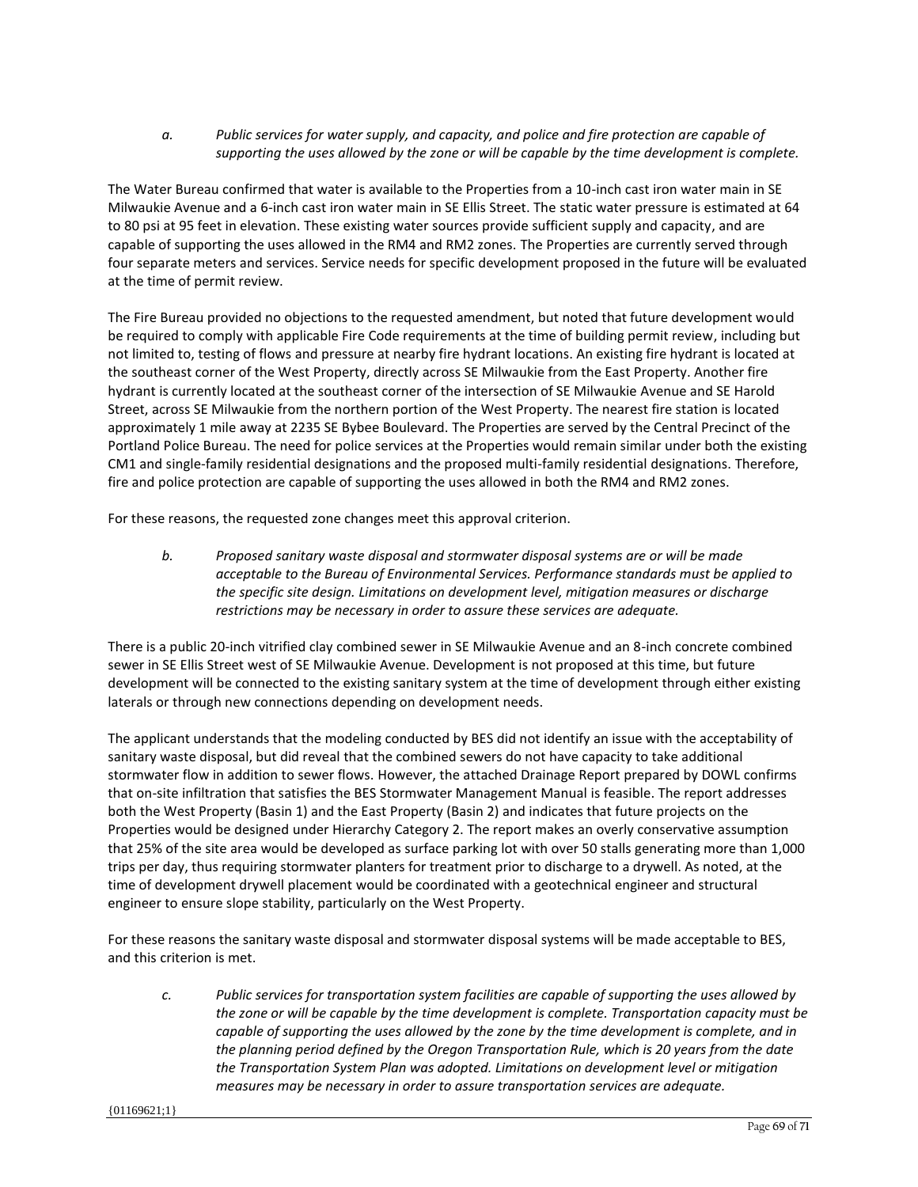*a. Public services for water supply, and capacity, and police and fire protection are capable of supporting the uses allowed by the zone or will be capable by the time development is complete.*

The Water Bureau confirmed that water is available to the Properties from a 10-inch cast iron water main in SE Milwaukie Avenue and a 6-inch cast iron water main in SE Ellis Street. The static water pressure is estimated at 64 to 80 psi at 95 feet in elevation. These existing water sources provide sufficient supply and capacity, and are capable of supporting the uses allowed in the RM4 and RM2 zones. The Properties are currently served through four separate meters and services. Service needs for specific development proposed in the future will be evaluated at the time of permit review.

The Fire Bureau provided no objections to the requested amendment, but noted that future development would be required to comply with applicable Fire Code requirements at the time of building permit review, including but not limited to, testing of flows and pressure at nearby fire hydrant locations. An existing fire hydrant is located at the southeast corner of the West Property, directly across SE Milwaukie from the East Property. Another fire hydrant is currently located at the southeast corner of the intersection of SE Milwaukie Avenue and SE Harold Street, across SE Milwaukie from the northern portion of the West Property. The nearest fire station is located approximately 1 mile away at 2235 SE Bybee Boulevard. The Properties are served by the Central Precinct of the Portland Police Bureau. The need for police services at the Properties would remain similar under both the existing CM1 and single-family residential designations and the proposed multi-family residential designations. Therefore, fire and police protection are capable of supporting the uses allowed in both the RM4 and RM2 zones.

For these reasons, the requested zone changes meet this approval criterion.

*b. Proposed sanitary waste disposal and stormwater disposal systems are or will be made acceptable to the Bureau of Environmental Services. Performance standards must be applied to the specific site design. Limitations on development level, mitigation measures or discharge restrictions may be necessary in order to assure these services are adequate.*

There is a public 20-inch vitrified clay combined sewer in SE Milwaukie Avenue and an 8-inch concrete combined sewer in SE Ellis Street west of SE Milwaukie Avenue. Development is not proposed at this time, but future development will be connected to the existing sanitary system at the time of development through either existing laterals or through new connections depending on development needs.

The applicant understands that the modeling conducted by BES did not identify an issue with the acceptability of sanitary waste disposal, but did reveal that the combined sewers do not have capacity to take additional stormwater flow in addition to sewer flows. However, the attached Drainage Report prepared by DOWL confirms that on-site infiltration that satisfies the BES Stormwater Management Manual is feasible. The report addresses both the West Property (Basin 1) and the East Property (Basin 2) and indicates that future projects on the Properties would be designed under Hierarchy Category 2. The report makes an overly conservative assumption that 25% of the site area would be developed as surface parking lot with over 50 stalls generating more than 1,000 trips per day, thus requiring stormwater planters for treatment prior to discharge to a drywell. As noted, at the time of development drywell placement would be coordinated with a geotechnical engineer and structural engineer to ensure slope stability, particularly on the West Property.

For these reasons the sanitary waste disposal and stormwater disposal systems will be made acceptable to BES, and this criterion is met.

*c. Public services for transportation system facilities are capable of supporting the uses allowed by the zone or will be capable by the time development is complete. Transportation capacity must be capable of supporting the uses allowed by the zone by the time development is complete, and in the planning period defined by the Oregon Transportation Rule, which is 20 years from the date the Transportation System Plan was adopted. Limitations on development level or mitigation measures may be necessary in order to assure transportation services are adequate.*

{01169621;1}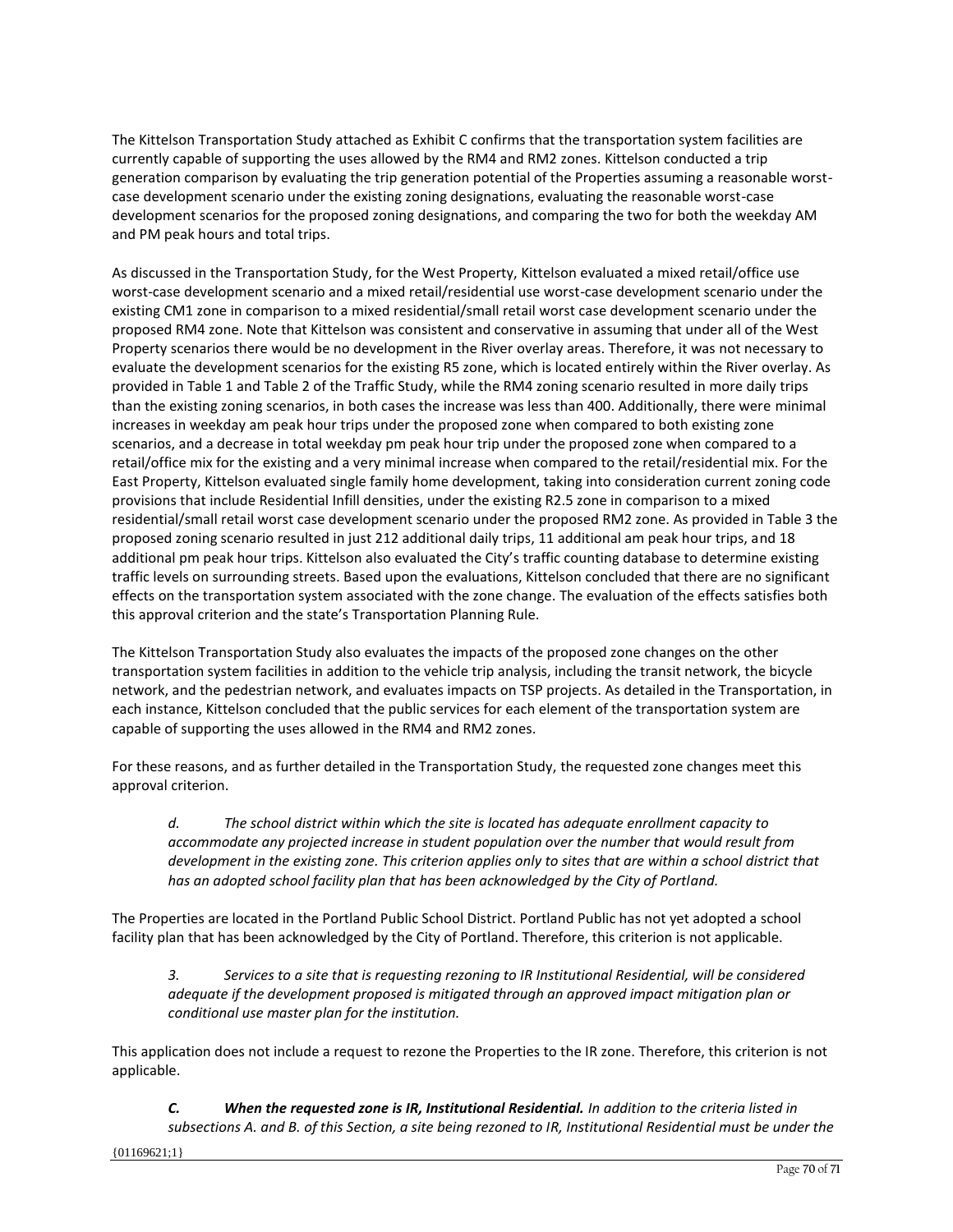The Kittelson Transportation Study attached as Exhibit C confirms that the transportation system facilities are currently capable of supporting the uses allowed by the RM4 and RM2 zones. Kittelson conducted a trip generation comparison by evaluating the trip generation potential of the Properties assuming a reasonable worst-case development scenario under the existing zoning designations, evaluating the reasonable worst-case development scenarios for the proposed zoning designations, and comparing the two for both the weekday AM and PM peak hours and total trips.

As discussed in the Transportation Study, for the West Property, Kittelson evaluated a mixed retail/office use worst-case development scenario and a mixed retail/residential use worst-case development scenario under the existing CM1 zone in comparison to a mixed residential/small retail worst case development scenario under the proposed RM4 zone. Note that Kittelson was consistent and conservative in assuming that under all of the West Property scenarios there would be no development in the River overlay areas. Therefore, it was not necessary to evaluate the development scenarios for the existing R5 zone, which is located entirely within the River overlay. As provided in Table 1 and Table 2 of the Traffic Study, while the RM4 zoning scenario resulted in more daily trips than the existing zoning scenarios, in both cases the increase was less than 400. Additionally, there were minimal increases in weekday am peak hour trips under the proposed zone when compared to both existing zone scenarios, and a decrease in total weekday pm peak hour trip under the proposed zone when compared to a retail/office mix for the existing and a very minimal increase when compared to the retail/residential mix. For the East Property, Kittelson evaluated single family home development, taking into consideration current zoning code provisions that include Residential Infill densities, under the existing R2.5 zone in comparison to a mixed residential/small retail worst case development scenario under the proposed RM2 zone. As provided in Table 3 the proposed zoning scenario resulted in just 212 additional daily trips, 11 additional am peak hour trips, and 18 additional pm peak hour trips. Kittelson also evaluated the City's traffic counting database to determine existing traffic levels on surrounding streets. Based upon the evaluations, Kittelson concluded that there are no significant effects on the transportation system associated with the zone change. The evaluation of the effects satisfies both this approval criterion and the state's Transportation Planning Rule.

The Kittelson Transportation Study also evaluates the impacts of the proposed zone changes on the other transportation system facilities in addition to the vehicle trip analysis, including the transit network, the bicycle network, and the pedestrian network, and evaluates impacts on TSP projects. As detailed in the Transportation, in each instance, Kittelson concluded that the public services for each element of the transportation system are capable of supporting the uses allowed in the RM4 and RM2 zones.

For these reasons, and as further detailed in the Transportation Study, the requested zone changes meet this approval criterion.

> *d. The school district within which the site is located has adequate enrollment capacity to accommodate any projected increase in student population over the number that would result from development in the existing zone. This criterion applies only to sites that are within a school district that has an adopted school facility plan that has been acknowledged by the City of Portland.*

The Properties are located in the Portland Public School District. Portland Public has not yet adopted a school facility plan that has been acknowledged by the City of Portland. Therefore, this criterion is not applicable.

> *3. Services to a site that is requesting rezoning to IR Institutional Residential, will be considered adequate if the development proposed is mitigated through an approved impact mitigation plan or conditional use master plan for the institution.*

This application does not include a request to rezone the Properties to the IR zone. Therefore, this criterion is not applicable.

> ***C. When the requested zone is IR, Institutional Residential.*** *In addition to the criteria listed in subsections A. and B. of this Section, a site being rezoned to IR, Institutional Residential must be under the*

{01169621;1}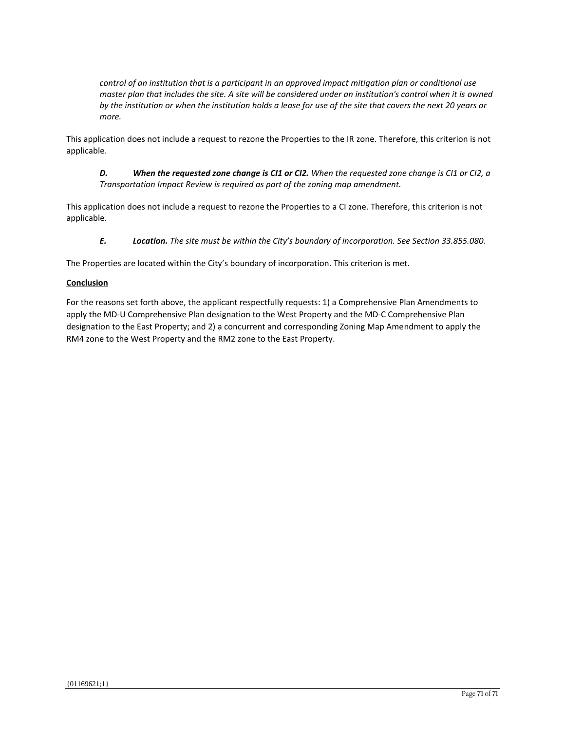*control of an institution that is a participant in an approved impact mitigation plan or conditional use master plan that includes the site. A site will be considered under an institution's control when it is owned by the institution or when the institution holds a lease for use of the site that covers the next 20 years or more.*

This application does not include a request to rezone the Properties to the IR zone. Therefore, this criterion is not applicable.

***D. When the requested zone change is CI1 or CI2.*** *When the requested zone change is CI1 or CI2, a Transportation Impact Review is required as part of the zoning map amendment.*

This application does not include a request to rezone the Properties to a CI zone. Therefore, this criterion is not applicable.

***E. Location.*** *The site must be within the City's boundary of incorporation. See Section 33.855.080.*

The Properties are located within the City's boundary of incorporation. This criterion is met.

**Conclusion**

For the reasons set forth above, the applicant respectfully requests: 1) a Comprehensive Plan Amendments to apply the MD-U Comprehensive Plan designation to the West Property and the MD-C Comprehensive Plan designation to the East Property; and 2) a concurrent and corresponding Zoning Map Amendment to apply the RM4 zone to the West Property and the RM2 zone to the East Property.

{01169621;1}